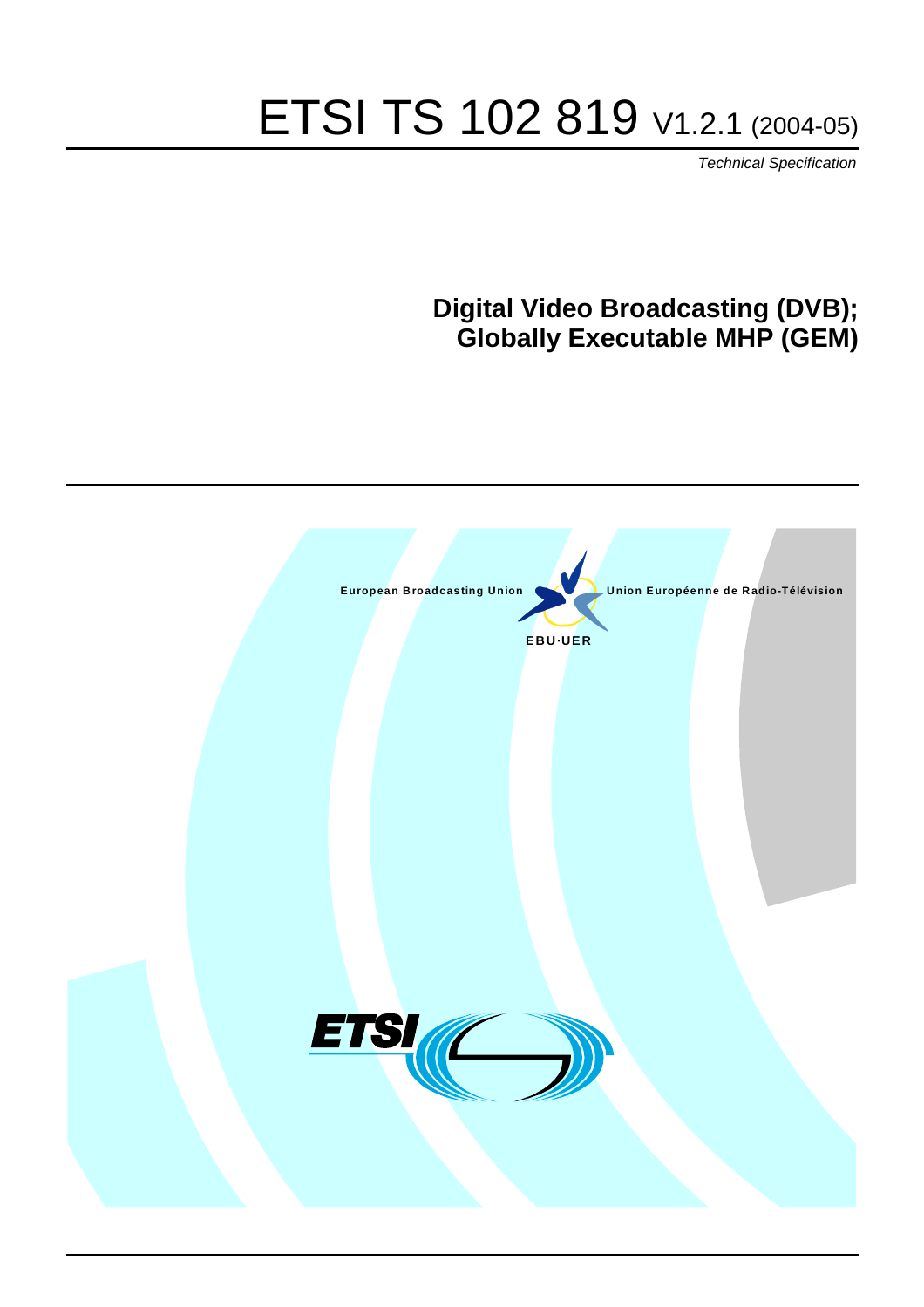# ETSI TS 102 819 V1.2.1 (2004-05)

*Technical Specification*

## Digital Video Broadcasting (DVB); Globally Executable MHP (GEM)

European Broadcasting Union

Union Européenne de Radio-Télévision

EBU·UER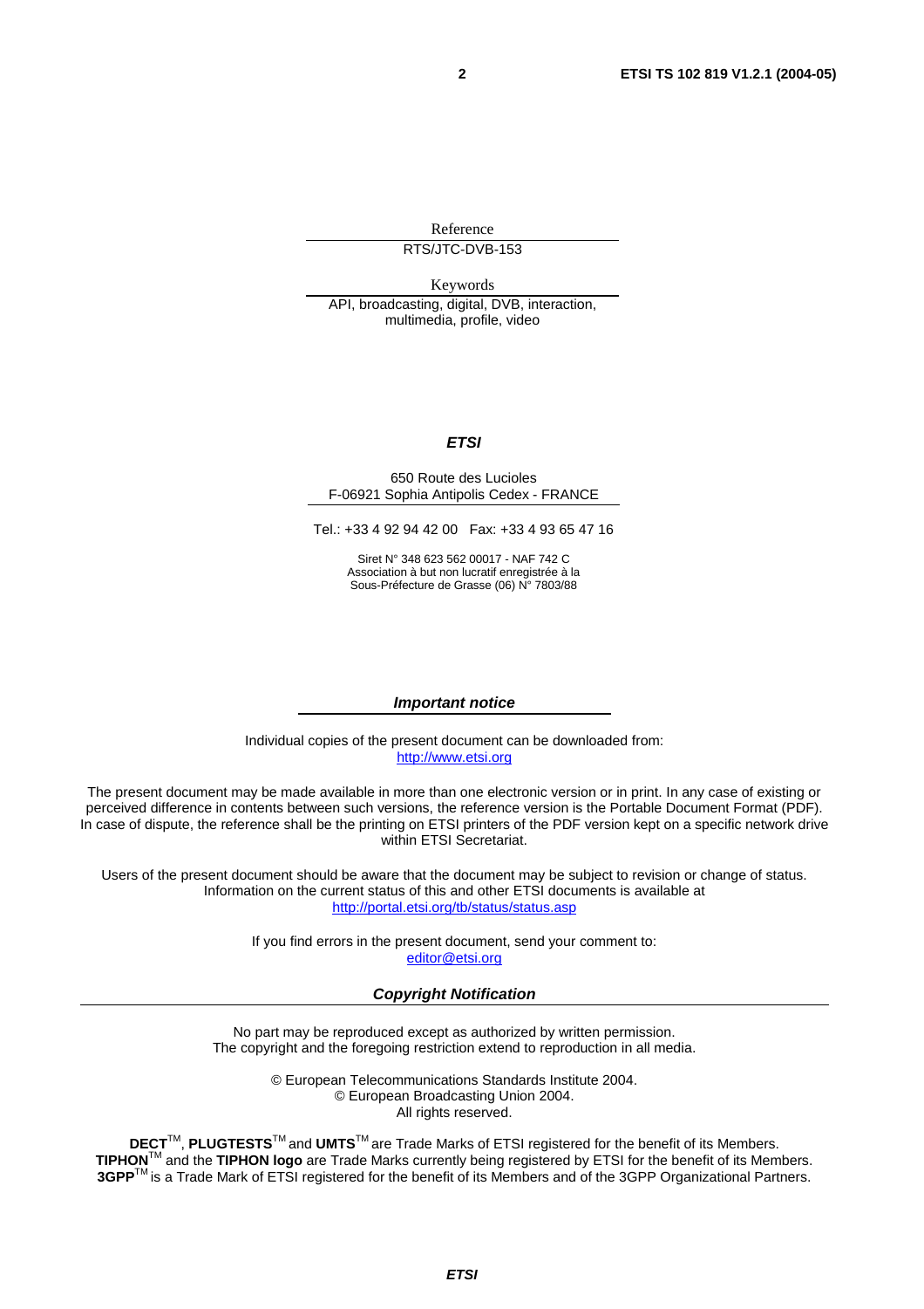Reference

RTS/JTC-DVB-153

Keywords

API, broadcasting, digital, DVB, interaction, multimedia, profile, video

***ETSI***

650 Route des Lucioles
F-06921 Sophia Antipolis Cedex - FRANCE

Tel.: +33 4 92 94 42 00 Fax: +33 4 93 65 47 16

Siret N° 348 623 562 00017 - NAF 742 C
Association à but non lucratif enregistrée à la
Sous-Préfecture de Grasse (06) N° 7803/88

***Important notice***

Individual copies of the present document can be downloaded from:
http://www.etsi.org

The present document may be made available in more than one electronic version or in print. In any case of existing or perceived difference in contents between such versions, the reference version is the Portable Document Format (PDF). In case of dispute, the reference shall be the printing on ETSI printers of the PDF version kept on a specific network drive within ETSI Secretariat.

Users of the present document should be aware that the document may be subject to revision or change of status. Information on the current status of this and other ETSI documents is available at
http://portal.etsi.org/tb/status/status.asp

If you find errors in the present document, send your comment to:
editor@etsi.org

***Copyright Notification***

No part may be reproduced except as authorized by written permission.
The copyright and the foregoing restriction extend to reproduction in all media.

© European Telecommunications Standards Institute 2004.
© European Broadcasting Union 2004.
All rights reserved.

**DECT**™, **PLUGTESTS**™ and **UMTS**™ are Trade Marks of ETSI registered for the benefit of its Members.
**TIPHON**™ and the **TIPHON logo** are Trade Marks currently being registered by ETSI for the benefit of its Members.
**3GPP**™ is a Trade Mark of ETSI registered for the benefit of its Members and of the 3GPP Organizational Partners.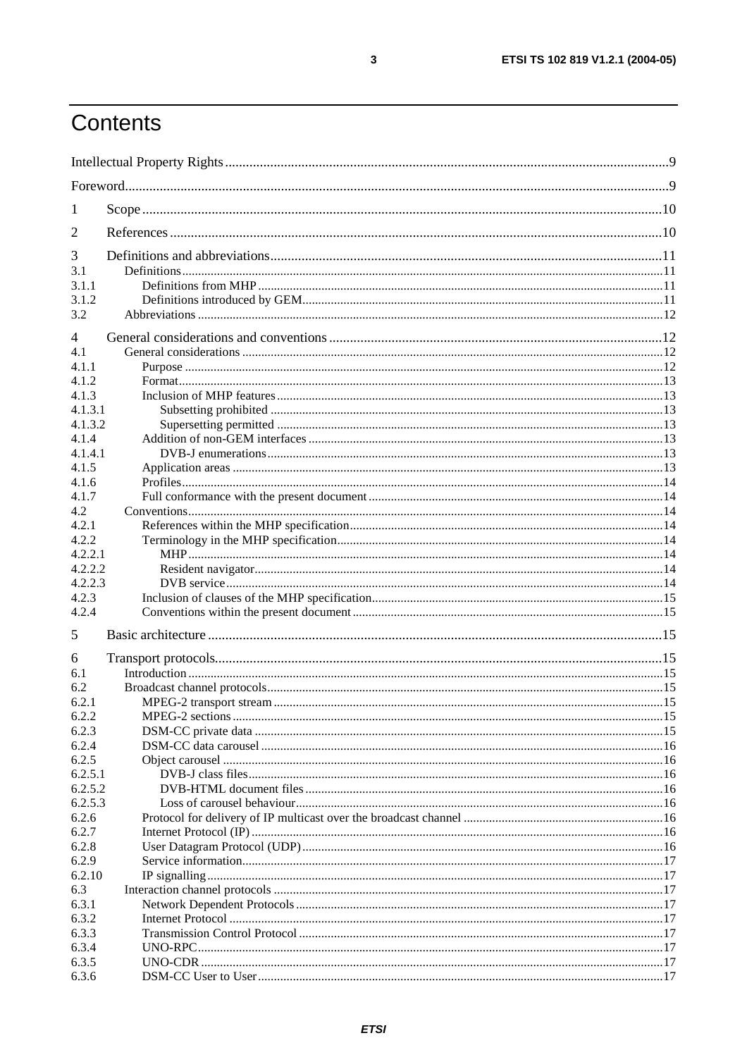# Contents

Intellectual Property Rights ......9

Foreword......9

1 Scope......10

2 References......10

3 Definitions and abbreviations......11

3.1 Definitions......11

3.1.1 Definitions from MHP......11

3.1.2 Definitions introduced by GEM......11

3.2 Abbreviations......12

4 General considerations and conventions......12

4.1 General considerations......12

4.1.1 Purpose......12

4.1.2 Format......13

4.1.3 Inclusion of MHP features......13

4.1.3.1 Subsetting prohibited......13

4.1.3.2 Supersetting permitted......13

4.1.4 Addition of non-GEM interfaces......13

4.1.4.1 DVB-J enumerations......13

4.1.5 Application areas......13

4.1.6 Profiles......14

4.1.7 Full conformance with the present document......14

4.2 Conventions......14

4.2.1 References within the MHP specification......14

4.2.2 Terminology in the MHP specification......14

4.2.2.1 MHP......14

4.2.2.2 Resident navigator......14

4.2.2.3 DVB service......14

4.2.3 Inclusion of clauses of the MHP specification......15

4.2.4 Conventions within the present document......15

5 Basic architecture......15

6 Transport protocols......15

6.1 Introduction......15

6.2 Broadcast channel protocols......15

6.2.1 MPEG-2 transport stream......15

6.2.2 MPEG-2 sections......15

6.2.3 DSM-CC private data......15

6.2.4 DSM-CC data carousel......16

6.2.5 Object carousel......16

6.2.5.1 DVB-J class files......16

6.2.5.2 DVB-HTML document files......16

6.2.5.3 Loss of carousel behaviour......16

6.2.6 Protocol for delivery of IP multicast over the broadcast channel......16

6.2.7 Internet Protocol (IP)......16

6.2.8 User Datagram Protocol (UDP)......16

6.2.9 Service information......17

6.2.10 IP signalling......17

6.3 Interaction channel protocols......17

6.3.1 Network Dependent Protocols......17

6.3.2 Internet Protocol......17

6.3.3 Transmission Control Protocol......17

6.3.4 UNO-RPC......17

6.3.5 UNO-CDR......17

6.3.6 DSM-CC User to User......17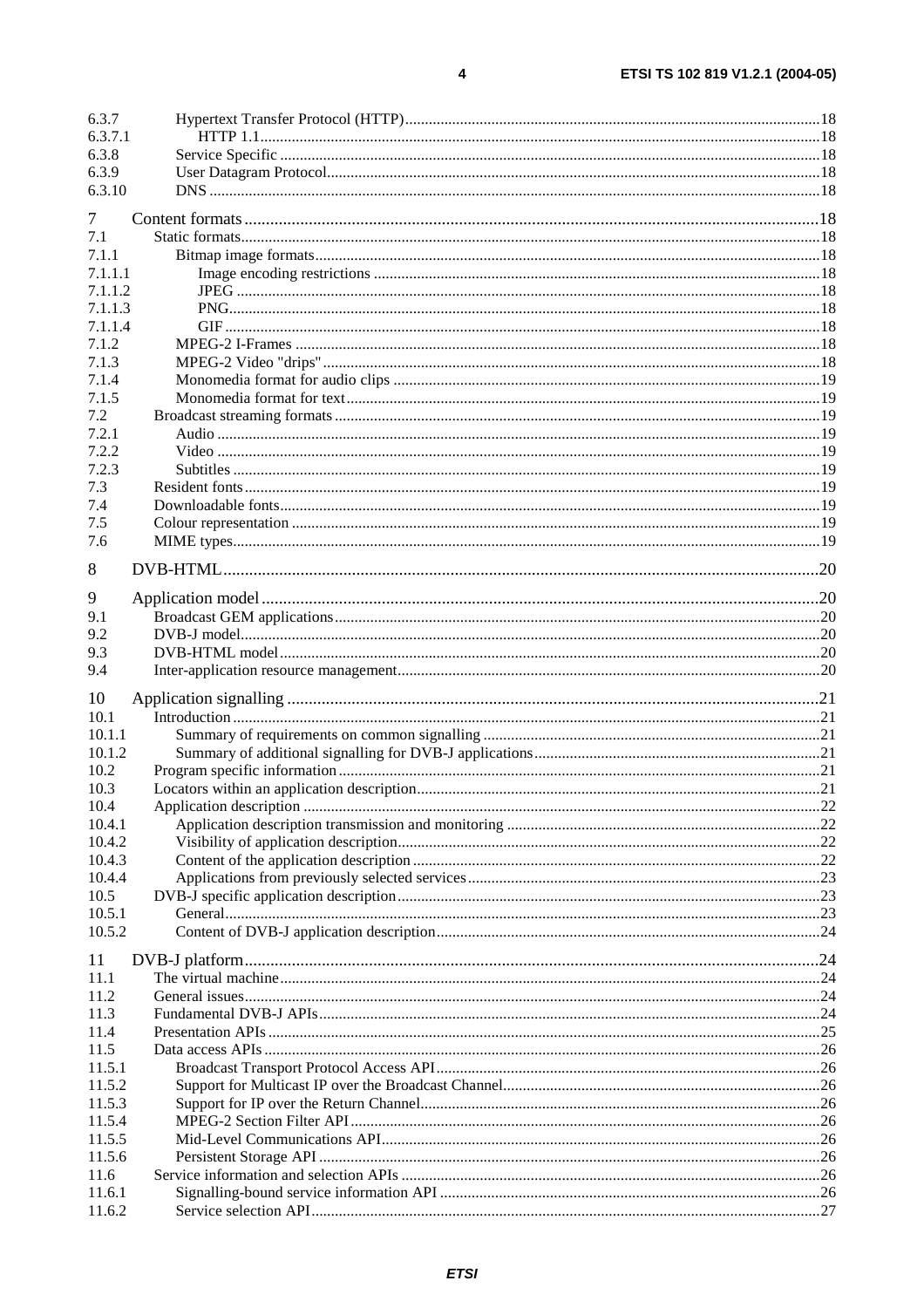6.3.7 Hypertext Transfer Protocol (HTTP) ... 18
6.3.7.1 HTTP 1.1 ... 18
6.3.8 Service Specific ... 18
6.3.9 User Datagram Protocol ... 18
6.3.10 DNS ... 18

7 Content formats ... 18
7.1 Static formats ... 18
7.1.1 Bitmap image formats ... 18
7.1.1.1 Image encoding restrictions ... 18
7.1.1.2 JPEG ... 18
7.1.1.3 PNG ... 18
7.1.1.4 GIF ... 18
7.1.2 MPEG-2 I-Frames ... 18
7.1.3 MPEG-2 Video "drips" ... 18
7.1.4 Monomedia format for audio clips ... 19
7.1.5 Monomedia format for text ... 19
7.2 Broadcast streaming formats ... 19
7.2.1 Audio ... 19
7.2.2 Video ... 19
7.2.3 Subtitles ... 19
7.3 Resident fonts ... 19
7.4 Downloadable fonts ... 19
7.5 Colour representation ... 19
7.6 MIME types ... 19

8 DVB-HTML ... 20

9 Application model ... 20
9.1 Broadcast GEM applications ... 20
9.2 DVB-J model ... 20
9.3 DVB-HTML model ... 20
9.4 Inter-application resource management ... 20

10 Application signalling ... 21
10.1 Introduction ... 21
10.1.1 Summary of requirements on common signalling ... 21
10.1.2 Summary of additional signalling for DVB-J applications ... 21
10.2 Program specific information ... 21
10.3 Locators within an application description ... 21
10.4 Application description ... 22
10.4.1 Application description transmission and monitoring ... 22
10.4.2 Visibility of application description ... 22
10.4.3 Content of the application description ... 22
10.4.4 Applications from previously selected services ... 23
10.5 DVB-J specific application description ... 23
10.5.1 General ... 23
10.5.2 Content of DVB-J application description ... 24

11 DVB-J platform ... 24
11.1 The virtual machine ... 24
11.2 General issues ... 24
11.3 Fundamental DVB-J APIs ... 24
11.4 Presentation APIs ... 25
11.5 Data access APIs ... 26
11.5.1 Broadcast Transport Protocol Access API ... 26
11.5.2 Support for Multicast IP over the Broadcast Channel ... 26
11.5.3 Support for IP over the Return Channel ... 26
11.5.4 MPEG-2 Section Filter API ... 26
11.5.5 Mid-Level Communications API ... 26
11.5.6 Persistent Storage API ... 26
11.6 Service information and selection APIs ... 26
11.6.1 Signalling-bound service information API ... 26
11.6.2 Service selection API ... 27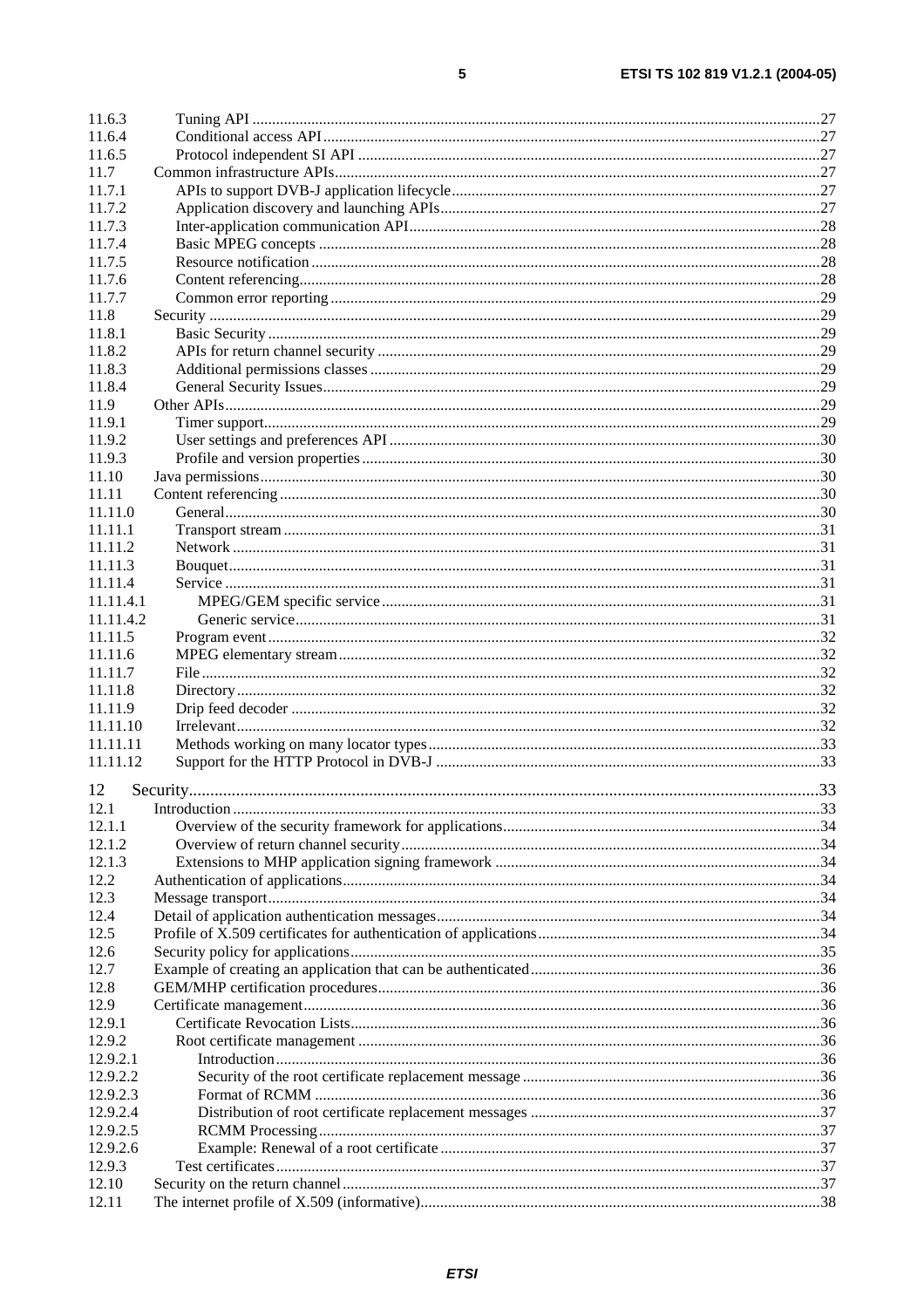11.6.3 Tuning API ....................................................................................................................................27
11.6.4 Conditional access API ..................................................................................................................27
11.6.5 Protocol independent SI API ........................................................................................................27
11.7 Common infrastructure APIs..............................................................................................................27
11.7.1 APIs to support DVB-J application lifecycle ................................................................................27
11.7.2 Application discovery and launching APIs....................................................................................27
11.7.3 Inter-application communication API...........................................................................................28
11.7.4 Basic MPEG concepts ..................................................................................................................28
11.7.5 Resource notification ....................................................................................................................28
11.7.6 Content referencing.......................................................................................................................28
11.7.7 Common error reporting ...............................................................................................................29
11.8 Security ..............................................................................................................................................29
11.8.1 Basic Security ...............................................................................................................................29
11.8.2 APIs for return channel security ...................................................................................................29
11.8.3 Additional permissions classes .....................................................................................................29
11.8.4 General Security Issues.................................................................................................................29
11.9 Other APIs..........................................................................................................................................29
11.9.1 Timer support................................................................................................................................29
11.9.2 User settings and preferences API ................................................................................................30
11.9.3 Profile and version properties .......................................................................................................30
11.10 Java permissions.................................................................................................................................30
11.11 Content referencing ............................................................................................................................30
11.11.0 General..........................................................................................................................................30
11.11.1 Transport stream ...........................................................................................................................31
11.11.2 Network ........................................................................................................................................31
11.11.3 Bouquet.........................................................................................................................................31
11.11.4 Service ..........................................................................................................................................31
11.11.4.1 MPEG/GEM specific service ..................................................................................................31
11.11.4.2 Generic service.........................................................................................................................31
11.11.5 Program event ...............................................................................................................................32
11.11.6 MPEG elementary stream .............................................................................................................32
11.11.7 File ................................................................................................................................................32
11.11.8 Directory.......................................................................................................................................32
11.11.9 Drip feed decoder .........................................................................................................................32
11.11.10 Irrelevant.......................................................................................................................................32
11.11.11 Methods working on many locator types ......................................................................................33
11.11.12 Support for the HTTP Protocol in DVB-J ....................................................................................33

12 Security......................................................................................................................................................33
12.1 Introduction ........................................................................................................................................33
12.1.1 Overview of the security framework for applications...................................................................34
12.1.2 Overview of return channel security .............................................................................................34
12.1.3 Extensions to MHP application signing framework .....................................................................34
12.2 Authentication of applications............................................................................................................34
12.3 Message transport...............................................................................................................................34
12.4 Detail of application authentication messages....................................................................................34
12.5 Profile of X.509 certificates for authentication of applications...........................................................34
12.6 Security policy for applications..........................................................................................................35
12.7 Example of creating an application that can be authenticated............................................................36
12.8 GEM/MHP certification procedures...................................................................................................36
12.9 Certificate management......................................................................................................................36
12.9.1 Certificate Revocation Lists..........................................................................................................36
12.9.2 Root certificate management ........................................................................................................36
12.9.2.1 Introduction..............................................................................................................................36
12.9.2.2 Security of the root certificate replacement message ..............................................................36
12.9.2.3 Format of RCMM ...................................................................................................................36
12.9.2.4 Distribution of root certificate replacement messages ............................................................37
12.9.2.5 RCMM Processing..................................................................................................................37
12.9.2.6 Example: Renewal of a root certificate ...................................................................................37
12.9.3 Test certificates..............................................................................................................................37
12.10 Security on the return channel............................................................................................................37
12.11 The internet profile of X.509 (informative)........................................................................................38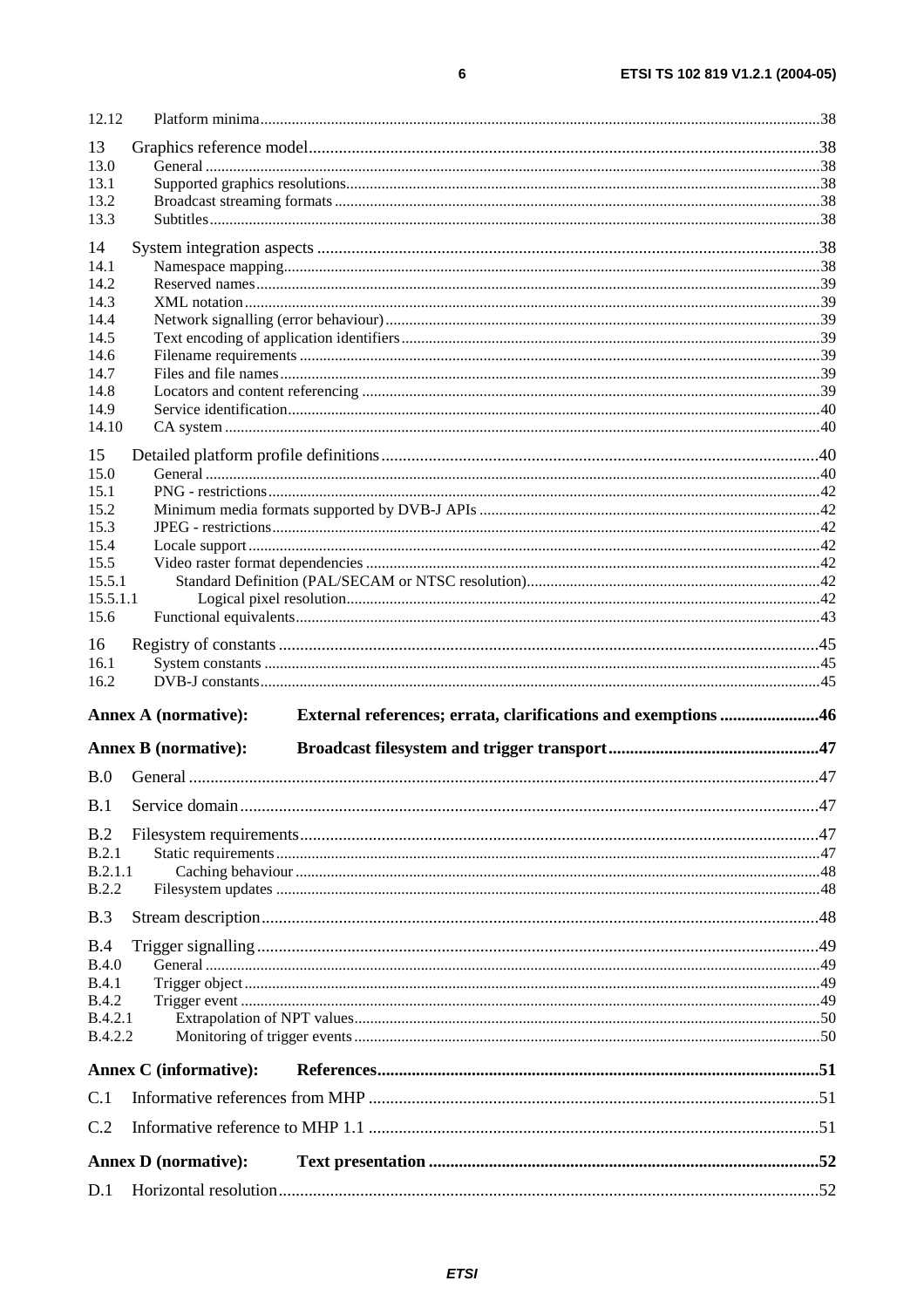12.12 Platform minima ..... 38

13 Graphics reference model ..... 38
13.0 General ..... 38
13.1 Supported graphics resolutions ..... 38
13.2 Broadcast streaming formats ..... 38
13.3 Subtitles ..... 38

14 System integration aspects ..... 38
14.1 Namespace mapping ..... 38
14.2 Reserved names ..... 39
14.3 XML notation ..... 39
14.4 Network signalling (error behaviour) ..... 39
14.5 Text encoding of application identifiers ..... 39
14.6 Filename requirements ..... 39
14.7 Files and file names ..... 39
14.8 Locators and content referencing ..... 39
14.9 Service identification ..... 40
14.10 CA system ..... 40

15 Detailed platform profile definitions ..... 40
15.0 General ..... 40
15.1 PNG - restrictions ..... 42
15.2 Minimum media formats supported by DVB-J APIs ..... 42
15.3 JPEG - restrictions ..... 42
15.4 Locale support ..... 42
15.5 Video raster format dependencies ..... 42
15.5.1 Standard Definition (PAL/SECAM or NTSC resolution) ..... 42
15.5.1.1 Logical pixel resolution ..... 42
15.6 Functional equivalents ..... 43

16 Registry of constants ..... 45
16.1 System constants ..... 45
16.2 DVB-J constants ..... 45

**Annex A (normative): External references; errata, clarifications and exemptions ..... 46**

**Annex B (normative): Broadcast filesystem and trigger transport ..... 47**

B.0 General ..... 47

B.1 Service domain ..... 47

B.2 Filesystem requirements ..... 47
B.2.1 Static requirements ..... 47
B.2.1.1 Caching behaviour ..... 48
B.2.2 Filesystem updates ..... 48

B.3 Stream description ..... 48

B.4 Trigger signalling ..... 49
B.4.0 General ..... 49
B.4.1 Trigger object ..... 49
B.4.2 Trigger event ..... 49
B.4.2.1 Extrapolation of NPT values ..... 50
B.4.2.2 Monitoring of trigger events ..... 50

**Annex C (informative): References ..... 51**

C.1 Informative references from MHP ..... 51

C.2 Informative reference to MHP 1.1 ..... 51

**Annex D (normative): Text presentation ..... 52**

D.1 Horizontal resolution ..... 52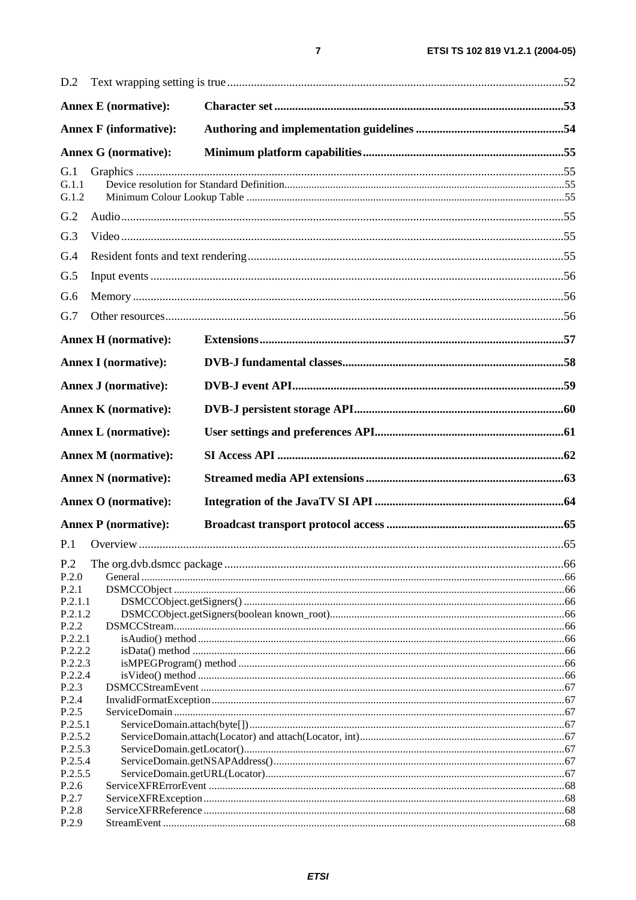D.2 Text wrapping setting is true ....52

**Annex E (normative): Character set ....53**

**Annex F (informative): Authoring and implementation guidelines ....54**

**Annex G (normative): Minimum platform capabilities ....55**

G.1 Graphics ....55
G.1.1 Device resolution for Standard Definition ....55
G.1.2 Minimum Colour Lookup Table ....55

G.2 Audio ....55

G.3 Video ....55

G.4 Resident fonts and text rendering ....55

G.5 Input events ....56

G.6 Memory ....56

G.7 Other resources ....56

**Annex H (normative): Extensions ....57**

**Annex I (normative): DVB-J fundamental classes ....58**

**Annex J (normative): DVB-J event API ....59**

**Annex K (normative): DVB-J persistent storage API ....60**

**Annex L (normative): User settings and preferences API ....61**

**Annex M (normative): SI Access API ....62**

**Annex N (normative): Streamed media API extensions ....63**

**Annex O (normative): Integration of the JavaTV SI API ....64**

**Annex P (normative): Broadcast transport protocol access ....65**

P.1 Overview ....65

P.2 The org.dvb.dsmcc package ....66
P.2.0 General ....66
P.2.1 DSMCCObject ....66
P.2.1.1 DSMCCObject.getSigners() ....66
P.2.1.2 DSMCCObject.getSigners(boolean known_root) ....66
P.2.2 DSMCCStream ....66
P.2.2.1 isAudio() method ....66
P.2.2.2 isData() method ....66
P.2.2.3 isMPEGProgram() method ....66
P.2.2.4 isVideo() method ....66
P.2.3 DSMCCStreamEvent ....67
P.2.4 InvalidFormatException ....67
P.2.5 ServiceDomain ....67
P.2.5.1 ServiceDomain.attach(byte[]) ....67
P.2.5.2 ServiceDomain.attach(Locator) and attach(Locator, int) ....67
P.2.5.3 ServiceDomain.getLocator() ....67
P.2.5.4 ServiceDomain.getNSAPAddress() ....67
P.2.5.5 ServiceDomain.getURL(Locator) ....67
P.2.6 ServiceXFRErrorEvent ....68
P.2.7 ServiceXFRException ....68
P.2.8 ServiceXFRReference ....68
P.2.9 StreamEvent ....68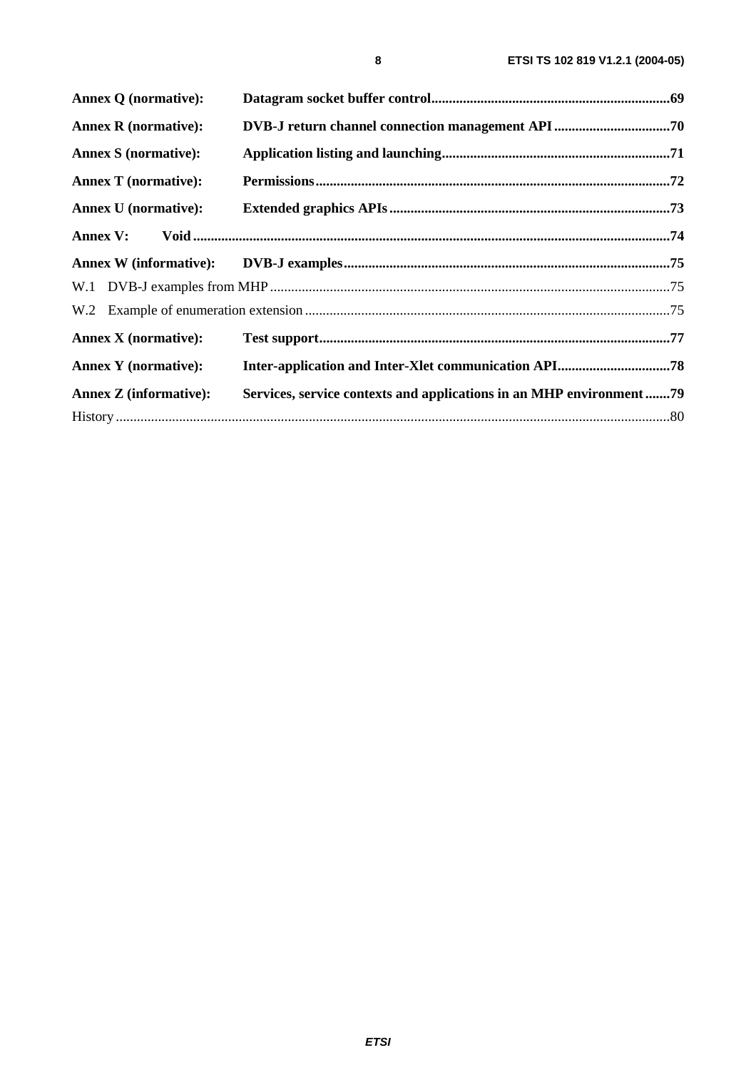**Annex Q (normative): Datagram socket buffer control** .................................................................... 69

**Annex R (normative): DVB-J return channel connection management API** ................................. 70

**Annex S (normative): Application listing and launching** ................................................................. 71

**Annex T (normative): Permissions** .................................................................................................... 72

**Annex U (normative): Extended graphics APIs** ............................................................................... 73

**Annex V: Void** ......................................................................................................................................... 74

**Annex W (informative): DVB-J examples** ......................................................................................... 75

W.1 DVB-J examples from MHP ................................................................................................................ 75

W.2 Example of enumeration extension ...................................................................................................... 75

**Annex X (normative): Test support** .................................................................................................... 77

**Annex Y (normative): Inter-application and Inter-Xlet communication API** ................................ 78

**Annex Z (informative): Services, service contexts and applications in an MHP environment** ....... 79

History ......................................................................................................................................................... 80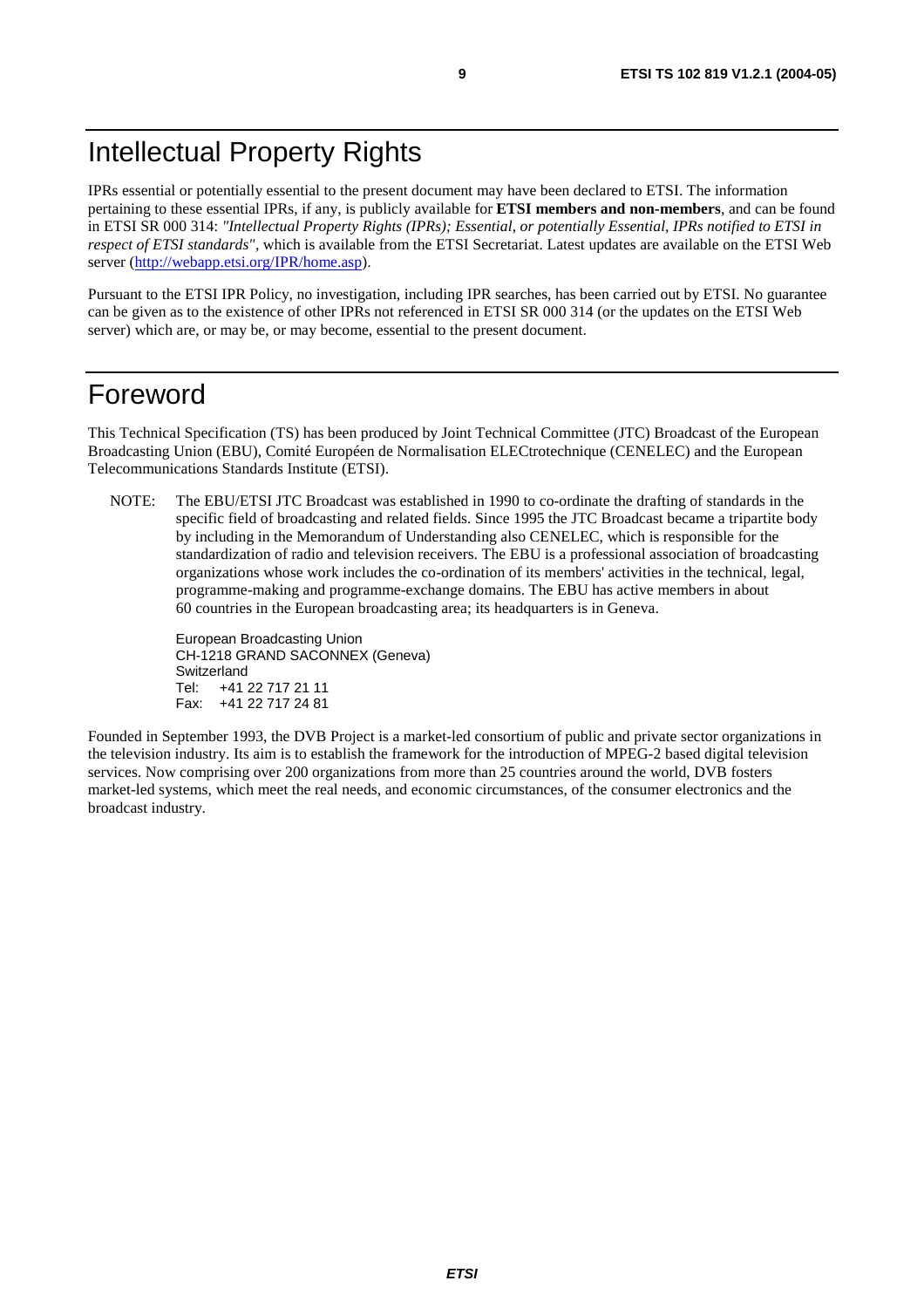# Intellectual Property Rights

IPRs essential or potentially essential to the present document may have been declared to ETSI. The information pertaining to these essential IPRs, if any, is publicly available for **ETSI members and non-members**, and can be found in ETSI SR 000 314: *"Intellectual Property Rights (IPRs); Essential, or potentially Essential, IPRs notified to ETSI in respect of ETSI standards"*, which is available from the ETSI Secretariat. Latest updates are available on the ETSI Web server (http://webapp.etsi.org/IPR/home.asp).

Pursuant to the ETSI IPR Policy, no investigation, including IPR searches, has been carried out by ETSI. No guarantee can be given as to the existence of other IPRs not referenced in ETSI SR 000 314 (or the updates on the ETSI Web server) which are, or may be, or may become, essential to the present document.

# Foreword

This Technical Specification (TS) has been produced by Joint Technical Committee (JTC) Broadcast of the European Broadcasting Union (EBU), Comité Européen de Normalisation ELECtrotechnique (CENELEC) and the European Telecommunications Standards Institute (ETSI).

NOTE: The EBU/ETSI JTC Broadcast was established in 1990 to co-ordinate the drafting of standards in the specific field of broadcasting and related fields. Since 1995 the JTC Broadcast became a tripartite body by including in the Memorandum of Understanding also CENELEC, which is responsible for the standardization of radio and television receivers. The EBU is a professional association of broadcasting organizations whose work includes the co-ordination of its members' activities in the technical, legal, programme-making and programme-exchange domains. The EBU has active members in about 60 countries in the European broadcasting area; its headquarters is in Geneva.

European Broadcasting Union
CH-1218 GRAND SACONNEX (Geneva)
Switzerland
Tel: +41 22 717 21 11
Fax: +41 22 717 24 81

Founded in September 1993, the DVB Project is a market-led consortium of public and private sector organizations in the television industry. Its aim is to establish the framework for the introduction of MPEG-2 based digital television services. Now comprising over 200 organizations from more than 25 countries around the world, DVB fosters market-led systems, which meet the real needs, and economic circumstances, of the consumer electronics and the broadcast industry.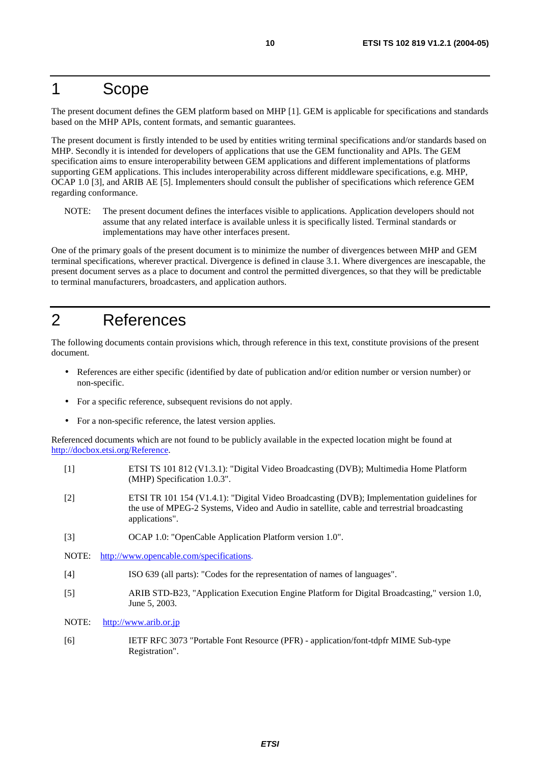# 1 Scope

The present document defines the GEM platform based on MHP [1]. GEM is applicable for specifications and standards based on the MHP APIs, content formats, and semantic guarantees.

The present document is firstly intended to be used by entities writing terminal specifications and/or standards based on MHP. Secondly it is intended for developers of applications that use the GEM functionality and APIs. The GEM specification aims to ensure interoperability between GEM applications and different implementations of platforms supporting GEM applications. This includes interoperability across different middleware specifications, e.g. MHP, OCAP 1.0 [3], and ARIB AE [5]. Implementers should consult the publisher of specifications which reference GEM regarding conformance.

NOTE: The present document defines the interfaces visible to applications. Application developers should not assume that any related interface is available unless it is specifically listed. Terminal standards or implementations may have other interfaces present.

One of the primary goals of the present document is to minimize the number of divergences between MHP and GEM terminal specifications, wherever practical. Divergence is defined in clause 3.1. Where divergences are inescapable, the present document serves as a place to document and control the permitted divergences, so that they will be predictable to terminal manufacturers, broadcasters, and application authors.

# 2 References

The following documents contain provisions which, through reference in this text, constitute provisions of the present document.

- References are either specific (identified by date of publication and/or edition number or version number) or non-specific.
- For a specific reference, subsequent revisions do not apply.
- For a non-specific reference, the latest version applies.

Referenced documents which are not found to be publicly available in the expected location might be found at http://docbox.etsi.org/Reference.

[1] ETSI TS 101 812 (V1.3.1): "Digital Video Broadcasting (DVB); Multimedia Home Platform (MHP) Specification 1.0.3".

[2] ETSI TR 101 154 (V1.4.1): "Digital Video Broadcasting (DVB); Implementation guidelines for the use of MPEG-2 Systems, Video and Audio in satellite, cable and terrestrial broadcasting applications".

[3] OCAP 1.0: "OpenCable Application Platform version 1.0".

NOTE: http://www.opencable.com/specifications.

[4] ISO 639 (all parts): "Codes for the representation of names of languages".

[5] ARIB STD-B23, "Application Execution Engine Platform for Digital Broadcasting," version 1.0, June 5, 2003.

NOTE: http://www.arib.or.jp

[6] IETF RFC 3073 "Portable Font Resource (PFR) - application/font-tdpfr MIME Sub-type Registration".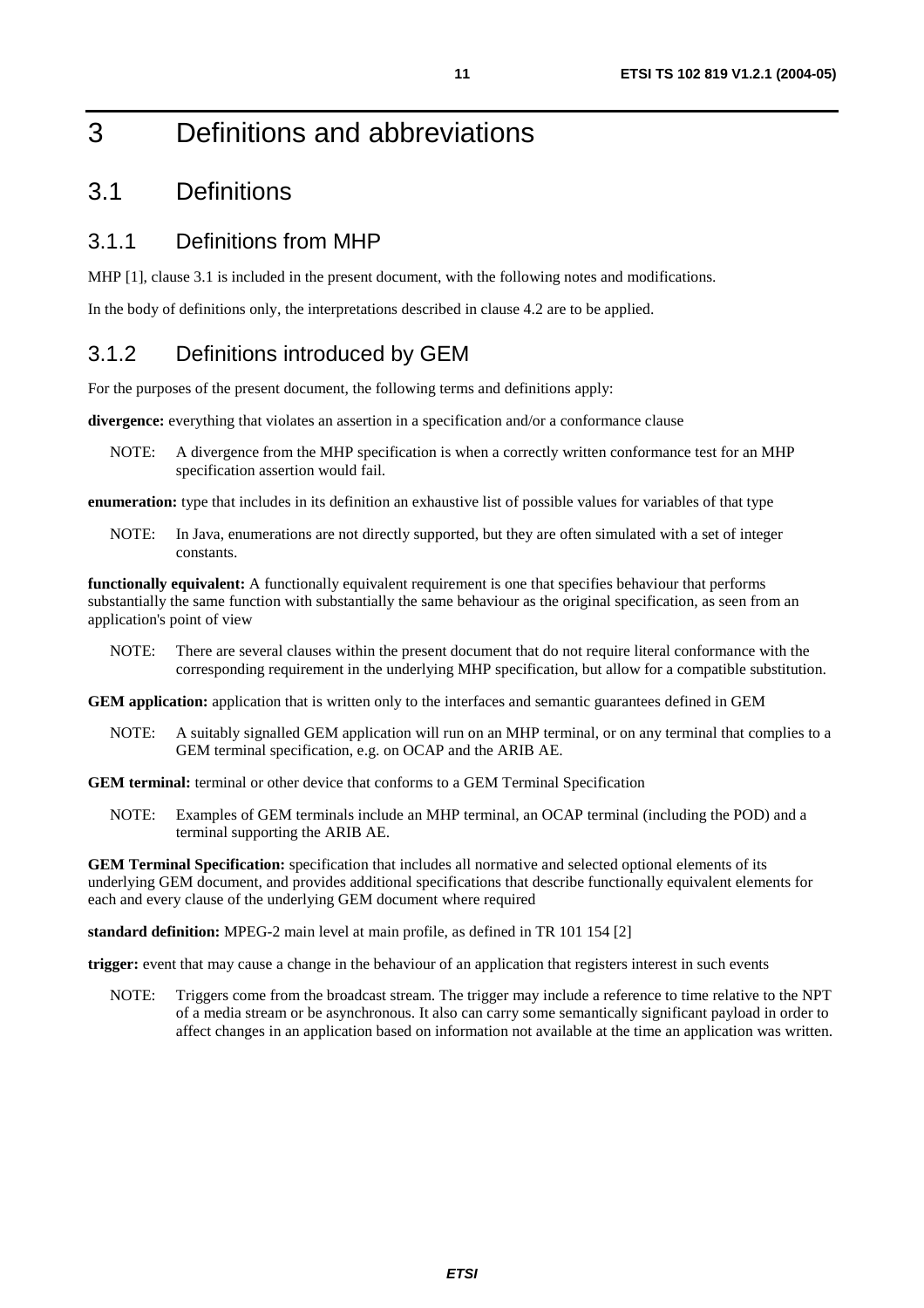# 3 Definitions and abbreviations

## 3.1 Definitions

### 3.1.1 Definitions from MHP

MHP [1], clause 3.1 is included in the present document, with the following notes and modifications.

In the body of definitions only, the interpretations described in clause 4.2 are to be applied.

### 3.1.2 Definitions introduced by GEM

For the purposes of the present document, the following terms and definitions apply:

**divergence:** everything that violates an assertion in a specification and/or a conformance clause

NOTE: A divergence from the MHP specification is when a correctly written conformance test for an MHP specification assertion would fail.

**enumeration:** type that includes in its definition an exhaustive list of possible values for variables of that type

NOTE: In Java, enumerations are not directly supported, but they are often simulated with a set of integer constants.

**functionally equivalent:** A functionally equivalent requirement is one that specifies behaviour that performs substantially the same function with substantially the same behaviour as the original specification, as seen from an application's point of view

NOTE: There are several clauses within the present document that do not require literal conformance with the corresponding requirement in the underlying MHP specification, but allow for a compatible substitution.

**GEM application:** application that is written only to the interfaces and semantic guarantees defined in GEM

NOTE: A suitably signalled GEM application will run on an MHP terminal, or on any terminal that complies to a GEM terminal specification, e.g. on OCAP and the ARIB AE.

**GEM terminal:** terminal or other device that conforms to a GEM Terminal Specification

NOTE: Examples of GEM terminals include an MHP terminal, an OCAP terminal (including the POD) and a terminal supporting the ARIB AE.

**GEM Terminal Specification:** specification that includes all normative and selected optional elements of its underlying GEM document, and provides additional specifications that describe functionally equivalent elements for each and every clause of the underlying GEM document where required

**standard definition:** MPEG-2 main level at main profile, as defined in TR 101 154 [2]

**trigger:** event that may cause a change in the behaviour of an application that registers interest in such events

NOTE: Triggers come from the broadcast stream. The trigger may include a reference to time relative to the NPT of a media stream or be asynchronous. It also can carry some semantically significant payload in order to affect changes in an application based on information not available at the time an application was written.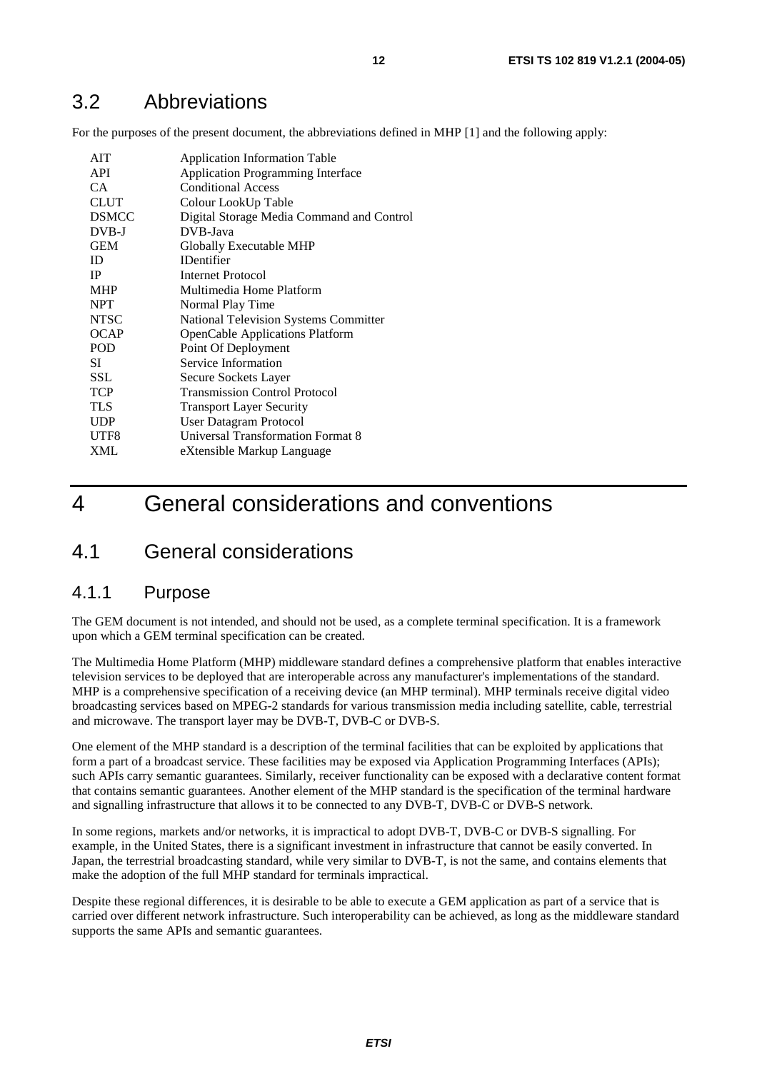## 3.2 Abbreviations

For the purposes of the present document, the abbreviations defined in MHP [1] and the following apply:

| | |
|---|---|
| AIT | Application Information Table |
| API | Application Programming Interface |
| CA | Conditional Access |
| CLUT | Colour LookUp Table |
| DSMCC | Digital Storage Media Command and Control |
| DVB-J | DVB-Java |
| GEM | Globally Executable MHP |
| ID | IDentifier |
| IP | Internet Protocol |
| MHP | Multimedia Home Platform |
| NPT | Normal Play Time |
| NTSC | National Television Systems Committer |
| OCAP | OpenCable Applications Platform |
| POD | Point Of Deployment |
| SI | Service Information |
| SSL | Secure Sockets Layer |
| TCP | Transmission Control Protocol |
| TLS | Transport Layer Security |
| UDP | User Datagram Protocol |
| UTF8 | Universal Transformation Format 8 |
| XML | eXtensible Markup Language |

# 4 General considerations and conventions

## 4.1 General considerations

### 4.1.1 Purpose

The GEM document is not intended, and should not be used, as a complete terminal specification. It is a framework upon which a GEM terminal specification can be created.

The Multimedia Home Platform (MHP) middleware standard defines a comprehensive platform that enables interactive television services to be deployed that are interoperable across any manufacturer's implementations of the standard. MHP is a comprehensive specification of a receiving device (an MHP terminal). MHP terminals receive digital video broadcasting services based on MPEG-2 standards for various transmission media including satellite, cable, terrestrial and microwave. The transport layer may be DVB-T, DVB-C or DVB-S.

One element of the MHP standard is a description of the terminal facilities that can be exploited by applications that form a part of a broadcast service. These facilities may be exposed via Application Programming Interfaces (APIs); such APIs carry semantic guarantees. Similarly, receiver functionality can be exposed with a declarative content format that contains semantic guarantees. Another element of the MHP standard is the specification of the terminal hardware and signalling infrastructure that allows it to be connected to any DVB-T, DVB-C or DVB-S network.

In some regions, markets and/or networks, it is impractical to adopt DVB-T, DVB-C or DVB-S signalling. For example, in the United States, there is a significant investment in infrastructure that cannot be easily converted. In Japan, the terrestrial broadcasting standard, while very similar to DVB-T, is not the same, and contains elements that make the adoption of the full MHP standard for terminals impractical.

Despite these regional differences, it is desirable to be able to execute a GEM application as part of a service that is carried over different network infrastructure. Such interoperability can be achieved, as long as the middleware standard supports the same APIs and semantic guarantees.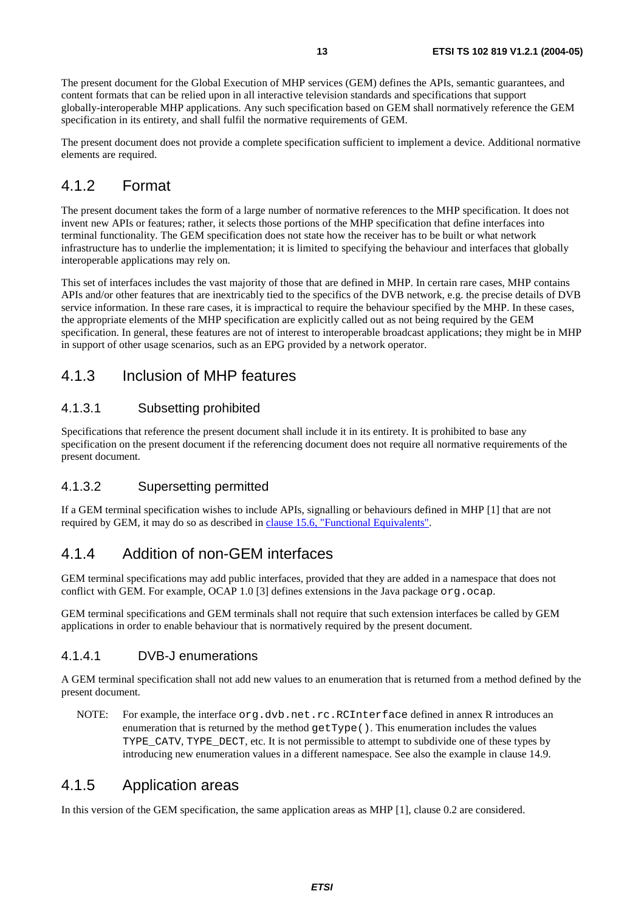The present document for the Global Execution of MHP services (GEM) defines the APIs, semantic guarantees, and content formats that can be relied upon in all interactive television standards and specifications that support globally-interoperable MHP applications. Any such specification based on GEM shall normatively reference the GEM specification in its entirety, and shall fulfil the normative requirements of GEM.

The present document does not provide a complete specification sufficient to implement a device. Additional normative elements are required.

### 4.1.2 Format

The present document takes the form of a large number of normative references to the MHP specification. It does not invent new APIs or features; rather, it selects those portions of the MHP specification that define interfaces into terminal functionality. The GEM specification does not state how the receiver has to be built or what network infrastructure has to underlie the implementation; it is limited to specifying the behaviour and interfaces that globally interoperable applications may rely on.

This set of interfaces includes the vast majority of those that are defined in MHP. In certain rare cases, MHP contains APIs and/or other features that are inextricably tied to the specifics of the DVB network, e.g. the precise details of DVB service information. In these rare cases, it is impractical to require the behaviour specified by the MHP. In these cases, the appropriate elements of the MHP specification are explicitly called out as not being required by the GEM specification. In general, these features are not of interest to interoperable broadcast applications; they might be in MHP in support of other usage scenarios, such as an EPG provided by a network operator.

### 4.1.3 Inclusion of MHP features

#### 4.1.3.1 Subsetting prohibited

Specifications that reference the present document shall include it in its entirety. It is prohibited to base any specification on the present document if the referencing document does not require all normative requirements of the present document.

#### 4.1.3.2 Supersetting permitted

If a GEM terminal specification wishes to include APIs, signalling or behaviours defined in MHP [1] that are not required by GEM, it may do so as described in clause 15.6, "Functional Equivalents".

### 4.1.4 Addition of non-GEM interfaces

GEM terminal specifications may add public interfaces, provided that they are added in a namespace that does not conflict with GEM. For example, OCAP 1.0 [3] defines extensions in the Java package `org.ocap`.

GEM terminal specifications and GEM terminals shall not require that such extension interfaces be called by GEM applications in order to enable behaviour that is normatively required by the present document.

#### 4.1.4.1 DVB-J enumerations

A GEM terminal specification shall not add new values to an enumeration that is returned from a method defined by the present document.

NOTE: For example, the interface `org.dvb.net.rc.RCInterface` defined in annex R introduces an enumeration that is returned by the method `getType()`. This enumeration includes the values `TYPE_CATV`, `TYPE_DECT`, etc. It is not permissible to attempt to subdivide one of these types by introducing new enumeration values in a different namespace. See also the example in clause 14.9.

### 4.1.5 Application areas

In this version of the GEM specification, the same application areas as MHP [1], clause 0.2 are considered.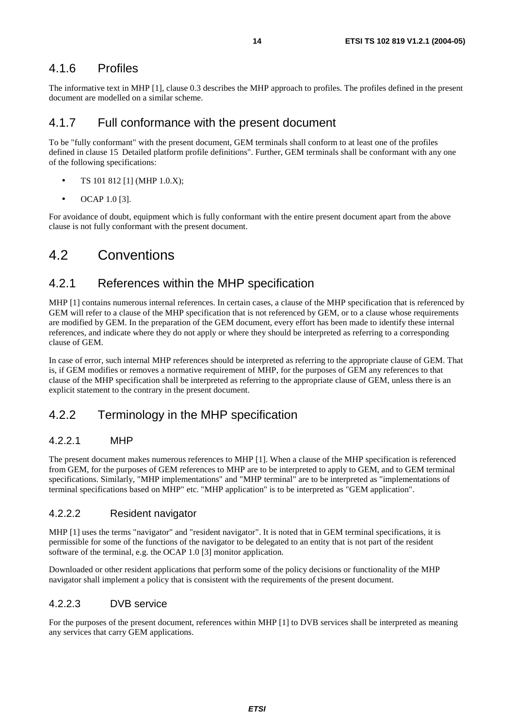### 4.1.6 Profiles

The informative text in MHP [1], clause 0.3 describes the MHP approach to profiles. The profiles defined in the present document are modelled on a similar scheme.

### 4.1.7 Full conformance with the present document

To be "fully conformant" with the present document, GEM terminals shall conform to at least one of the profiles defined in clause 15 Detailed platform profile definitions". Further, GEM terminals shall be conformant with any one of the following specifications:

- TS 101 812 [1] (MHP 1.0.X);
- OCAP 1.0 [3].

For avoidance of doubt, equipment which is fully conformant with the entire present document apart from the above clause is not fully conformant with the present document.

## 4.2 Conventions

### 4.2.1 References within the MHP specification

MHP [1] contains numerous internal references. In certain cases, a clause of the MHP specification that is referenced by GEM will refer to a clause of the MHP specification that is not referenced by GEM, or to a clause whose requirements are modified by GEM. In the preparation of the GEM document, every effort has been made to identify these internal references, and indicate where they do not apply or where they should be interpreted as referring to a corresponding clause of GEM.

In case of error, such internal MHP references should be interpreted as referring to the appropriate clause of GEM. That is, if GEM modifies or removes a normative requirement of MHP, for the purposes of GEM any references to that clause of the MHP specification shall be interpreted as referring to the appropriate clause of GEM, unless there is an explicit statement to the contrary in the present document.

### 4.2.2 Terminology in the MHP specification

#### 4.2.2.1 MHP

The present document makes numerous references to MHP [1]. When a clause of the MHP specification is referenced from GEM, for the purposes of GEM references to MHP are to be interpreted to apply to GEM, and to GEM terminal specifications. Similarly, "MHP implementations" and "MHP terminal" are to be interpreted as "implementations of terminal specifications based on MHP" etc. "MHP application" is to be interpreted as "GEM application".

#### 4.2.2.2 Resident navigator

MHP [1] uses the terms "navigator" and "resident navigator". It is noted that in GEM terminal specifications, it is permissible for some of the functions of the navigator to be delegated to an entity that is not part of the resident software of the terminal, e.g. the OCAP 1.0 [3] monitor application.

Downloaded or other resident applications that perform some of the policy decisions or functionality of the MHP navigator shall implement a policy that is consistent with the requirements of the present document.

#### 4.2.2.3 DVB service

For the purposes of the present document, references within MHP [1] to DVB services shall be interpreted as meaning any services that carry GEM applications.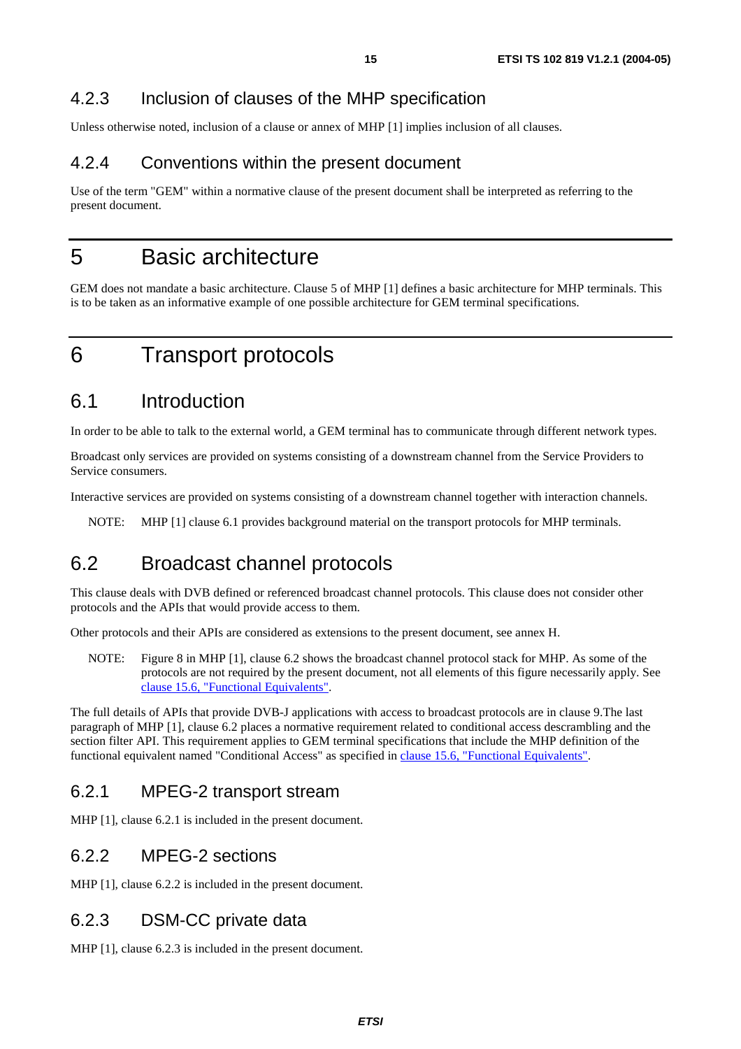### 4.2.3 Inclusion of clauses of the MHP specification

Unless otherwise noted, inclusion of a clause or annex of MHP [1] implies inclusion of all clauses.

### 4.2.4 Conventions within the present document

Use of the term "GEM" within a normative clause of the present document shall be interpreted as referring to the present document.

# 5 Basic architecture

GEM does not mandate a basic architecture. Clause 5 of MHP [1] defines a basic architecture for MHP terminals. This is to be taken as an informative example of one possible architecture for GEM terminal specifications.

# 6 Transport protocols

## 6.1 Introduction

In order to be able to talk to the external world, a GEM terminal has to communicate through different network types.

Broadcast only services are provided on systems consisting of a downstream channel from the Service Providers to Service consumers.

Interactive services are provided on systems consisting of a downstream channel together with interaction channels.

NOTE: MHP [1] clause 6.1 provides background material on the transport protocols for MHP terminals.

## 6.2 Broadcast channel protocols

This clause deals with DVB defined or referenced broadcast channel protocols. This clause does not consider other protocols and the APIs that would provide access to them.

Other protocols and their APIs are considered as extensions to the present document, see annex H.

NOTE: Figure 8 in MHP [1], clause 6.2 shows the broadcast channel protocol stack for MHP. As some of the protocols are not required by the present document, not all elements of this figure necessarily apply. See clause 15.6, "Functional Equivalents".

The full details of APIs that provide DVB-J applications with access to broadcast protocols are in clause 9.The last paragraph of MHP [1], clause 6.2 places a normative requirement related to conditional access descrambling and the section filter API. This requirement applies to GEM terminal specifications that include the MHP definition of the functional equivalent named "Conditional Access" as specified in clause 15.6, "Functional Equivalents".

### 6.2.1 MPEG-2 transport stream

MHP [1], clause 6.2.1 is included in the present document.

### 6.2.2 MPEG-2 sections

MHP [1], clause 6.2.2 is included in the present document.

### 6.2.3 DSM-CC private data

MHP [1], clause 6.2.3 is included in the present document.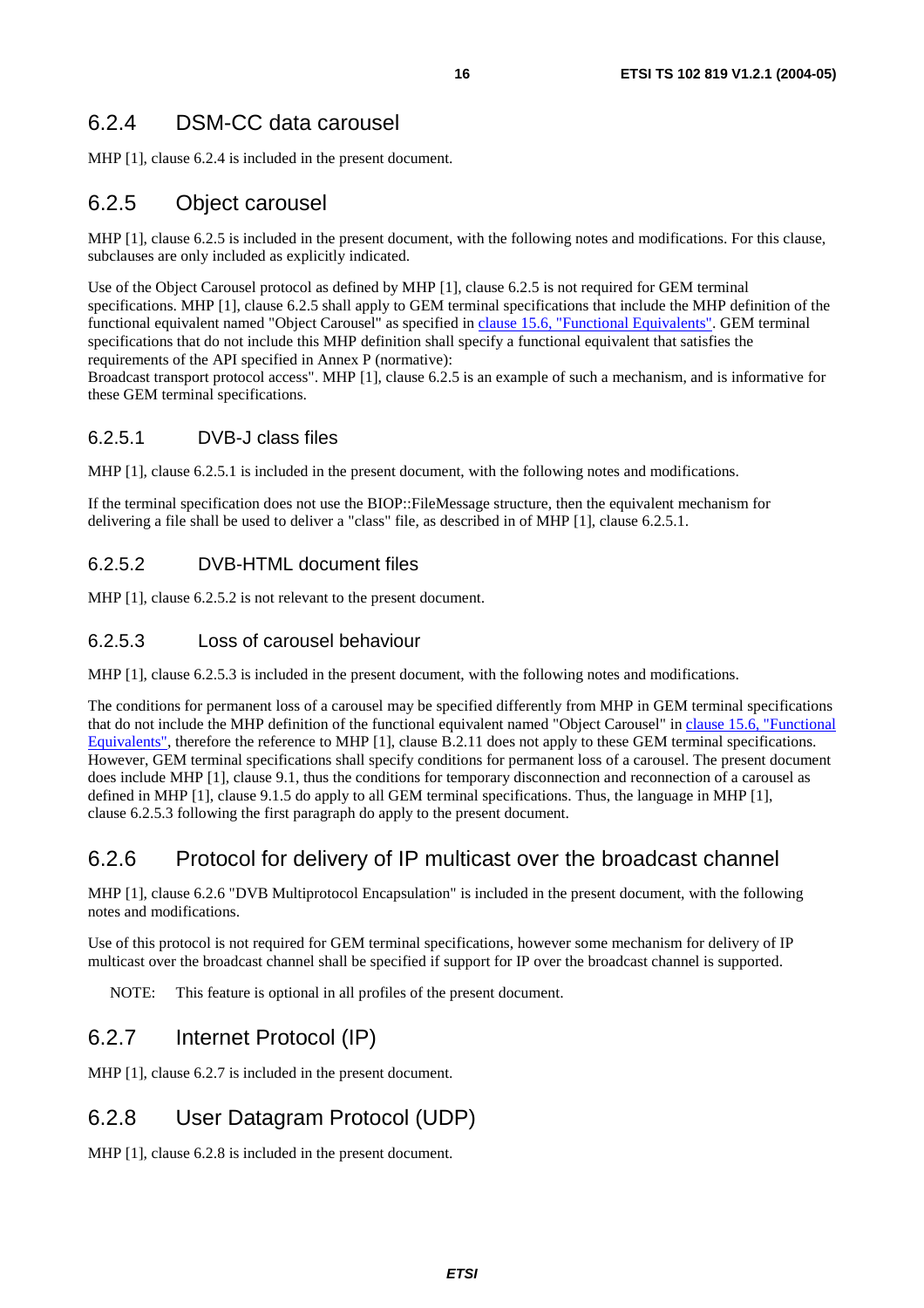### 6.2.4 DSM-CC data carousel

MHP [1], clause 6.2.4 is included in the present document.

### 6.2.5 Object carousel

MHP [1], clause 6.2.5 is included in the present document, with the following notes and modifications. For this clause, subclauses are only included as explicitly indicated.

Use of the Object Carousel protocol as defined by MHP [1], clause 6.2.5 is not required for GEM terminal specifications. MHP [1], clause 6.2.5 shall apply to GEM terminal specifications that include the MHP definition of the functional equivalent named "Object Carousel" as specified in clause 15.6, "Functional Equivalents". GEM terminal specifications that do not include this MHP definition shall specify a functional equivalent that satisfies the requirements of the API specified in Annex P (normative):
Broadcast transport protocol access". MHP [1], clause 6.2.5 is an example of such a mechanism, and is informative for these GEM terminal specifications.

#### 6.2.5.1 DVB-J class files

MHP [1], clause 6.2.5.1 is included in the present document, with the following notes and modifications.

If the terminal specification does not use the BIOP::FileMessage structure, then the equivalent mechanism for delivering a file shall be used to deliver a "class" file, as described in of MHP [1], clause 6.2.5.1.

#### 6.2.5.2 DVB-HTML document files

MHP [1], clause 6.2.5.2 is not relevant to the present document.

#### 6.2.5.3 Loss of carousel behaviour

MHP [1], clause 6.2.5.3 is included in the present document, with the following notes and modifications.

The conditions for permanent loss of a carousel may be specified differently from MHP in GEM terminal specifications that do not include the MHP definition of the functional equivalent named "Object Carousel" in clause 15.6, "Functional Equivalents", therefore the reference to MHP [1], clause B.2.11 does not apply to these GEM terminal specifications. However, GEM terminal specifications shall specify conditions for permanent loss of a carousel. The present document does include MHP [1], clause 9.1, thus the conditions for temporary disconnection and reconnection of a carousel as defined in MHP [1], clause 9.1.5 do apply to all GEM terminal specifications. Thus, the language in MHP [1], clause 6.2.5.3 following the first paragraph do apply to the present document.

### 6.2.6 Protocol for delivery of IP multicast over the broadcast channel

MHP [1], clause 6.2.6 "DVB Multiprotocol Encapsulation" is included in the present document, with the following notes and modifications.

Use of this protocol is not required for GEM terminal specifications, however some mechanism for delivery of IP multicast over the broadcast channel shall be specified if support for IP over the broadcast channel is supported.

NOTE: This feature is optional in all profiles of the present document.

### 6.2.7 Internet Protocol (IP)

MHP [1], clause 6.2.7 is included in the present document.

### 6.2.8 User Datagram Protocol (UDP)

MHP [1], clause 6.2.8 is included in the present document.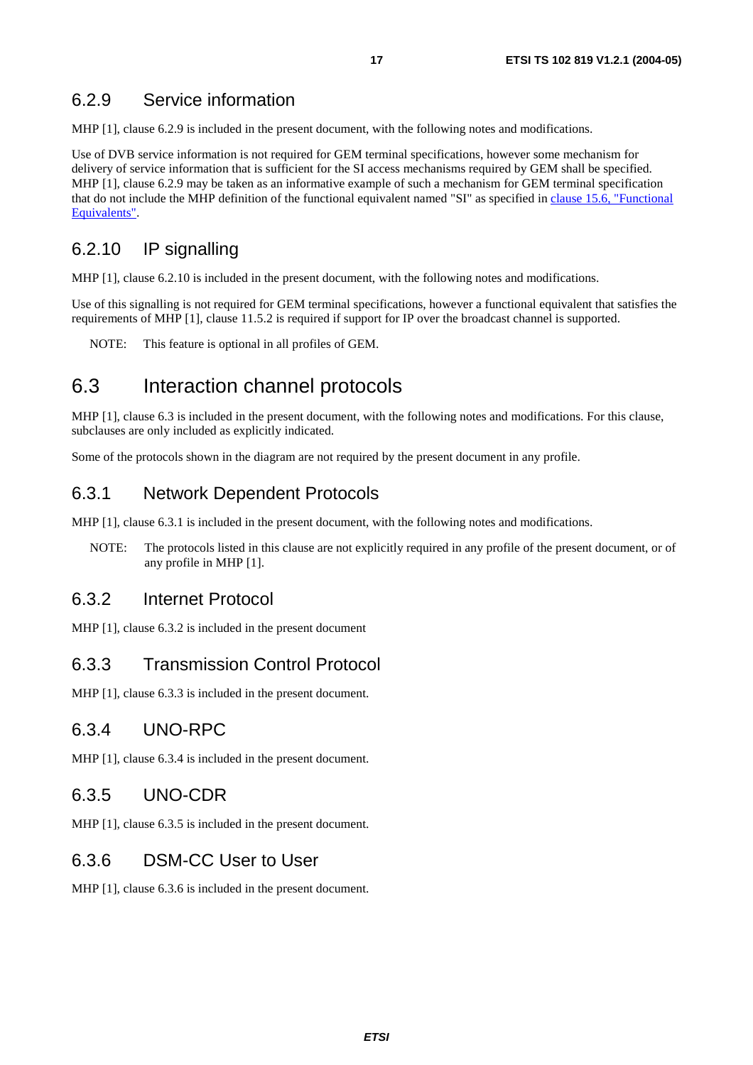### 6.2.9 Service information

MHP [1], clause 6.2.9 is included in the present document, with the following notes and modifications.

Use of DVB service information is not required for GEM terminal specifications, however some mechanism for delivery of service information that is sufficient for the SI access mechanisms required by GEM shall be specified. MHP [1], clause 6.2.9 may be taken as an informative example of such a mechanism for GEM terminal specification that do not include the MHP definition of the functional equivalent named "SI" as specified in clause 15.6, "Functional Equivalents".

### 6.2.10 IP signalling

MHP [1], clause 6.2.10 is included in the present document, with the following notes and modifications.

Use of this signalling is not required for GEM terminal specifications, however a functional equivalent that satisfies the requirements of MHP [1], clause 11.5.2 is required if support for IP over the broadcast channel is supported.

NOTE: This feature is optional in all profiles of GEM.

## 6.3 Interaction channel protocols

MHP [1], clause 6.3 is included in the present document, with the following notes and modifications. For this clause, subclauses are only included as explicitly indicated.

Some of the protocols shown in the diagram are not required by the present document in any profile.

### 6.3.1 Network Dependent Protocols

MHP [1], clause 6.3.1 is included in the present document, with the following notes and modifications.

NOTE: The protocols listed in this clause are not explicitly required in any profile of the present document, or of any profile in MHP [1].

### 6.3.2 Internet Protocol

MHP [1], clause 6.3.2 is included in the present document

### 6.3.3 Transmission Control Protocol

MHP [1], clause 6.3.3 is included in the present document.

### 6.3.4 UNO-RPC

MHP [1], clause 6.3.4 is included in the present document.

### 6.3.5 UNO-CDR

MHP [1], clause 6.3.5 is included in the present document.

### 6.3.6 DSM-CC User to User

MHP [1], clause 6.3.6 is included in the present document.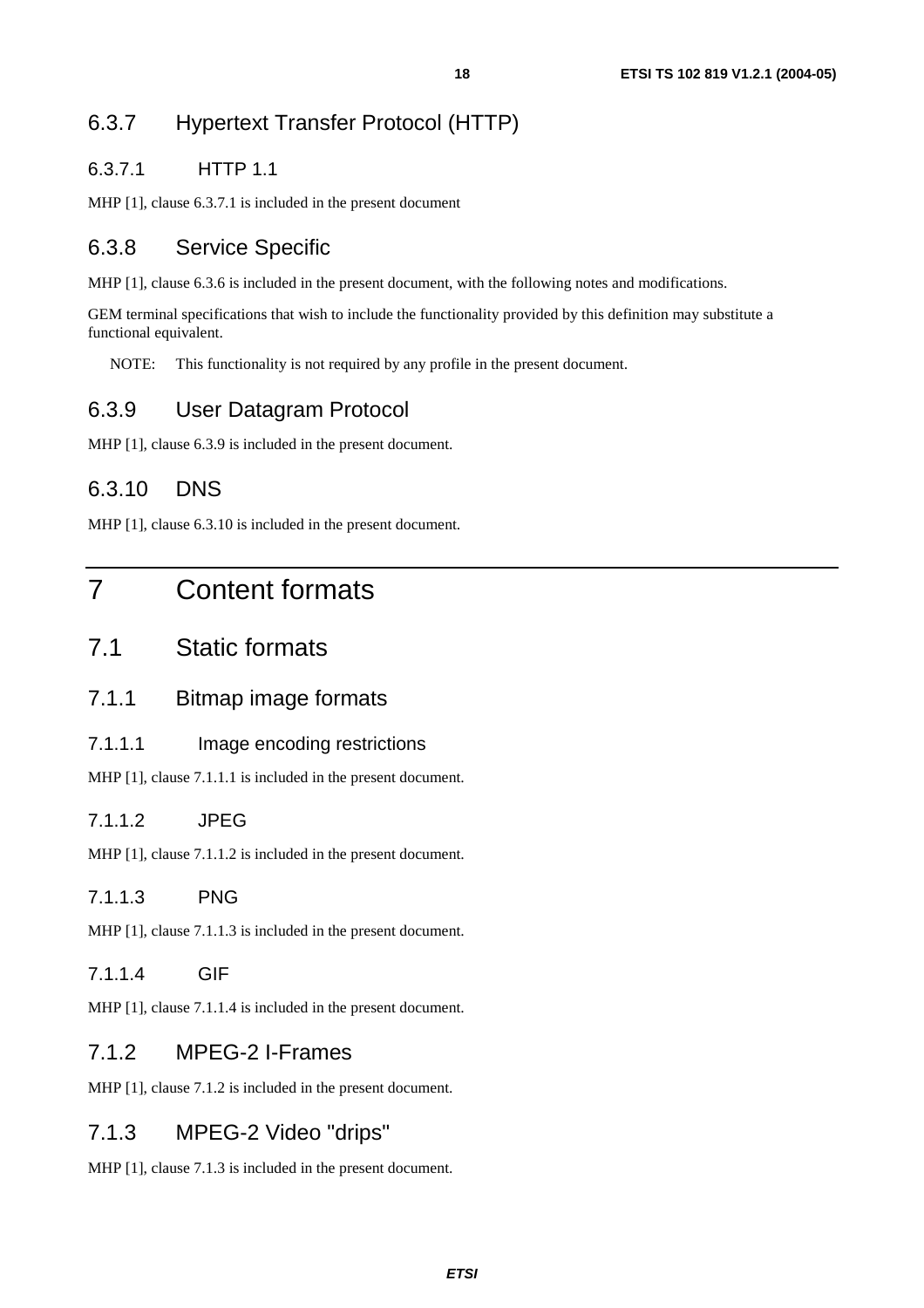### 6.3.7 Hypertext Transfer Protocol (HTTP)

#### 6.3.7.1 HTTP 1.1

MHP [1], clause 6.3.7.1 is included in the present document

### 6.3.8 Service Specific

MHP [1], clause 6.3.6 is included in the present document, with the following notes and modifications.

GEM terminal specifications that wish to include the functionality provided by this definition may substitute a functional equivalent.

NOTE: This functionality is not required by any profile in the present document.

### 6.3.9 User Datagram Protocol

MHP [1], clause 6.3.9 is included in the present document.

### 6.3.10 DNS

MHP [1], clause 6.3.10 is included in the present document.

# 7 Content formats

## 7.1 Static formats

### 7.1.1 Bitmap image formats

#### 7.1.1.1 Image encoding restrictions

MHP [1], clause 7.1.1.1 is included in the present document.

#### 7.1.1.2 JPEG

MHP [1], clause 7.1.1.2 is included in the present document.

#### 7.1.1.3 PNG

MHP [1], clause 7.1.1.3 is included in the present document.

#### 7.1.1.4 GIF

MHP [1], clause 7.1.1.4 is included in the present document.

### 7.1.2 MPEG-2 I-Frames

MHP [1], clause 7.1.2 is included in the present document.

### 7.1.3 MPEG-2 Video "drips"

MHP [1], clause 7.1.3 is included in the present document.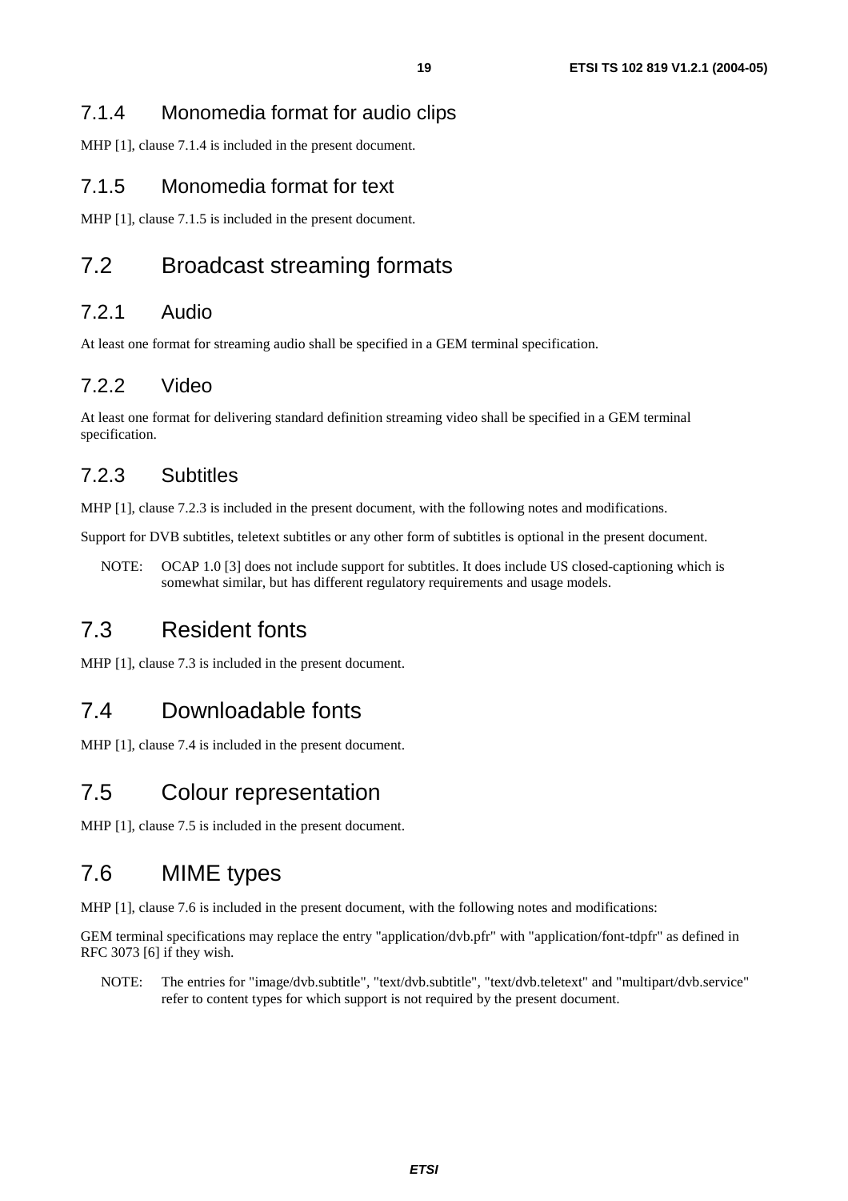### 7.1.4 Monomedia format for audio clips

MHP [1], clause 7.1.4 is included in the present document.

### 7.1.5 Monomedia format for text

MHP [1], clause 7.1.5 is included in the present document.

## 7.2 Broadcast streaming formats

### 7.2.1 Audio

At least one format for streaming audio shall be specified in a GEM terminal specification.

### 7.2.2 Video

At least one format for delivering standard definition streaming video shall be specified in a GEM terminal specification.

### 7.2.3 Subtitles

MHP [1], clause 7.2.3 is included in the present document, with the following notes and modifications.

Support for DVB subtitles, teletext subtitles or any other form of subtitles is optional in the present document.

NOTE: OCAP 1.0 [3] does not include support for subtitles. It does include US closed-captioning which is somewhat similar, but has different regulatory requirements and usage models.

## 7.3 Resident fonts

MHP [1], clause 7.3 is included in the present document.

## 7.4 Downloadable fonts

MHP [1], clause 7.4 is included in the present document.

## 7.5 Colour representation

MHP [1], clause 7.5 is included in the present document.

## 7.6 MIME types

MHP [1], clause 7.6 is included in the present document, with the following notes and modifications:

GEM terminal specifications may replace the entry "application/dvb.pfr" with "application/font-tdpfr" as defined in RFC 3073 [6] if they wish.

NOTE: The entries for "image/dvb.subtitle", "text/dvb.subtitle", "text/dvb.teletext" and "multipart/dvb.service" refer to content types for which support is not required by the present document.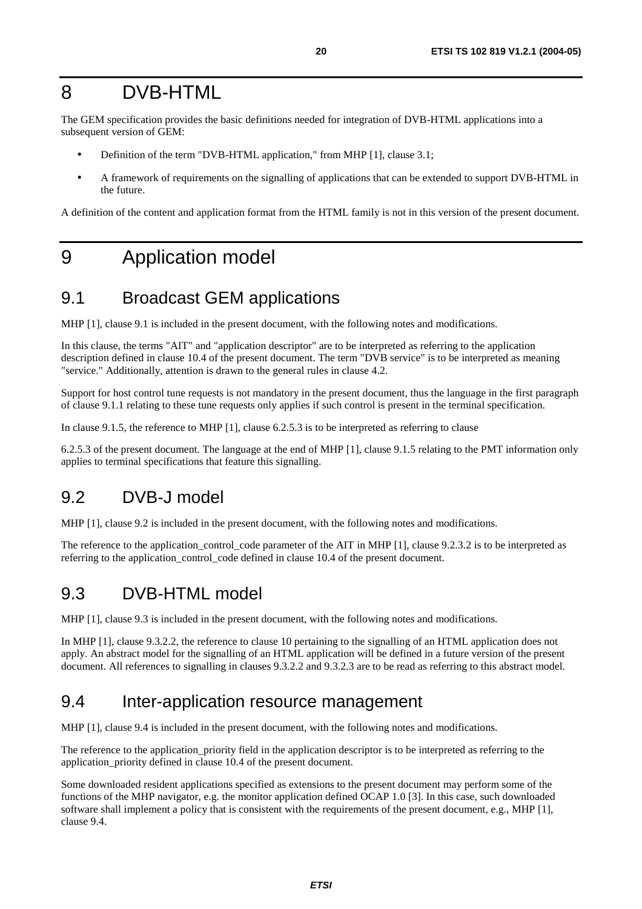# 8 DVB-HTML

The GEM specification provides the basic definitions needed for integration of DVB-HTML applications into a subsequent version of GEM:

- Definition of the term "DVB-HTML application," from MHP [1], clause 3.1;
- A framework of requirements on the signalling of applications that can be extended to support DVB-HTML in the future.

A definition of the content and application format from the HTML family is not in this version of the present document.

# 9 Application model

## 9.1 Broadcast GEM applications

MHP [1], clause 9.1 is included in the present document, with the following notes and modifications.

In this clause, the terms "AIT" and "application descriptor" are to be interpreted as referring to the application description defined in clause 10.4 of the present document. The term "DVB service" is to be interpreted as meaning "service." Additionally, attention is drawn to the general rules in clause 4.2.

Support for host control tune requests is not mandatory in the present document, thus the language in the first paragraph of clause 9.1.1 relating to these tune requests only applies if such control is present in the terminal specification.

In clause 9.1.5, the reference to MHP [1], clause 6.2.5.3 is to be interpreted as referring to clause

6.2.5.3 of the present document. The language at the end of MHP [1], clause 9.1.5 relating to the PMT information only applies to terminal specifications that feature this signalling.

## 9.2 DVB-J model

MHP [1], clause 9.2 is included in the present document, with the following notes and modifications.

The reference to the application_control_code parameter of the AIT in MHP [1], clause 9.2.3.2 is to be interpreted as referring to the application_control_code defined in clause 10.4 of the present document.

## 9.3 DVB-HTML model

MHP [1], clause 9.3 is included in the present document, with the following notes and modifications.

In MHP [1], clause 9.3.2.2, the reference to clause 10 pertaining to the signalling of an HTML application does not apply. An abstract model for the signalling of an HTML application will be defined in a future version of the present document. All references to signalling in clauses 9.3.2.2 and 9.3.2.3 are to be read as referring to this abstract model.

## 9.4 Inter-application resource management

MHP [1], clause 9.4 is included in the present document, with the following notes and modifications.

The reference to the application_priority field in the application descriptor is to be interpreted as referring to the application_priority defined in clause 10.4 of the present document.

Some downloaded resident applications specified as extensions to the present document may perform some of the functions of the MHP navigator, e.g. the monitor application defined OCAP 1.0 [3]. In this case, such downloaded software shall implement a policy that is consistent with the requirements of the present document, e.g., MHP [1], clause 9.4.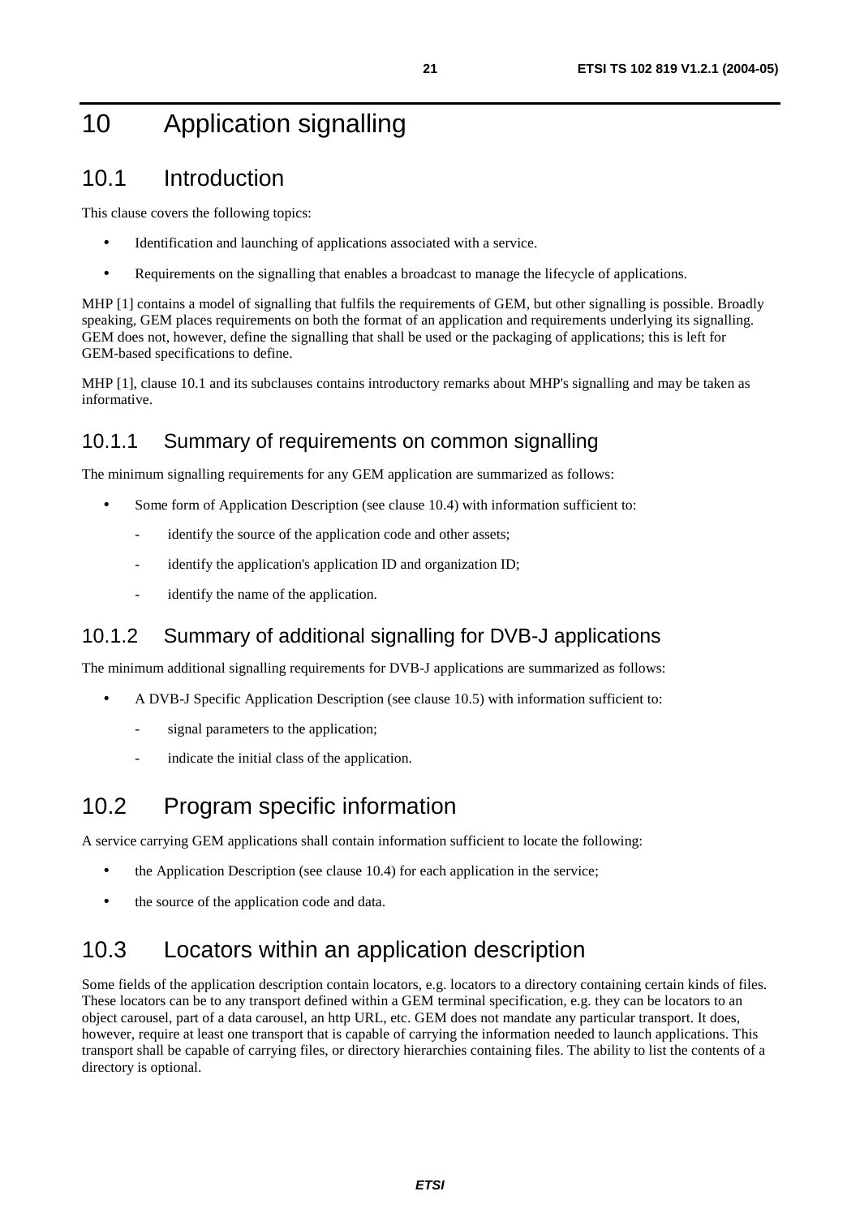# 10 Application signalling

## 10.1 Introduction

This clause covers the following topics:

- Identification and launching of applications associated with a service.
- Requirements on the signalling that enables a broadcast to manage the lifecycle of applications.

MHP [1] contains a model of signalling that fulfils the requirements of GEM, but other signalling is possible. Broadly speaking, GEM places requirements on both the format of an application and requirements underlying its signalling. GEM does not, however, define the signalling that shall be used or the packaging of applications; this is left for GEM-based specifications to define.

MHP [1], clause 10.1 and its subclauses contains introductory remarks about MHP's signalling and may be taken as informative.

### 10.1.1 Summary of requirements on common signalling

The minimum signalling requirements for any GEM application are summarized as follows:

- Some form of Application Description (see clause 10.4) with information sufficient to:
    - identify the source of the application code and other assets;
    - identify the application's application ID and organization ID;
    - identify the name of the application.

### 10.1.2 Summary of additional signalling for DVB-J applications

The minimum additional signalling requirements for DVB-J applications are summarized as follows:

- A DVB-J Specific Application Description (see clause 10.5) with information sufficient to:
    - signal parameters to the application;
    - indicate the initial class of the application.

## 10.2 Program specific information

A service carrying GEM applications shall contain information sufficient to locate the following:

- the Application Description (see clause 10.4) for each application in the service;
- the source of the application code and data.

## 10.3 Locators within an application description

Some fields of the application description contain locators, e.g. locators to a directory containing certain kinds of files. These locators can be to any transport defined within a GEM terminal specification, e.g. they can be locators to an object carousel, part of a data carousel, an http URL, etc. GEM does not mandate any particular transport. It does, however, require at least one transport that is capable of carrying the information needed to launch applications. This transport shall be capable of carrying files, or directory hierarchies containing files. The ability to list the contents of a directory is optional.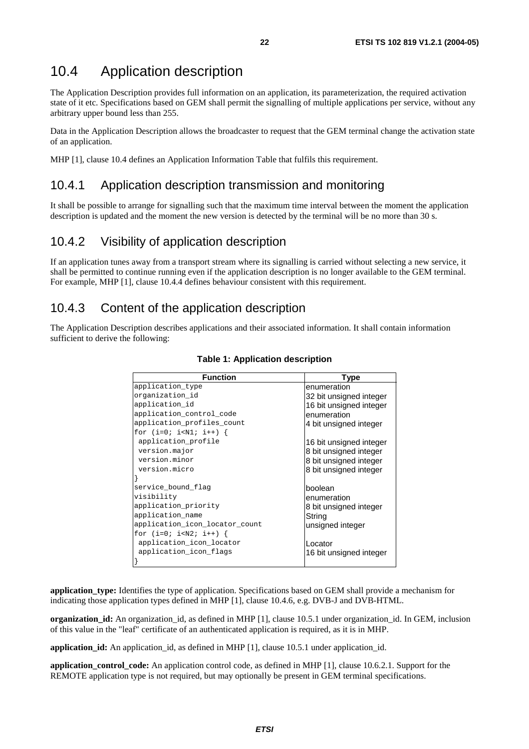## 10.4 Application description

The Application Description provides full information on an application, its parameterization, the required activation state of it etc. Specifications based on GEM shall permit the signalling of multiple applications per service, without any arbitrary upper bound less than 255.

Data in the Application Description allows the broadcaster to request that the GEM terminal change the activation state of an application.

MHP [1], clause 10.4 defines an Application Information Table that fulfils this requirement.

### 10.4.1 Application description transmission and monitoring

It shall be possible to arrange for signalling such that the maximum time interval between the moment the application description is updated and the moment the new version is detected by the terminal will be no more than 30 s.

### 10.4.2 Visibility of application description

If an application tunes away from a transport stream where its signalling is carried without selecting a new service, it shall be permitted to continue running even if the application description is no longer available to the GEM terminal. For example, MHP [1], clause 10.4.4 defines behaviour consistent with this requirement.

### 10.4.3 Content of the application description

The Application Description describes applications and their associated information. It shall contain information sufficient to derive the following:

**Table 1: Application description**

| Function | Type |
|---|---|
| application_type | enumeration |
| organization_id | 32 bit unsigned integer |
| application_id | 16 bit unsigned integer |
| application_control_code | enumeration |
| application_profiles_count | 4 bit unsigned integer |
| for (i=0; i<N1; i++) { | |
| application_profile | 16 bit unsigned integer |
| version.major | 8 bit unsigned integer |
| version.minor | 8 bit unsigned integer |
| version.micro | 8 bit unsigned integer |
| } | |
| service_bound_flag | boolean |
| visibility | enumeration |
| application_priority | 8 bit unsigned integer |
| application_name | String |
| application_icon_locator_count | unsigned integer |
| for (i=0; i<N2; i++) { | |
| application_icon_locator | Locator |
| application_icon_flags | 16 bit unsigned integer |
| } | |

**application_type:** Identifies the type of application. Specifications based on GEM shall provide a mechanism for indicating those application types defined in MHP [1], clause 10.4.6, e.g. DVB-J and DVB-HTML.

**organization_id:** An organization_id, as defined in MHP [1], clause 10.5.1 under organization_id. In GEM, inclusion of this value in the "leaf" certificate of an authenticated application is required, as it is in MHP.

**application_id:** An application_id, as defined in MHP [1], clause 10.5.1 under application_id.

**application_control_code:** An application control code, as defined in MHP [1], clause 10.6.2.1. Support for the REMOTE application type is not required, but may optionally be present in GEM terminal specifications.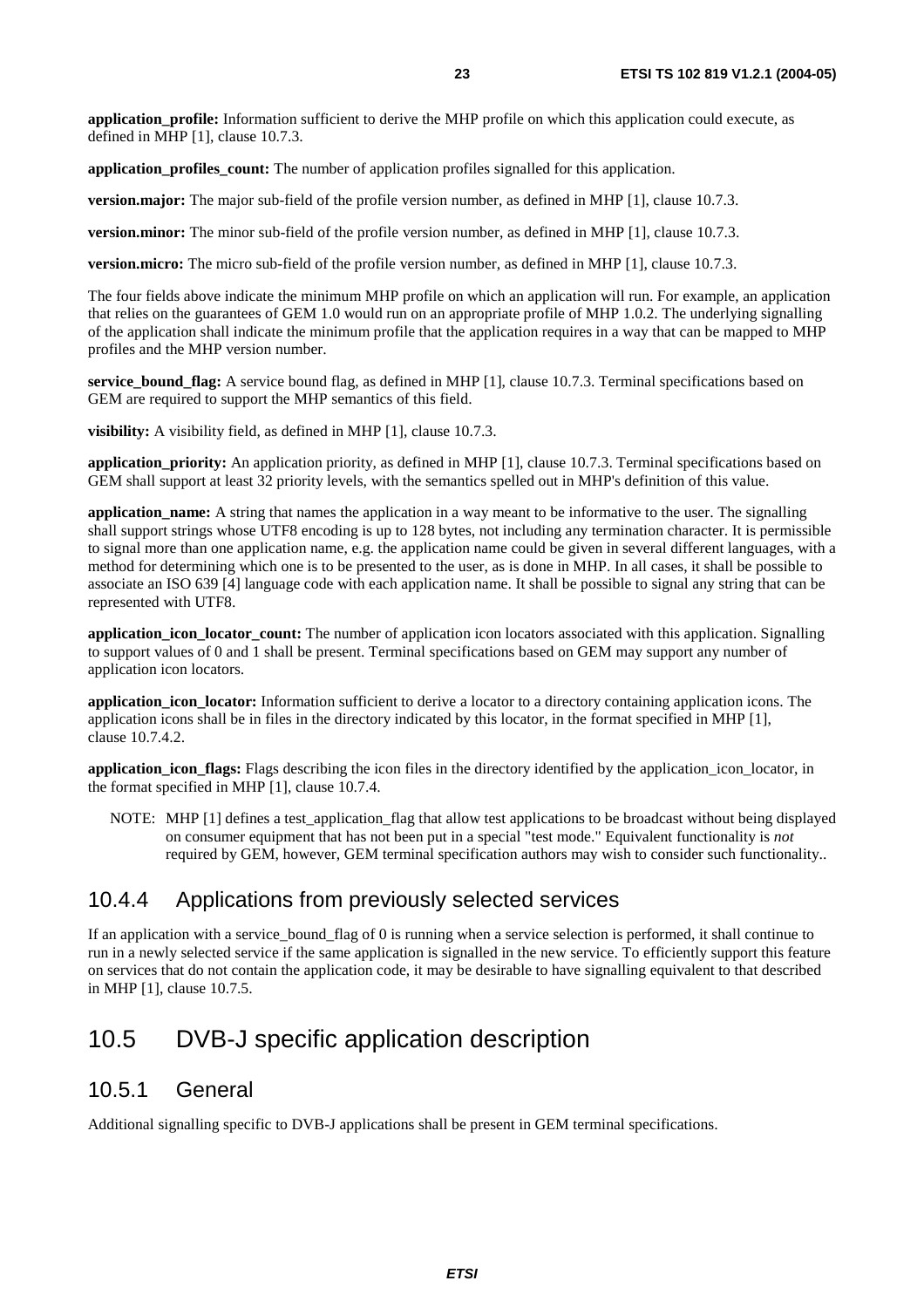**application_profile:** Information sufficient to derive the MHP profile on which this application could execute, as defined in MHP [1], clause 10.7.3.

**application_profiles_count:** The number of application profiles signalled for this application.

**version.major:** The major sub-field of the profile version number, as defined in MHP [1], clause 10.7.3.

**version.minor:** The minor sub-field of the profile version number, as defined in MHP [1], clause 10.7.3.

**version.micro:** The micro sub-field of the profile version number, as defined in MHP [1], clause 10.7.3.

The four fields above indicate the minimum MHP profile on which an application will run. For example, an application that relies on the guarantees of GEM 1.0 would run on an appropriate profile of MHP 1.0.2. The underlying signalling of the application shall indicate the minimum profile that the application requires in a way that can be mapped to MHP profiles and the MHP version number.

**service_bound_flag:** A service bound flag, as defined in MHP [1], clause 10.7.3. Terminal specifications based on GEM are required to support the MHP semantics of this field.

**visibility:** A visibility field, as defined in MHP [1], clause 10.7.3.

**application_priority:** An application priority, as defined in MHP [1], clause 10.7.3. Terminal specifications based on GEM shall support at least 32 priority levels, with the semantics spelled out in MHP's definition of this value.

**application_name:** A string that names the application in a way meant to be informative to the user. The signalling shall support strings whose UTF8 encoding is up to 128 bytes, not including any termination character. It is permissible to signal more than one application name, e.g. the application name could be given in several different languages, with a method for determining which one is to be presented to the user, as is done in MHP. In all cases, it shall be possible to associate an ISO 639 [4] language code with each application name. It shall be possible to signal any string that can be represented with UTF8.

**application_icon_locator_count:** The number of application icon locators associated with this application. Signalling to support values of 0 and 1 shall be present. Terminal specifications based on GEM may support any number of application icon locators.

**application_icon_locator:** Information sufficient to derive a locator to a directory containing application icons. The application icons shall be in files in the directory indicated by this locator, in the format specified in MHP [1], clause 10.7.4.2.

**application_icon_flags:** Flags describing the icon files in the directory identified by the application_icon_locator, in the format specified in MHP [1], clause 10.7.4.

NOTE: MHP [1] defines a test_application_flag that allow test applications to be broadcast without being displayed on consumer equipment that has not been put in a special "test mode." Equivalent functionality is *not* required by GEM, however, GEM terminal specification authors may wish to consider such functionality..

### 10.4.4 Applications from previously selected services

If an application with a service_bound_flag of 0 is running when a service selection is performed, it shall continue to run in a newly selected service if the same application is signalled in the new service. To efficiently support this feature on services that do not contain the application code, it may be desirable to have signalling equivalent to that described in MHP [1], clause 10.7.5.

## 10.5 DVB-J specific application description

### 10.5.1 General

Additional signalling specific to DVB-J applications shall be present in GEM terminal specifications.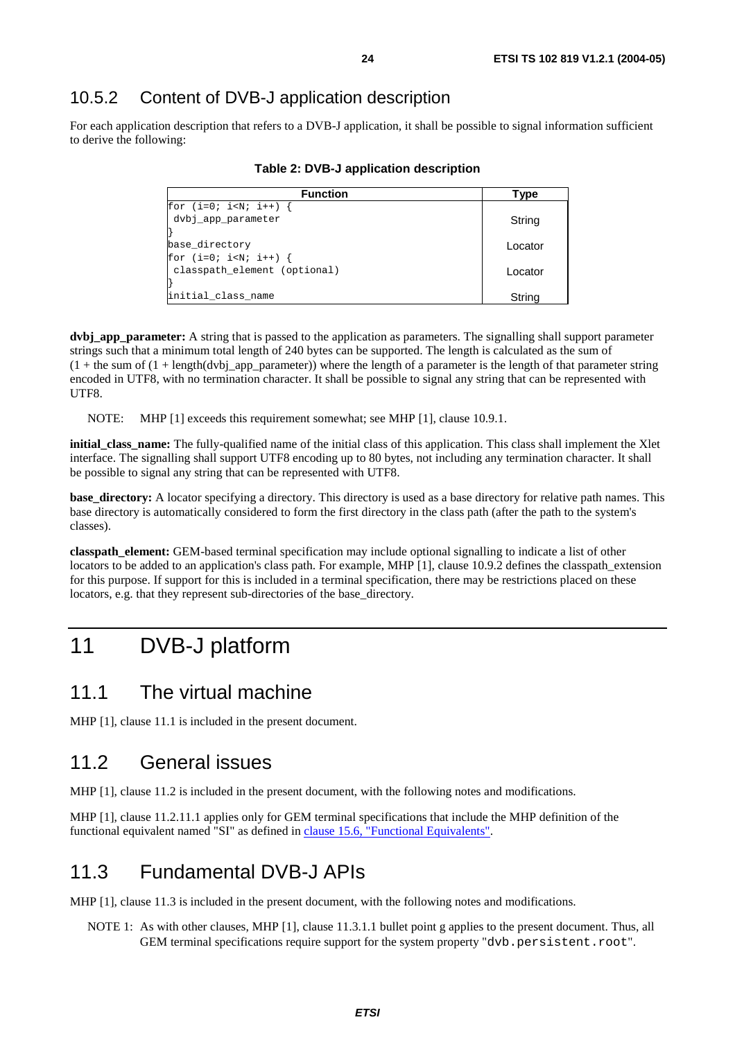### 10.5.2 Content of DVB-J application description

For each application description that refers to a DVB-J application, it shall be possible to signal information sufficient to derive the following:

**Table 2: DVB-J application description**

| Function | Type |
| --- | --- |
| for (i=0; i<N; i++) {<br>&nbsp;dvbj_app_parameter<br>} | String |
| base_directory | Locator |
| for (i=0; i<N; i++) {<br>&nbsp;classpath_element (optional)<br>} | Locator |
| initial_class_name | String |

**dvbj_app_parameter:** A string that is passed to the application as parameters. The signalling shall support parameter strings such that a minimum total length of 240 bytes can be supported. The length is calculated as the sum of (1 + the sum of (1 + length(dvbj_app_parameter)) where the length of a parameter is the length of that parameter string encoded in UTF8, with no termination character. It shall be possible to signal any string that can be represented with UTF8.

NOTE: MHP [1] exceeds this requirement somewhat; see MHP [1], clause 10.9.1.

**initial_class_name:** The fully-qualified name of the initial class of this application. This class shall implement the Xlet interface. The signalling shall support UTF8 encoding up to 80 bytes, not including any termination character. It shall be possible to signal any string that can be represented with UTF8.

**base_directory:** A locator specifying a directory. This directory is used as a base directory for relative path names. This base directory is automatically considered to form the first directory in the class path (after the path to the system's classes).

**classpath_element:** GEM-based terminal specification may include optional signalling to indicate a list of other locators to be added to an application's class path. For example, MHP [1], clause 10.9.2 defines the classpath_extension for this purpose. If support for this is included in a terminal specification, there may be restrictions placed on these locators, e.g. that they represent sub-directories of the base_directory.

# 11 DVB-J platform

## 11.1 The virtual machine

MHP [1], clause 11.1 is included in the present document.

## 11.2 General issues

MHP [1], clause 11.2 is included in the present document, with the following notes and modifications.

MHP [1], clause 11.2.11.1 applies only for GEM terminal specifications that include the MHP definition of the functional equivalent named "SI" as defined in clause 15.6, "Functional Equivalents".

## 11.3 Fundamental DVB-J APIs

MHP [1], clause 11.3 is included in the present document, with the following notes and modifications.

NOTE 1: As with other clauses, MHP [1], clause 11.3.1.1 bullet point g applies to the present document. Thus, all GEM terminal specifications require support for the system property "`dvb.persistent.root`".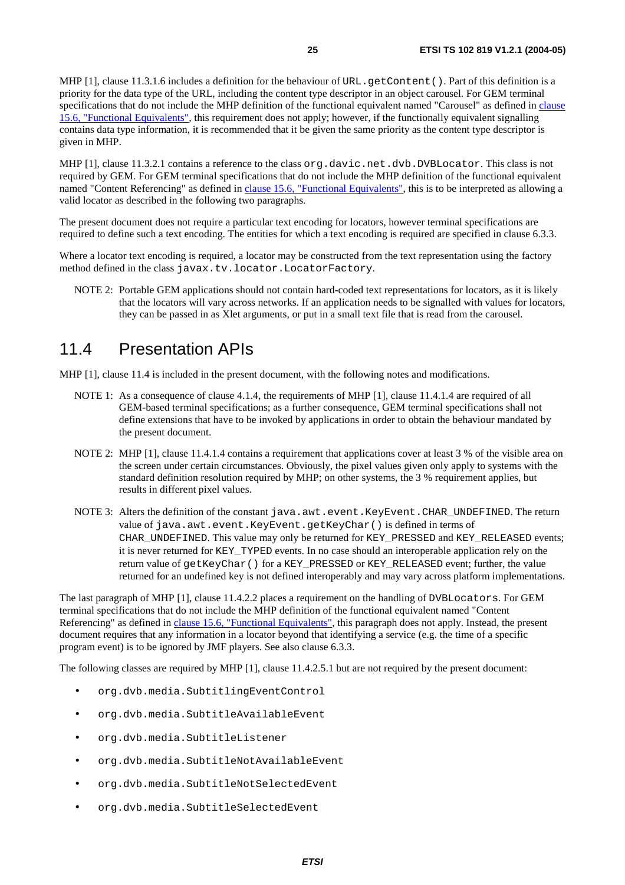MHP [1], clause 11.3.1.6 includes a definition for the behaviour of `URL.getContent()`. Part of this definition is a priority for the data type of the URL, including the content type descriptor in an object carousel. For GEM terminal specifications that do not include the MHP definition of the functional equivalent named "Carousel" as defined in clause 15.6, "Functional Equivalents", this requirement does not apply; however, if the functionally equivalent signalling contains data type information, it is recommended that it be given the same priority as the content type descriptor is given in MHP.

MHP [1], clause 11.3.2.1 contains a reference to the class `org.davic.net.dvb.DVBLocator`. This class is not required by GEM. For GEM terminal specifications that do not include the MHP definition of the functional equivalent named "Content Referencing" as defined in clause 15.6, "Functional Equivalents", this is to be interpreted as allowing a valid locator as described in the following two paragraphs.

The present document does not require a particular text encoding for locators, however terminal specifications are required to define such a text encoding. The entities for which a text encoding is required are specified in clause 6.3.3.

Where a locator text encoding is required, a locator may be constructed from the text representation using the factory method defined in the class `javax.tv.locator.LocatorFactory`.

NOTE 2: Portable GEM applications should not contain hard-coded text representations for locators, as it is likely that the locators will vary across networks. If an application needs to be signalled with values for locators, they can be passed in as Xlet arguments, or put in a small text file that is read from the carousel.

## 11.4 Presentation APIs

MHP [1], clause 11.4 is included in the present document, with the following notes and modifications.

NOTE 1: As a consequence of clause 4.1.4, the requirements of MHP [1], clause 11.4.1.4 are required of all GEM-based terminal specifications; as a further consequence, GEM terminal specifications shall not define extensions that have to be invoked by applications in order to obtain the behaviour mandated by the present document.

NOTE 2: MHP [1], clause 11.4.1.4 contains a requirement that applications cover at least 3 % of the visible area on the screen under certain circumstances. Obviously, the pixel values given only apply to systems with the standard definition resolution required by MHP; on other systems, the 3 % requirement applies, but results in different pixel values.

NOTE 3: Alters the definition of the constant `java.awt.event.KeyEvent.CHAR_UNDEFINED`. The return value of `java.awt.event.KeyEvent.getKeyChar()` is defined in terms of `CHAR_UNDEFINED`. This value may only be returned for `KEY_PRESSED` and `KEY_RELEASED` events; it is never returned for `KEY_TYPED` events. In no case should an interoperable application rely on the return value of `getKeyChar()` for a `KEY_PRESSED` or `KEY_RELEASED` event; further, the value returned for an undefined key is not defined interoperably and may vary across platform implementations.

The last paragraph of MHP [1], clause 11.4.2.2 places a requirement on the handling of `DVBLocators`. For GEM terminal specifications that do not include the MHP definition of the functional equivalent named "Content Referencing" as defined in clause 15.6, "Functional Equivalents", this paragraph does not apply. Instead, the present document requires that any information in a locator beyond that identifying a service (e.g. the time of a specific program event) is to be ignored by JMF players. See also clause 6.3.3.

The following classes are required by MHP [1], clause 11.4.2.5.1 but are not required by the present document:

- `org.dvb.media.SubtitlingEventControl`
- `org.dvb.media.SubtitleAvailableEvent`
- `org.dvb.media.SubtitleListener`
- `org.dvb.media.SubtitleNotAvailableEvent`
- `org.dvb.media.SubtitleNotSelectedEvent`
- `org.dvb.media.SubtitleSelectedEvent`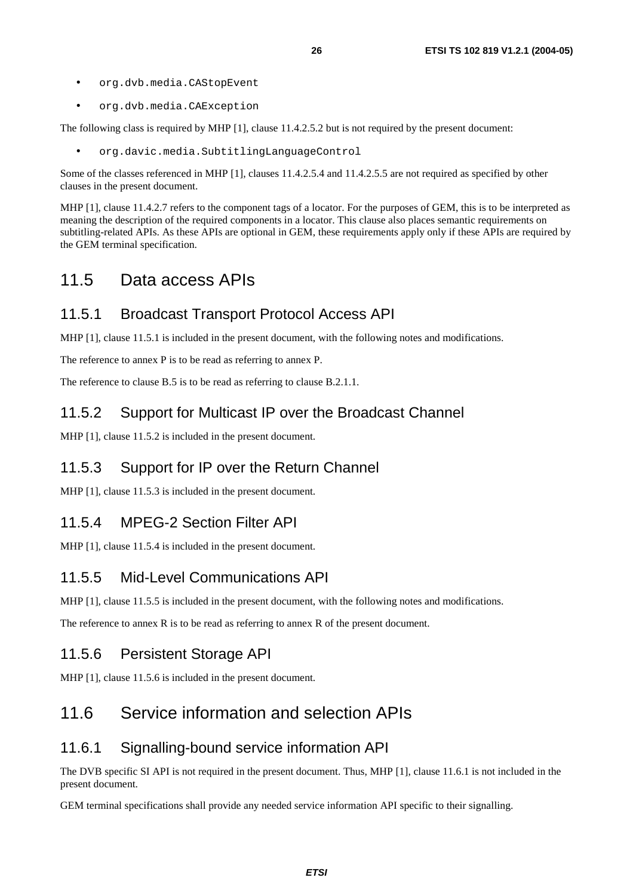- `org.dvb.media.CAStopEvent`
- `org.dvb.media.CAException`

The following class is required by MHP [1], clause 11.4.2.5.2 but is not required by the present document:

- `org.davic.media.SubtitlingLanguageControl`

Some of the classes referenced in MHP [1], clauses 11.4.2.5.4 and 11.4.2.5.5 are not required as specified by other clauses in the present document.

MHP [1], clause 11.4.2.7 refers to the component tags of a locator. For the purposes of GEM, this is to be interpreted as meaning the description of the required components in a locator. This clause also places semantic requirements on subtitling-related APIs. As these APIs are optional in GEM, these requirements apply only if these APIs are required by the GEM terminal specification.

## 11.5 Data access APIs

### 11.5.1 Broadcast Transport Protocol Access API

MHP [1], clause 11.5.1 is included in the present document, with the following notes and modifications.

The reference to annex P is to be read as referring to annex P.

The reference to clause B.5 is to be read as referring to clause B.2.1.1.

### 11.5.2 Support for Multicast IP over the Broadcast Channel

MHP [1], clause 11.5.2 is included in the present document.

### 11.5.3 Support for IP over the Return Channel

MHP [1], clause 11.5.3 is included in the present document.

### 11.5.4 MPEG-2 Section Filter API

MHP [1], clause 11.5.4 is included in the present document.

### 11.5.5 Mid-Level Communications API

MHP [1], clause 11.5.5 is included in the present document, with the following notes and modifications.

The reference to annex R is to be read as referring to annex R of the present document.

### 11.5.6 Persistent Storage API

MHP [1], clause 11.5.6 is included in the present document.

## 11.6 Service information and selection APIs

### 11.6.1 Signalling-bound service information API

The DVB specific SI API is not required in the present document. Thus, MHP [1], clause 11.6.1 is not included in the present document.

GEM terminal specifications shall provide any needed service information API specific to their signalling.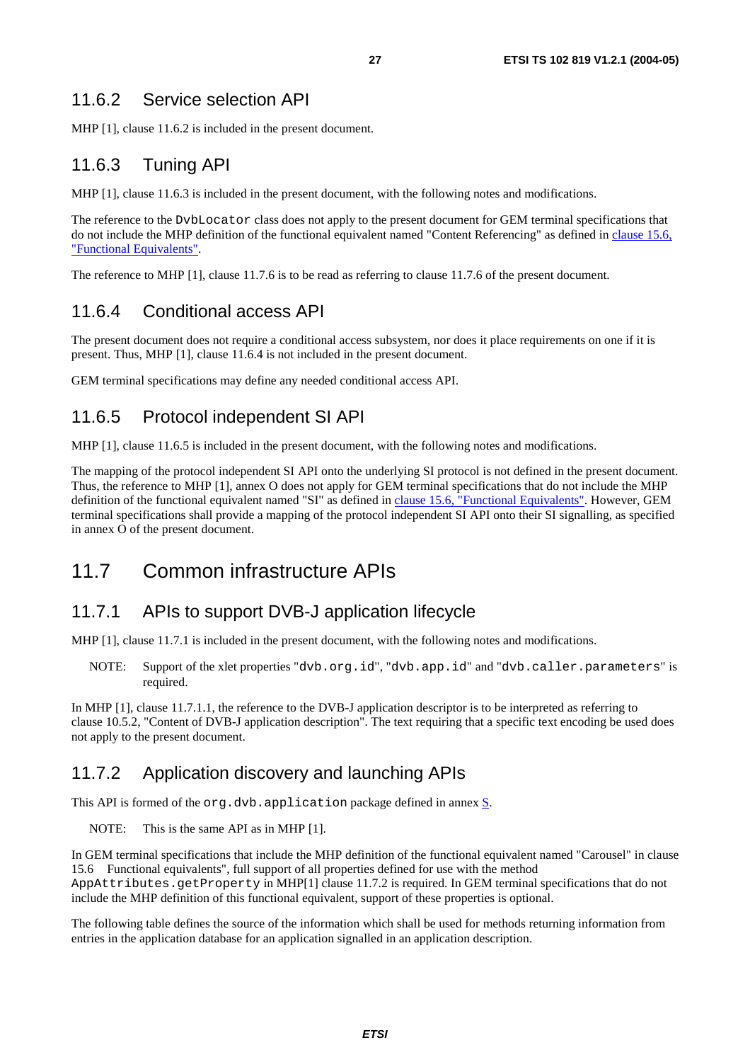### 11.6.2 Service selection API

MHP [1], clause 11.6.2 is included in the present document.

### 11.6.3 Tuning API

MHP [1], clause 11.6.3 is included in the present document, with the following notes and modifications.

The reference to the `DvbLocator` class does not apply to the present document for GEM terminal specifications that do not include the MHP definition of the functional equivalent named "Content Referencing" as defined in clause 15.6, "Functional Equivalents".

The reference to MHP [1], clause 11.7.6 is to be read as referring to clause 11.7.6 of the present document.

### 11.6.4 Conditional access API

The present document does not require a conditional access subsystem, nor does it place requirements on one if it is present. Thus, MHP [1], clause 11.6.4 is not included in the present document.

GEM terminal specifications may define any needed conditional access API.

### 11.6.5 Protocol independent SI API

MHP [1], clause 11.6.5 is included in the present document, with the following notes and modifications.

The mapping of the protocol independent SI API onto the underlying SI protocol is not defined in the present document. Thus, the reference to MHP [1], annex O does not apply for GEM terminal specifications that do not include the MHP definition of the functional equivalent named "SI" as defined in clause 15.6, "Functional Equivalents". However, GEM terminal specifications shall provide a mapping of the protocol independent SI API onto their SI signalling, as specified in annex O of the present document.

## 11.7 Common infrastructure APIs

### 11.7.1 APIs to support DVB-J application lifecycle

MHP [1], clause 11.7.1 is included in the present document, with the following notes and modifications.

NOTE: Support of the xlet properties "`dvb.org.id`", "`dvb.app.id`" and "`dvb.caller.parameters`" is required.

In MHP [1], clause 11.7.1.1, the reference to the DVB-J application descriptor is to be interpreted as referring to clause 10.5.2, "Content of DVB-J application description". The text requiring that a specific text encoding be used does not apply to the present document.

### 11.7.2 Application discovery and launching APIs

This API is formed of the `org.dvb.application` package defined in annex S.

NOTE: This is the same API as in MHP [1].

In GEM terminal specifications that include the MHP definition of the functional equivalent named "Carousel" in clause 15.6 Functional equivalents", full support of all properties defined for use with the method `AppAttributes.getProperty` in MHP[1] clause 11.7.2 is required. In GEM terminal specifications that do not include the MHP definition of this functional equivalent, support of these properties is optional.

The following table defines the source of the information which shall be used for methods returning information from entries in the application database for an application signalled in an application description.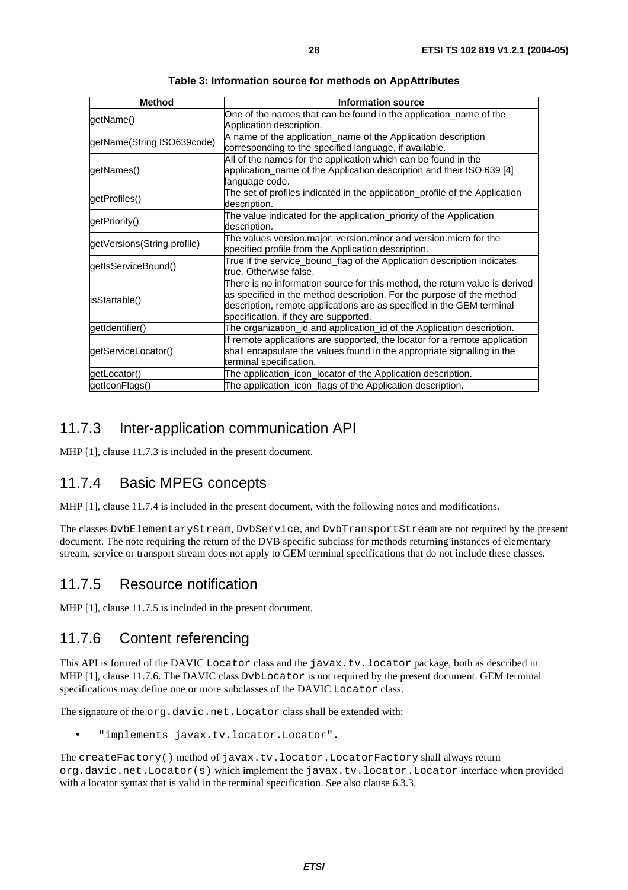**Table 3: Information source for methods on AppAttributes**

| Method | Information source |
| --- | --- |
| getName() | One of the names that can be found in the application_name of the Application description. |
| getName(String ISO639code) | A name of the application_name of the Application description corresponding to the specified language, if available. |
| getNames() | All of the names for the application which can be found in the application_name of the Application description and their ISO 639 [4] language code. |
| getProfiles() | The set of profiles indicated in the application_profile of the Application description. |
| getPriority() | The value indicated for the application_priority of the Application description. |
| getVersions(String profile) | The values version.major, version.minor and version.micro for the specified profile from the Application description. |
| getIsServiceBound() | True if the service_bound_flag of the Application description indicates true. Otherwise false. |
| isStartable() | There is no information source for this method, the return value is derived as specified in the method description. For the purpose of the method description, remote applications are as specified in the GEM terminal specification, if they are supported. |
| getIdentifier() | The organization_id and application_id of the Application description. |
| getServiceLocator() | If remote applications are supported, the locator for a remote application shall encapsulate the values found in the appropriate signalling in the terminal specification. |
| getLocator() | The application_icon_locator of the Application description. |
| getIconFlags() | The application_icon_flags of the Application description. |

## 11.7.3 Inter-application communication API

MHP [1], clause 11.7.3 is included in the present document.

## 11.7.4 Basic MPEG concepts

MHP [1], clause 11.7.4 is included in the present document, with the following notes and modifications.

The classes `DvbElementaryStream`, `DvbService`, and `DvbTransportStream` are not required by the present document. The note requiring the return of the DVB specific subclass for methods returning instances of elementary stream, service or transport stream does not apply to GEM terminal specifications that do not include these classes.

## 11.7.5 Resource notification

MHP [1], clause 11.7.5 is included in the present document.

## 11.7.6 Content referencing

This API is formed of the DAVIC `Locator` class and the `javax.tv.locator` package, both as described in MHP [1], clause 11.7.6. The DAVIC class `DvbLocator` is not required by the present document. GEM terminal specifications may define one or more subclasses of the DAVIC `Locator` class.

The signature of the `org.davic.net.Locator` class shall be extended with:

- `"implements javax.tv.locator.Locator"`.

The `createFactory()` method of `javax.tv.locator.LocatorFactory` shall always return `org.davic.net.Locator(s)` which implement the `javax.tv.locator.Locator` interface when provided with a locator syntax that is valid in the terminal specification. See also clause 6.3.3.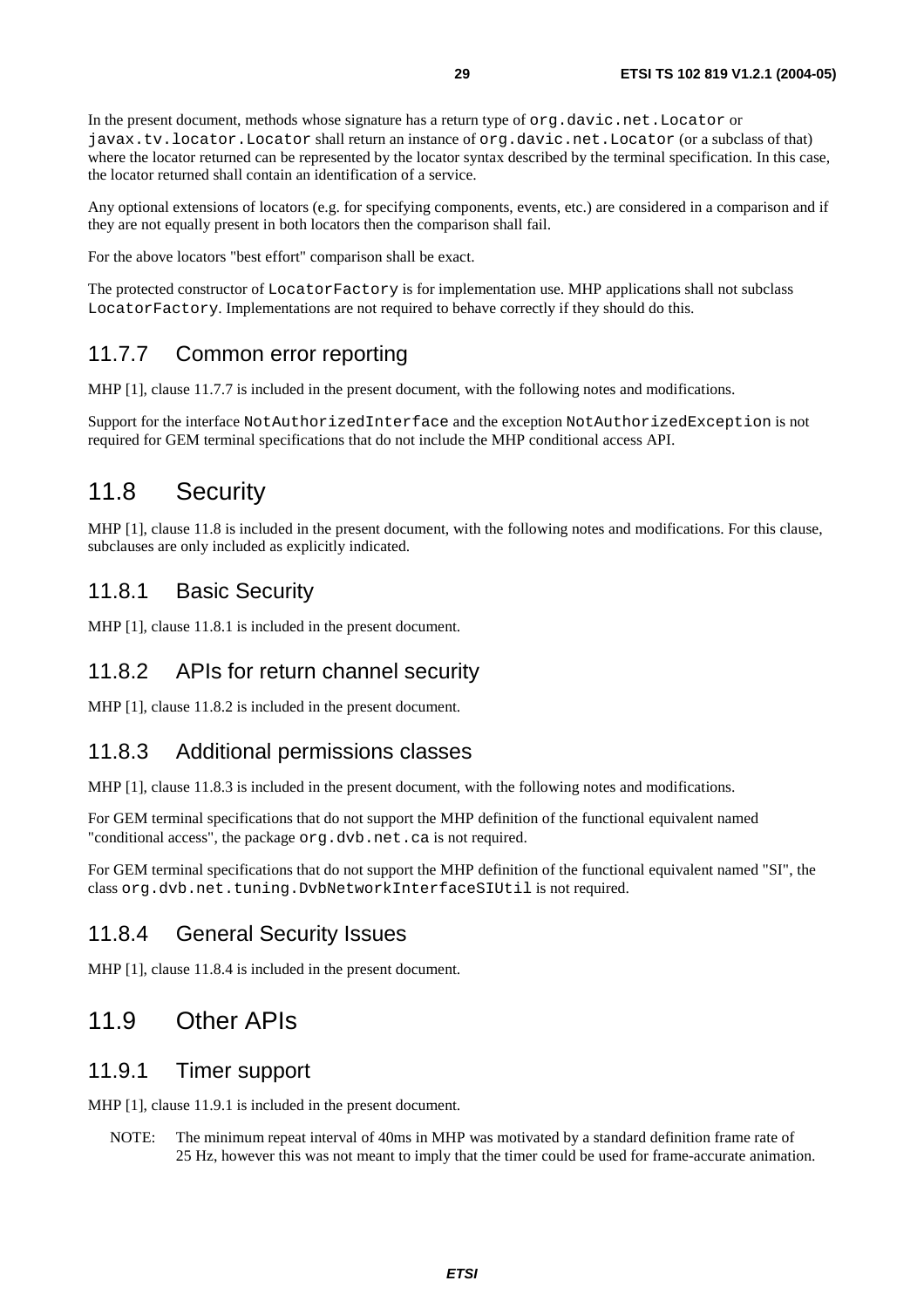In the present document, methods whose signature has a return type of `org.davic.net.Locator` or `javax.tv.locator.Locator` shall return an instance of `org.davic.net.Locator` (or a subclass of that) where the locator returned can be represented by the locator syntax described by the terminal specification. In this case, the locator returned shall contain an identification of a service.

Any optional extensions of locators (e.g. for specifying components, events, etc.) are considered in a comparison and if they are not equally present in both locators then the comparison shall fail.

For the above locators "best effort" comparison shall be exact.

The protected constructor of `LocatorFactory` is for implementation use. MHP applications shall not subclass `LocatorFactory`. Implementations are not required to behave correctly if they should do this.

### 11.7.7 Common error reporting

MHP [1], clause 11.7.7 is included in the present document, with the following notes and modifications.

Support for the interface `NotAuthorizedInterface` and the exception `NotAuthorizedException` is not required for GEM terminal specifications that do not include the MHP conditional access API.

## 11.8 Security

MHP [1], clause 11.8 is included in the present document, with the following notes and modifications. For this clause, subclauses are only included as explicitly indicated.

### 11.8.1 Basic Security

MHP [1], clause 11.8.1 is included in the present document.

### 11.8.2 APIs for return channel security

MHP [1], clause 11.8.2 is included in the present document.

### 11.8.3 Additional permissions classes

MHP [1], clause 11.8.3 is included in the present document, with the following notes and modifications.

For GEM terminal specifications that do not support the MHP definition of the functional equivalent named "conditional access", the package `org.dvb.net.ca` is not required.

For GEM terminal specifications that do not support the MHP definition of the functional equivalent named "SI", the class `org.dvb.net.tuning.DvbNetworkInterfaceSIUtil` is not required.

### 11.8.4 General Security Issues

MHP [1], clause 11.8.4 is included in the present document.

## 11.9 Other APIs

### 11.9.1 Timer support

MHP [1], clause 11.9.1 is included in the present document.

NOTE: The minimum repeat interval of 40ms in MHP was motivated by a standard definition frame rate of 25 Hz, however this was not meant to imply that the timer could be used for frame-accurate animation.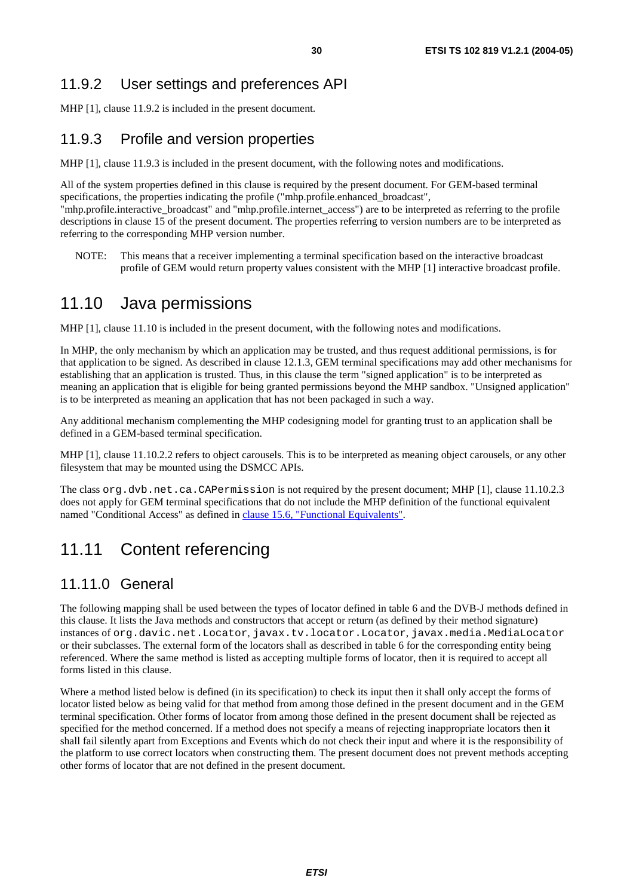### 11.9.2 User settings and preferences API

MHP [1], clause 11.9.2 is included in the present document.

### 11.9.3 Profile and version properties

MHP [1], clause 11.9.3 is included in the present document, with the following notes and modifications.

All of the system properties defined in this clause is required by the present document. For GEM-based terminal specifications, the properties indicating the profile ("mhp.profile.enhanced_broadcast", "mhp.profile.interactive_broadcast" and "mhp.profile.internet_access") are to be interpreted as referring to the profile descriptions in clause 15 of the present document. The properties referring to version numbers are to be interpreted as referring to the corresponding MHP version number.

NOTE: This means that a receiver implementing a terminal specification based on the interactive broadcast profile of GEM would return property values consistent with the MHP [1] interactive broadcast profile.

## 11.10 Java permissions

MHP [1], clause 11.10 is included in the present document, with the following notes and modifications.

In MHP, the only mechanism by which an application may be trusted, and thus request additional permissions, is for that application to be signed. As described in clause 12.1.3, GEM terminal specifications may add other mechanisms for establishing that an application is trusted. Thus, in this clause the term "signed application" is to be interpreted as meaning an application that is eligible for being granted permissions beyond the MHP sandbox. "Unsigned application" is to be interpreted as meaning an application that has not been packaged in such a way.

Any additional mechanism complementing the MHP codesigning model for granting trust to an application shall be defined in a GEM-based terminal specification.

MHP [1], clause 11.10.2.2 refers to object carousels. This is to be interpreted as meaning object carousels, or any other filesystem that may be mounted using the DSMCC APIs.

The class `org.dvb.net.ca.CAPermission` is not required by the present document; MHP [1], clause 11.10.2.3 does not apply for GEM terminal specifications that do not include the MHP definition of the functional equivalent named "Conditional Access" as defined in clause 15.6, "Functional Equivalents".

## 11.11 Content referencing

### 11.11.0 General

The following mapping shall be used between the types of locator defined in table 6 and the DVB-J methods defined in this clause. It lists the Java methods and constructors that accept or return (as defined by their method signature) instances of `org.davic.net.Locator`, `javax.tv.locator.Locator`, `javax.media.MediaLocator` or their subclasses. The external form of the locators shall as described in table 6 for the corresponding entity being referenced. Where the same method is listed as accepting multiple forms of locator, then it is required to accept all forms listed in this clause.

Where a method listed below is defined (in its specification) to check its input then it shall only accept the forms of locator listed below as being valid for that method from among those defined in the present document and in the GEM terminal specification. Other forms of locator from among those defined in the present document shall be rejected as specified for the method concerned. If a method does not specify a means of rejecting inappropriate locators then it shall fail silently apart from Exceptions and Events which do not check their input and where it is the responsibility of the platform to use correct locators when constructing them. The present document does not prevent methods accepting other forms of locator that are not defined in the present document.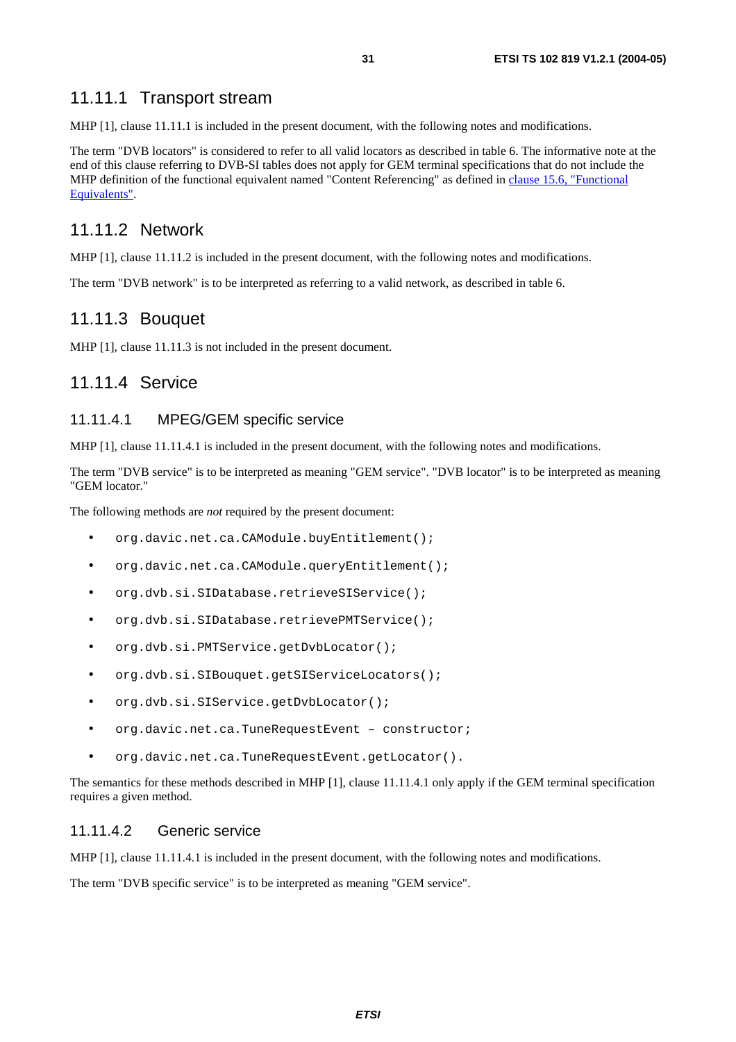### 11.11.1 Transport stream

MHP [1], clause 11.11.1 is included in the present document, with the following notes and modifications.

The term "DVB locators" is considered to refer to all valid locators as described in table 6. The informative note at the end of this clause referring to DVB-SI tables does not apply for GEM terminal specifications that do not include the MHP definition of the functional equivalent named "Content Referencing" as defined in clause 15.6, "Functional Equivalents".

### 11.11.2 Network

MHP [1], clause 11.11.2 is included in the present document, with the following notes and modifications.

The term "DVB network" is to be interpreted as referring to a valid network, as described in table 6.

### 11.11.3 Bouquet

MHP [1], clause 11.11.3 is not included in the present document.

### 11.11.4 Service

#### 11.11.4.1 MPEG/GEM specific service

MHP [1], clause 11.11.4.1 is included in the present document, with the following notes and modifications.

The term "DVB service" is to be interpreted as meaning "GEM service". "DVB locator" is to be interpreted as meaning "GEM locator."

The following methods are *not* required by the present document:

- `org.davic.net.ca.CAModule.buyEntitlement();`
- `org.davic.net.ca.CAModule.queryEntitlement();`
- `org.dvb.si.SIDatabase.retrieveSIService();`
- `org.dvb.si.SIDatabase.retrievePMTService();`
- `org.dvb.si.PMTService.getDvbLocator();`
- `org.dvb.si.SIBouquet.getSIServiceLocators();`
- `org.dvb.si.SIService.getDvbLocator();`
- `org.davic.net.ca.TuneRequestEvent – constructor;`
- `org.davic.net.ca.TuneRequestEvent.getLocator().`

The semantics for these methods described in MHP [1], clause 11.11.4.1 only apply if the GEM terminal specification requires a given method.

#### 11.11.4.2 Generic service

MHP [1], clause 11.11.4.1 is included in the present document, with the following notes and modifications.

The term "DVB specific service" is to be interpreted as meaning "GEM service".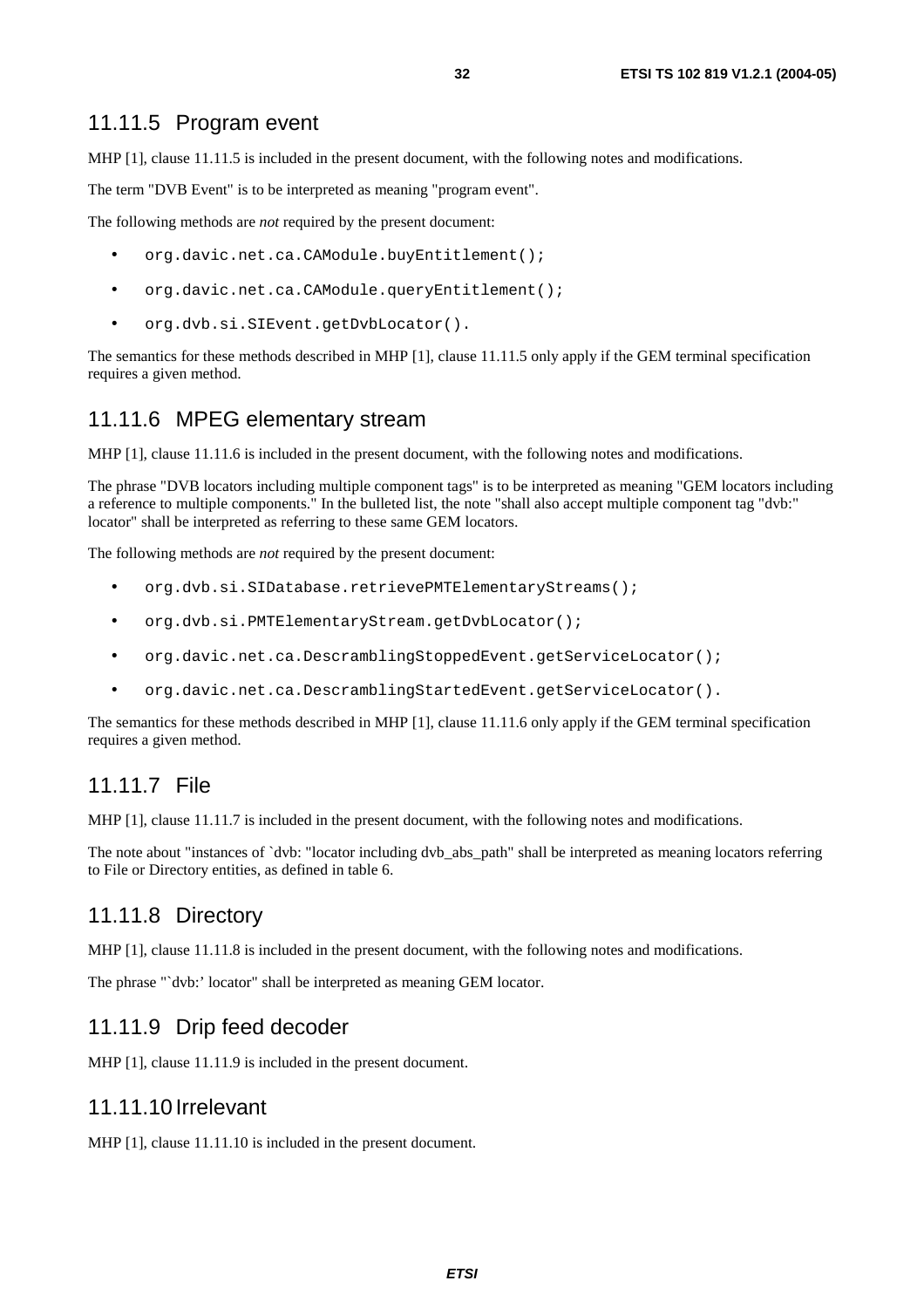### 11.11.5 Program event

MHP [1], clause 11.11.5 is included in the present document, with the following notes and modifications.

The term "DVB Event" is to be interpreted as meaning "program event".

The following methods are *not* required by the present document:

- `org.davic.net.ca.CAModule.buyEntitlement();`
- `org.davic.net.ca.CAModule.queryEntitlement();`
- `org.dvb.si.SIEvent.getDvbLocator().`

The semantics for these methods described in MHP [1], clause 11.11.5 only apply if the GEM terminal specification requires a given method.

### 11.11.6 MPEG elementary stream

MHP [1], clause 11.11.6 is included in the present document, with the following notes and modifications.

The phrase "DVB locators including multiple component tags" is to be interpreted as meaning "GEM locators including a reference to multiple components." In the bulleted list, the note "shall also accept multiple component tag "dvb:" locator" shall be interpreted as referring to these same GEM locators.

The following methods are *not* required by the present document:

- `org.dvb.si.SIDatabase.retrievePMTElementaryStreams();`
- `org.dvb.si.PMTElementaryStream.getDvbLocator();`
- `org.davic.net.ca.DescramblingStoppedEvent.getServiceLocator();`
- `org.davic.net.ca.DescramblingStartedEvent.getServiceLocator().`

The semantics for these methods described in MHP [1], clause 11.11.6 only apply if the GEM terminal specification requires a given method.

### 11.11.7 File

MHP [1], clause 11.11.7 is included in the present document, with the following notes and modifications.

The note about "instances of `dvb: "locator including dvb_abs_path" shall be interpreted as meaning locators referring to File or Directory entities, as defined in table 6.

### 11.11.8 Directory

MHP [1], clause 11.11.8 is included in the present document, with the following notes and modifications.

The phrase "`dvb:' locator" shall be interpreted as meaning GEM locator.

### 11.11.9 Drip feed decoder

MHP [1], clause 11.11.9 is included in the present document.

### 11.11.10 Irrelevant

MHP [1], clause 11.11.10 is included in the present document.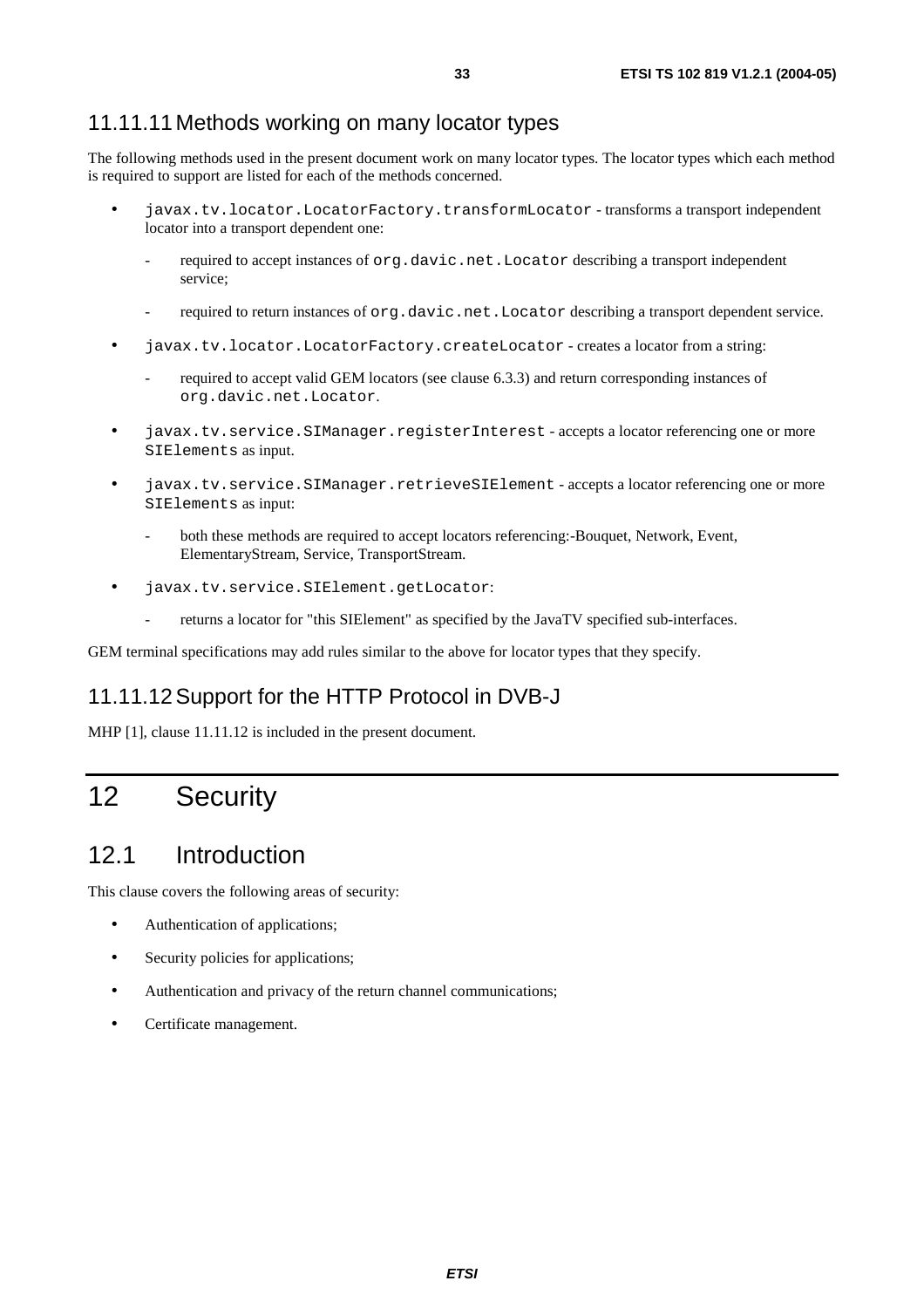### 11.11.11 Methods working on many locator types

The following methods used in the present document work on many locator types. The locator types which each method is required to support are listed for each of the methods concerned.

- `javax.tv.locator.LocatorFactory.transformLocator` - transforms a transport independent locator into a transport dependent one:
  - required to accept instances of `org.davic.net.Locator` describing a transport independent service;
  - required to return instances of `org.davic.net.Locator` describing a transport dependent service.
- `javax.tv.locator.LocatorFactory.createLocator` - creates a locator from a string:
  - required to accept valid GEM locators (see clause 6.3.3) and return corresponding instances of `org.davic.net.Locator`.
- `javax.tv.service.SIManager.registerInterest` - accepts a locator referencing one or more `SIElements` as input.
- `javax.tv.service.SIManager.retrieveSIElement` - accepts a locator referencing one or more `SIElements` as input:
  - both these methods are required to accept locators referencing:-Bouquet, Network, Event, ElementaryStream, Service, TransportStream.
- `javax.tv.service.SIElement.getLocator`:
  - returns a locator for "this SIElement" as specified by the JavaTV specified sub-interfaces.

GEM terminal specifications may add rules similar to the above for locator types that they specify.

### 11.11.12 Support for the HTTP Protocol in DVB-J

MHP [1], clause 11.11.12 is included in the present document.

# 12 Security

## 12.1 Introduction

This clause covers the following areas of security:

- Authentication of applications;
- Security policies for applications;
- Authentication and privacy of the return channel communications;
- Certificate management.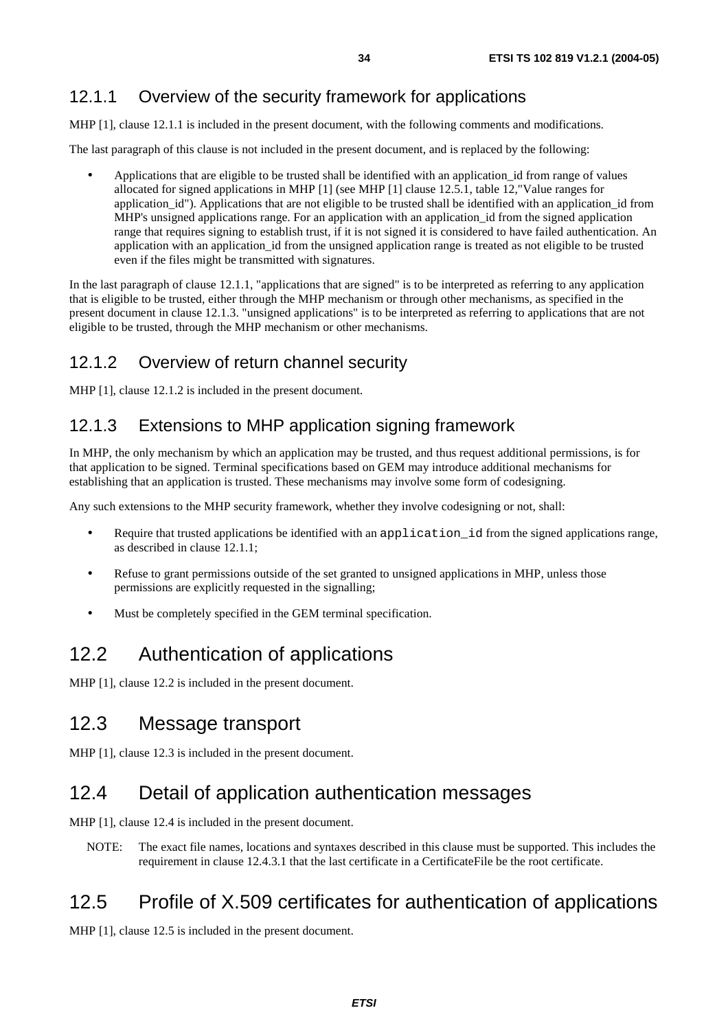### 12.1.1 Overview of the security framework for applications

MHP [1], clause 12.1.1 is included in the present document, with the following comments and modifications.

The last paragraph of this clause is not included in the present document, and is replaced by the following:

- Applications that are eligible to be trusted shall be identified with an application_id from range of values allocated for signed applications in MHP [1] (see MHP [1] clause 12.5.1, table 12,"Value ranges for application_id"). Applications that are not eligible to be trusted shall be identified with an application_id from MHP's unsigned applications range. For an application with an application_id from the signed application range that requires signing to establish trust, if it is not signed it is considered to have failed authentication. An application with an application_id from the unsigned application range is treated as not eligible to be trusted even if the files might be transmitted with signatures.

In the last paragraph of clause 12.1.1, "applications that are signed" is to be interpreted as referring to any application that is eligible to be trusted, either through the MHP mechanism or through other mechanisms, as specified in the present document in clause 12.1.3. "unsigned applications" is to be interpreted as referring to applications that are not eligible to be trusted, through the MHP mechanism or other mechanisms.

### 12.1.2 Overview of return channel security

MHP [1], clause 12.1.2 is included in the present document.

### 12.1.3 Extensions to MHP application signing framework

In MHP, the only mechanism by which an application may be trusted, and thus request additional permissions, is for that application to be signed. Terminal specifications based on GEM may introduce additional mechanisms for establishing that an application is trusted. These mechanisms may involve some form of codesigning.

Any such extensions to the MHP security framework, whether they involve codesigning or not, shall:

- Require that trusted applications be identified with an `application_id` from the signed applications range, as described in clause 12.1.1;
- Refuse to grant permissions outside of the set granted to unsigned applications in MHP, unless those permissions are explicitly requested in the signalling;
- Must be completely specified in the GEM terminal specification.

## 12.2 Authentication of applications

MHP [1], clause 12.2 is included in the present document.

## 12.3 Message transport

MHP [1], clause 12.3 is included in the present document.

## 12.4 Detail of application authentication messages

MHP [1], clause 12.4 is included in the present document.

NOTE: The exact file names, locations and syntaxes described in this clause must be supported. This includes the requirement in clause 12.4.3.1 that the last certificate in a CertificateFile be the root certificate.

## 12.5 Profile of X.509 certificates for authentication of applications

MHP [1], clause 12.5 is included in the present document.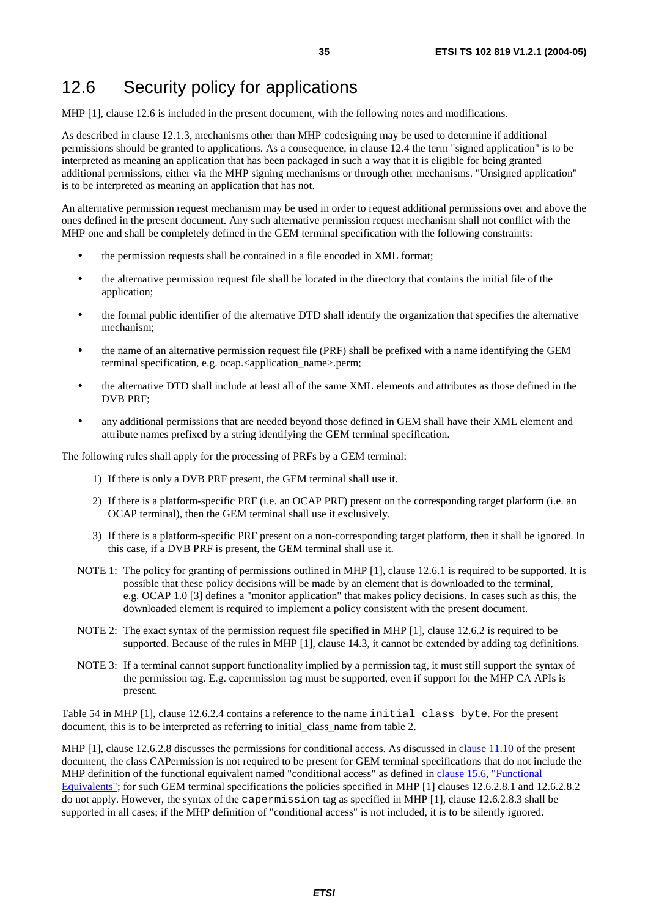## 12.6 Security policy for applications

MHP [1], clause 12.6 is included in the present document, with the following notes and modifications.

As described in clause 12.1.3, mechanisms other than MHP codesigning may be used to determine if additional permissions should be granted to applications. As a consequence, in clause 12.4 the term "signed application" is to be interpreted as meaning an application that has been packaged in such a way that it is eligible for being granted additional permissions, either via the MHP signing mechanisms or through other mechanisms. "Unsigned application" is to be interpreted as meaning an application that has not.

An alternative permission request mechanism may be used in order to request additional permissions over and above the ones defined in the present document. Any such alternative permission request mechanism shall not conflict with the MHP one and shall be completely defined in the GEM terminal specification with the following constraints:

- the permission requests shall be contained in a file encoded in XML format;
- the alternative permission request file shall be located in the directory that contains the initial file of the application;
- the formal public identifier of the alternative DTD shall identify the organization that specifies the alternative mechanism;
- the name of an alternative permission request file (PRF) shall be prefixed with a name identifying the GEM terminal specification, e.g. ocap.<application_name>.perm;
- the alternative DTD shall include at least all of the same XML elements and attributes as those defined in the DVB PRF;
- any additional permissions that are needed beyond those defined in GEM shall have their XML element and attribute names prefixed by a string identifying the GEM terminal specification.

The following rules shall apply for the processing of PRFs by a GEM terminal:

1) If there is only a DVB PRF present, the GEM terminal shall use it.
2) If there is a platform-specific PRF (i.e. an OCAP PRF) present on the corresponding target platform (i.e. an OCAP terminal), then the GEM terminal shall use it exclusively.
3) If there is a platform-specific PRF present on a non-corresponding target platform, then it shall be ignored. In this case, if a DVB PRF is present, the GEM terminal shall use it.

NOTE 1: The policy for granting of permissions outlined in MHP [1], clause 12.6.1 is required to be supported. It is possible that these policy decisions will be made by an element that is downloaded to the terminal, e.g. OCAP 1.0 [3] defines a "monitor application" that makes policy decisions. In cases such as this, the downloaded element is required to implement a policy consistent with the present document.

NOTE 2: The exact syntax of the permission request file specified in MHP [1], clause 12.6.2 is required to be supported. Because of the rules in MHP [1], clause 14.3, it cannot be extended by adding tag definitions.

NOTE 3: If a terminal cannot support functionality implied by a permission tag, it must still support the syntax of the permission tag. E.g. capermission tag must be supported, even if support for the MHP CA APIs is present.

Table 54 in MHP [1], clause 12.6.2.4 contains a reference to the name `initial_class_byte`. For the present document, this is to be interpreted as referring to initial_class_name from table 2.

MHP [1], clause 12.6.2.8 discusses the permissions for conditional access. As discussed in clause 11.10 of the present document, the class CAPermission is not required to be present for GEM terminal specifications that do not include the MHP definition of the functional equivalent named "conditional access" as defined in clause 15.6, "Functional Equivalents"; for such GEM terminal specifications the policies specified in MHP [1] clauses 12.6.2.8.1 and 12.6.2.8.2 do not apply. However, the syntax of the `capermission` tag as specified in MHP [1], clause 12.6.2.8.3 shall be supported in all cases; if the MHP definition of "conditional access" is not included, it is to be silently ignored.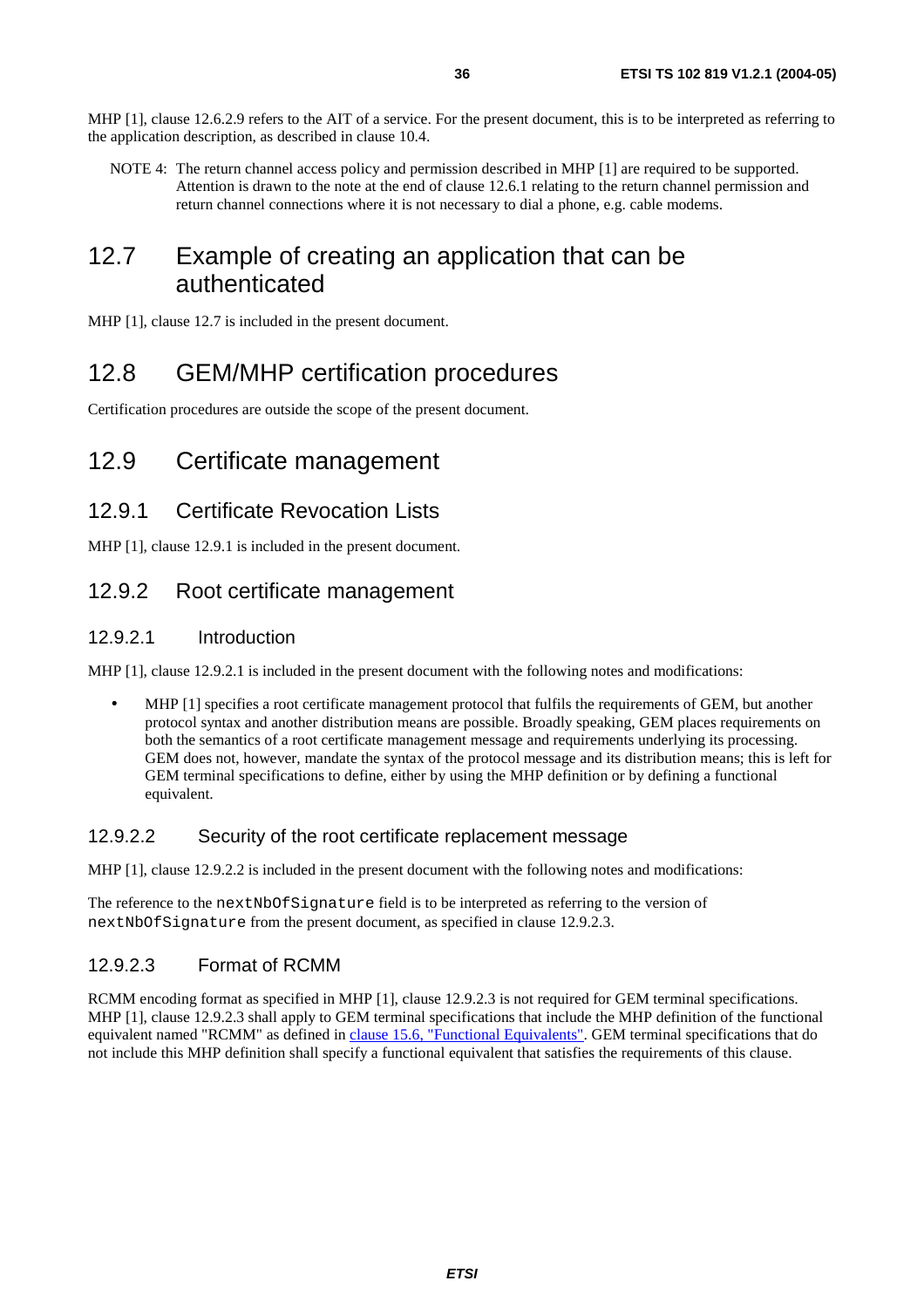MHP [1], clause 12.6.2.9 refers to the AIT of a service. For the present document, this is to be interpreted as referring to the application description, as described in clause 10.4.

NOTE 4: The return channel access policy and permission described in MHP [1] are required to be supported. Attention is drawn to the note at the end of clause 12.6.1 relating to the return channel permission and return channel connections where it is not necessary to dial a phone, e.g. cable modems.

## 12.7 Example of creating an application that can be authenticated

MHP [1], clause 12.7 is included in the present document.

## 12.8 GEM/MHP certification procedures

Certification procedures are outside the scope of the present document.

## 12.9 Certificate management

### 12.9.1 Certificate Revocation Lists

MHP [1], clause 12.9.1 is included in the present document.

### 12.9.2 Root certificate management

#### 12.9.2.1 Introduction

MHP [1], clause 12.9.2.1 is included in the present document with the following notes and modifications:

- MHP [1] specifies a root certificate management protocol that fulfils the requirements of GEM, but another protocol syntax and another distribution means are possible. Broadly speaking, GEM places requirements on both the semantics of a root certificate management message and requirements underlying its processing. GEM does not, however, mandate the syntax of the protocol message and its distribution means; this is left for GEM terminal specifications to define, either by using the MHP definition or by defining a functional equivalent.

#### 12.9.2.2 Security of the root certificate replacement message

MHP [1], clause 12.9.2.2 is included in the present document with the following notes and modifications:

The reference to the `nextNbOfSignature` field is to be interpreted as referring to the version of `nextNbOfSignature` from the present document, as specified in clause 12.9.2.3.

#### 12.9.2.3 Format of RCMM

RCMM encoding format as specified in MHP [1], clause 12.9.2.3 is not required for GEM terminal specifications. MHP [1], clause 12.9.2.3 shall apply to GEM terminal specifications that include the MHP definition of the functional equivalent named "RCMM" as defined in clause 15.6, "Functional Equivalents". GEM terminal specifications that do not include this MHP definition shall specify a functional equivalent that satisfies the requirements of this clause.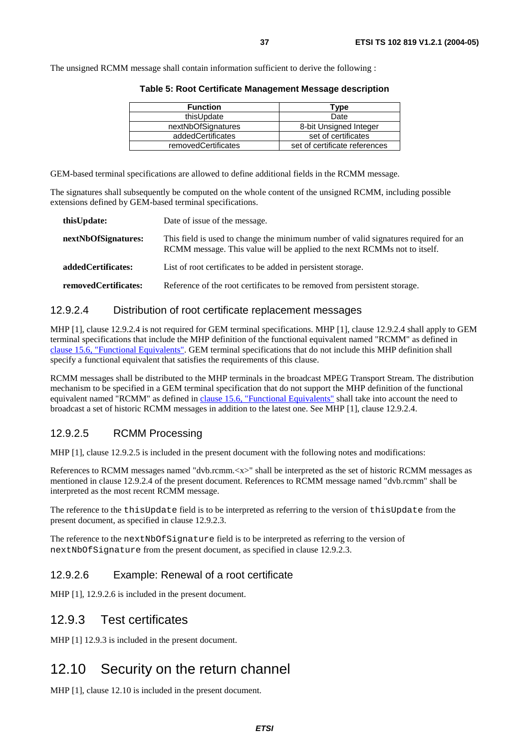The unsigned RCMM message shall contain information sufficient to derive the following :

**Table 5: Root Certificate Management Message description**

| Function | Type |
| --- | --- |
| thisUpdate | Date |
| nextNbOfSignatures | 8-bit Unsigned Integer |
| addedCertificates | set of certificates |
| removedCertificates | set of certificate references |

GEM-based terminal specifications are allowed to define additional fields in the RCMM message.

The signatures shall subsequently be computed on the whole content of the unsigned RCMM, including possible extensions defined by GEM-based terminal specifications.

**thisUpdate:** Date of issue of the message.

**nextNbOfSignatures:** This field is used to change the minimum number of valid signatures required for an RCMM message. This value will be applied to the next RCMMs not to itself.

**addedCertificates:** List of root certificates to be added in persistent storage.

**removedCertificates:** Reference of the root certificates to be removed from persistent storage.

#### 12.9.2.4 Distribution of root certificate replacement messages

MHP [1], clause 12.9.2.4 is not required for GEM terminal specifications. MHP [1], clause 12.9.2.4 shall apply to GEM terminal specifications that include the MHP definition of the functional equivalent named "RCMM" as defined in clause 15.6, "Functional Equivalents". GEM terminal specifications that do not include this MHP definition shall specify a functional equivalent that satisfies the requirements of this clause.

RCMM messages shall be distributed to the MHP terminals in the broadcast MPEG Transport Stream. The distribution mechanism to be specified in a GEM terminal specification that do not support the MHP definition of the functional equivalent named "RCMM" as defined in clause 15.6, "Functional Equivalents" shall take into account the need to broadcast a set of historic RCMM messages in addition to the latest one. See MHP [1], clause 12.9.2.4.

#### 12.9.2.5 RCMM Processing

MHP [1], clause 12.9.2.5 is included in the present document with the following notes and modifications:

References to RCMM messages named "dvb.rcmm.<x>" shall be interpreted as the set of historic RCMM messages as mentioned in clause 12.9.2.4 of the present document. References to RCMM message named "dvb.rcmm" shall be interpreted as the most recent RCMM message.

The reference to the `thisUpdate` field is to be interpreted as referring to the version of `thisUpdate` from the present document, as specified in clause 12.9.2.3.

The reference to the `nextNbOfSignature` field is to be interpreted as referring to the version of `nextNbOfSignature` from the present document, as specified in clause 12.9.2.3.

#### 12.9.2.6 Example: Renewal of a root certificate

MHP [1], 12.9.2.6 is included in the present document.

### 12.9.3 Test certificates

MHP [1] 12.9.3 is included in the present document.

## 12.10 Security on the return channel

MHP [1], clause 12.10 is included in the present document.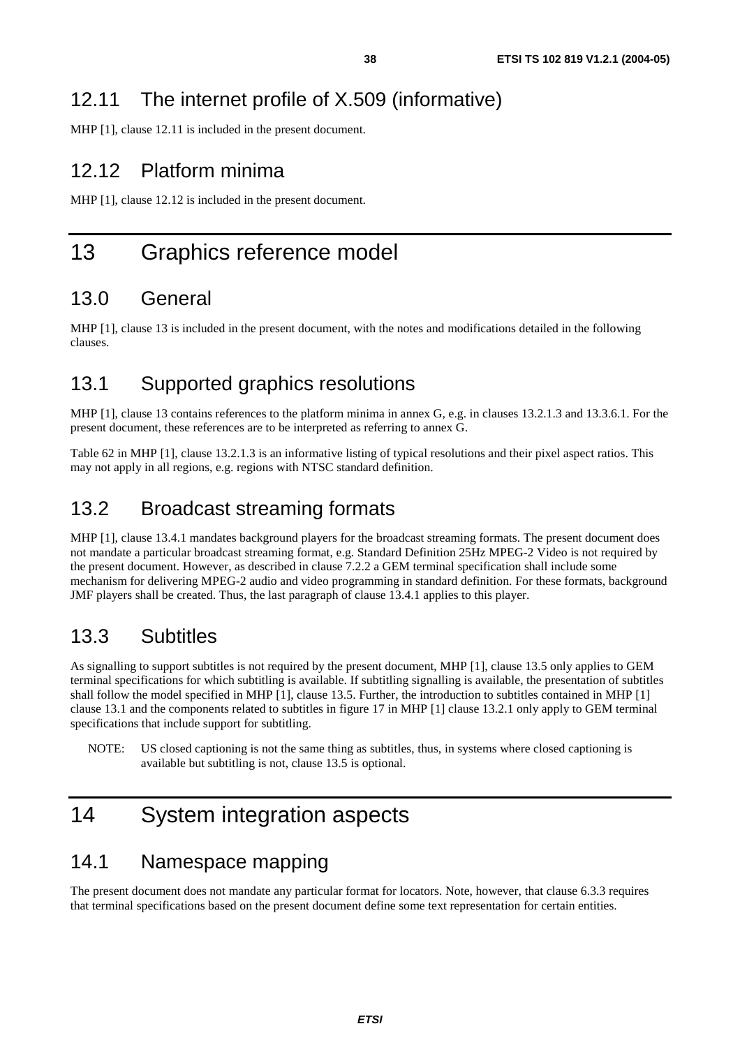## 12.11 The internet profile of X.509 (informative)

MHP [1], clause 12.11 is included in the present document.

## 12.12 Platform minima

MHP [1], clause 12.12 is included in the present document.

# 13 Graphics reference model

## 13.0 General

MHP [1], clause 13 is included in the present document, with the notes and modifications detailed in the following clauses.

## 13.1 Supported graphics resolutions

MHP [1], clause 13 contains references to the platform minima in annex G, e.g. in clauses 13.2.1.3 and 13.3.6.1. For the present document, these references are to be interpreted as referring to annex G.

Table 62 in MHP [1], clause 13.2.1.3 is an informative listing of typical resolutions and their pixel aspect ratios. This may not apply in all regions, e.g. regions with NTSC standard definition.

## 13.2 Broadcast streaming formats

MHP [1], clause 13.4.1 mandates background players for the broadcast streaming formats. The present document does not mandate a particular broadcast streaming format, e.g. Standard Definition 25Hz MPEG-2 Video is not required by the present document. However, as described in clause 7.2.2 a GEM terminal specification shall include some mechanism for delivering MPEG-2 audio and video programming in standard definition. For these formats, background JMF players shall be created. Thus, the last paragraph of clause 13.4.1 applies to this player.

## 13.3 Subtitles

As signalling to support subtitles is not required by the present document, MHP [1], clause 13.5 only applies to GEM terminal specifications for which subtitling is available. If subtitling signalling is available, the presentation of subtitles shall follow the model specified in MHP [1], clause 13.5. Further, the introduction to subtitles contained in MHP [1] clause 13.1 and the components related to subtitles in figure 17 in MHP [1] clause 13.2.1 only apply to GEM terminal specifications that include support for subtitling.

NOTE: US closed captioning is not the same thing as subtitles, thus, in systems where closed captioning is available but subtitling is not, clause 13.5 is optional.

# 14 System integration aspects

## 14.1 Namespace mapping

The present document does not mandate any particular format for locators. Note, however, that clause 6.3.3 requires that terminal specifications based on the present document define some text representation for certain entities.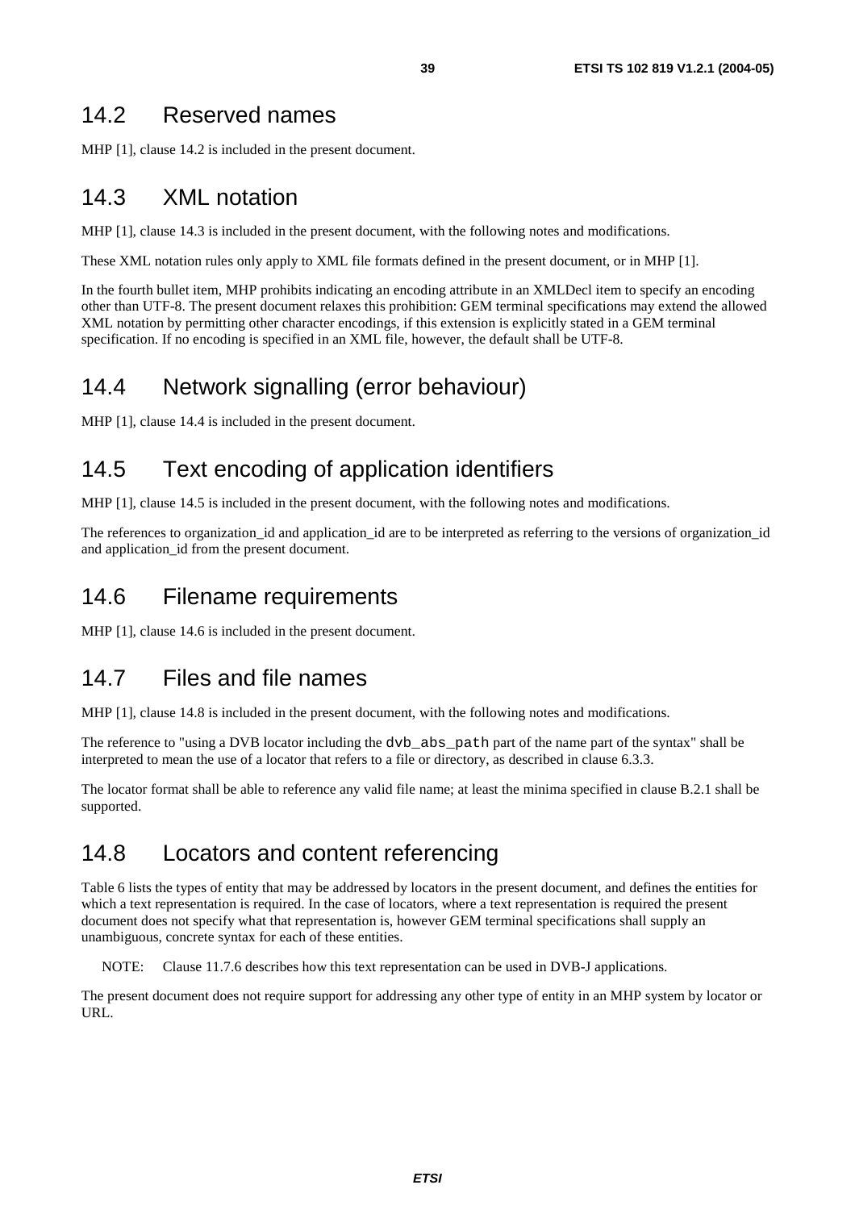## 14.2 Reserved names

MHP [1], clause 14.2 is included in the present document.

## 14.3 XML notation

MHP [1], clause 14.3 is included in the present document, with the following notes and modifications.

These XML notation rules only apply to XML file formats defined in the present document, or in MHP [1].

In the fourth bullet item, MHP prohibits indicating an encoding attribute in an XMLDecl item to specify an encoding other than UTF-8. The present document relaxes this prohibition: GEM terminal specifications may extend the allowed XML notation by permitting other character encodings, if this extension is explicitly stated in a GEM terminal specification. If no encoding is specified in an XML file, however, the default shall be UTF-8.

## 14.4 Network signalling (error behaviour)

MHP [1], clause 14.4 is included in the present document.

## 14.5 Text encoding of application identifiers

MHP [1], clause 14.5 is included in the present document, with the following notes and modifications.

The references to organization_id and application_id are to be interpreted as referring to the versions of organization_id and application_id from the present document.

## 14.6 Filename requirements

MHP [1], clause 14.6 is included in the present document.

## 14.7 Files and file names

MHP [1], clause 14.8 is included in the present document, with the following notes and modifications.

The reference to "using a DVB locator including the `dvb_abs_path` part of the name part of the syntax" shall be interpreted to mean the use of a locator that refers to a file or directory, as described in clause 6.3.3.

The locator format shall be able to reference any valid file name; at least the minima specified in clause B.2.1 shall be supported.

## 14.8 Locators and content referencing

Table 6 lists the types of entity that may be addressed by locators in the present document, and defines the entities for which a text representation is required. In the case of locators, where a text representation is required the present document does not specify what that representation is, however GEM terminal specifications shall supply an unambiguous, concrete syntax for each of these entities.

NOTE: Clause 11.7.6 describes how this text representation can be used in DVB-J applications.

The present document does not require support for addressing any other type of entity in an MHP system by locator or URL.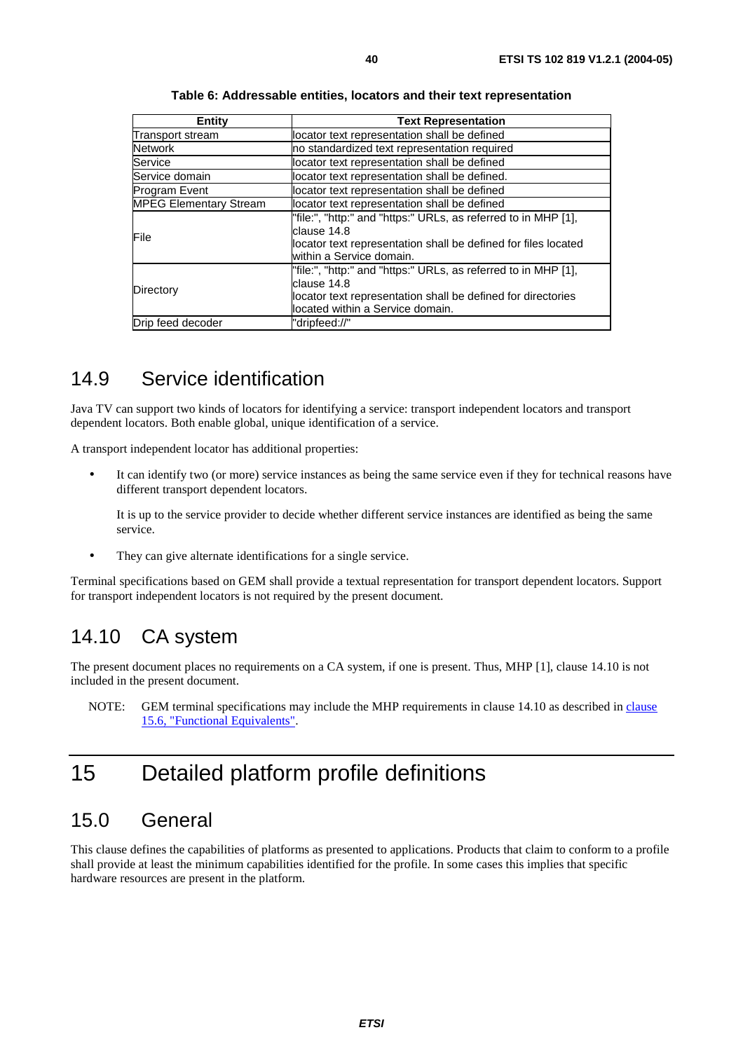**Table 6: Addressable entities, locators and their text representation**

| Entity | Text Representation |
| --- | --- |
| Transport stream | locator text representation shall be defined |
| Network | no standardized text representation required |
| Service | locator text representation shall be defined |
| Service domain | locator text representation shall be defined. |
| Program Event | locator text representation shall be defined |
| MPEG Elementary Stream | locator text representation shall be defined |
| File | "file:", "http:" and "https:" URLs, as referred to in MHP [1], clause 14.8<br>locator text representation shall be defined for files located within a Service domain. |
| Directory | "file:", "http:" and "https:" URLs, as referred to in MHP [1], clause 14.8<br>locator text representation shall be defined for directories located within a Service domain. |
| Drip feed decoder | "dripfeed://" |

## 14.9 Service identification

Java TV can support two kinds of locators for identifying a service: transport independent locators and transport dependent locators. Both enable global, unique identification of a service.

A transport independent locator has additional properties:

- It can identify two (or more) service instances as being the same service even if they for technical reasons have different transport dependent locators.

  It is up to the service provider to decide whether different service instances are identified as being the same service.

- They can give alternate identifications for a single service.

Terminal specifications based on GEM shall provide a textual representation for transport dependent locators. Support for transport independent locators is not required by the present document.

## 14.10 CA system

The present document places no requirements on a CA system, if one is present. Thus, MHP [1], clause 14.10 is not included in the present document.

NOTE: GEM terminal specifications may include the MHP requirements in clause 14.10 as described in clause 15.6, "Functional Equivalents".

# 15 Detailed platform profile definitions

## 15.0 General

This clause defines the capabilities of platforms as presented to applications. Products that claim to conform to a profile shall provide at least the minimum capabilities identified for the profile. In some cases this implies that specific hardware resources are present in the platform.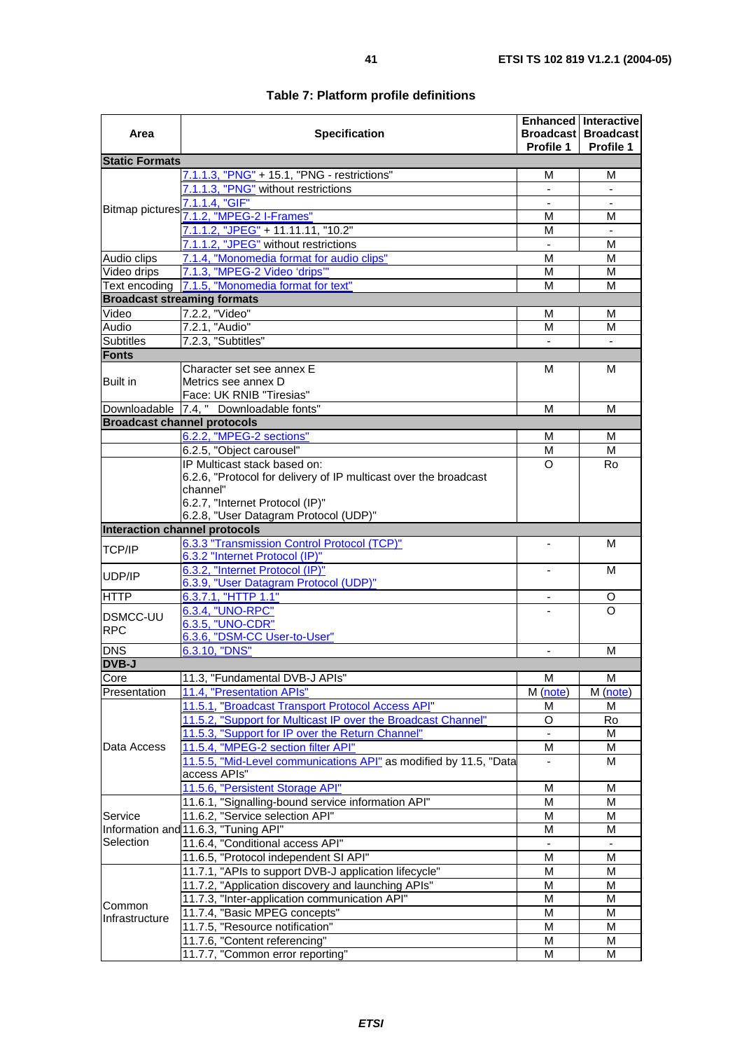**Table 7: Platform profile definitions**

| Area | Specification | Enhanced Broadcast Profile 1 | Interactive Broadcast Profile 1 |
|---|---|---|---|
| **Static Formats** | | | |
| Bitmap pictures | 7.1.1.3, "PNG" + 15.1, "PNG - restrictions" | M | M |
| | 7.1.1.3, "PNG" without restrictions | - | - |
| | 7.1.1.4, "GIF" | - | - |
| | 7.1.2, "MPEG-2 I-Frames" | M | M |
| | 7.1.1.2, "JPEG" + 11.11.11, "10.2" | M | - |
| | 7.1.1.2, "JPEG" without restrictions | - | M |
| Audio clips | 7.1.4, "Monomedia format for audio clips" | M | M |
| Video drips | 7.1.3, "MPEG-2 Video 'drips'" | M | M |
| Text encoding | 7.1.5, "Monomedia format for text" | M | M |
| **Broadcast streaming formats** | | | |
| Video | 7.2.2, "Video" | M | M |
| Audio | 7.2.1, "Audio" | M | M |
| Subtitles | 7.2.3, "Subtitles" | - | - |
| **Fonts** | | | |
| Built in | Character set see annex E<br>Metrics see annex D<br>Face: UK RNIB "Tiresias" | M | M |
| Downloadable | 7.4, "  Downloadable fonts" | M | M |
| **Broadcast channel protocols** | | | |
| | 6.2.2, "MPEG-2 sections" | M | M |
| | 6.2.5, "Object carousel" | M | M |
| | IP Multicast stack based on:<br>6.2.6, "Protocol for delivery of IP multicast over the broadcast channel"<br>6.2.7, "Internet Protocol (IP)"<br>6.2.8, "User Datagram Protocol (UDP)" | O | Ro |
| **Interaction channel protocols** | | | |
| TCP/IP | 6.3.3 "Transmission Control Protocol (TCP)"<br>6.3.2 "Internet Protocol (IP)" | - | M |
| UDP/IP | 6.3.2, "Internet Protocol (IP)"<br>6.3.9, "User Datagram Protocol (UDP)" | - | M |
| HTTP | 6.3.7.1, "HTTP 1.1" | - | O |
| DSMCC-UU RPC | 6.3.4, "UNO-RPC"<br>6.3.5, "UNO-CDR"<br>6.3.6, "DSM-CC User-to-User" | - | O |
| DNS | 6.3.10, "DNS" | - | M |
| **DVB-J** | | | |
| Core | 11.3, "Fundamental DVB-J APIs" | M | M |
| Presentation | 11.4, "Presentation APIs" | M (note) | M (note) |
| Data Access | 11.5.1, "Broadcast Transport Protocol Access API" | M | M |
| | 11.5.2, "Support for Multicast IP over the Broadcast Channel" | O | Ro |
| | 11.5.3, "Support for IP over the Return Channel" | - | M |
| | 11.5.4, "MPEG-2 section filter API" | M | M |
| | 11.5.5, "Mid-Level communications API" as modified by 11.5, "Data access APIs" | - | M |
| | 11.5.6, "Persistent Storage API" | M | M |
| Service Information and Selection | 11.6.1, "Signalling-bound service information API" | M | M |
| | 11.6.2, "Service selection API" | M | M |
| | 11.6.3, "Tuning API" | M | M |
| | 11.6.4, "Conditional access API" | - | - |
| | 11.6.5, "Protocol independent SI API" | M | M |
| Common Infrastructure | 11.7.1, "APIs to support DVB-J application lifecycle" | M | M |
| | 11.7.2, "Application discovery and launching APIs" | M | M |
| | 11.7.3, "Inter-application communication API" | M | M |
| | 11.7.4, "Basic MPEG concepts" | M | M |
| | 11.7.5, "Resource notification" | M | M |
| | 11.7.6, "Content referencing" | M | M |
| | 11.7.7, "Common error reporting" | M | M |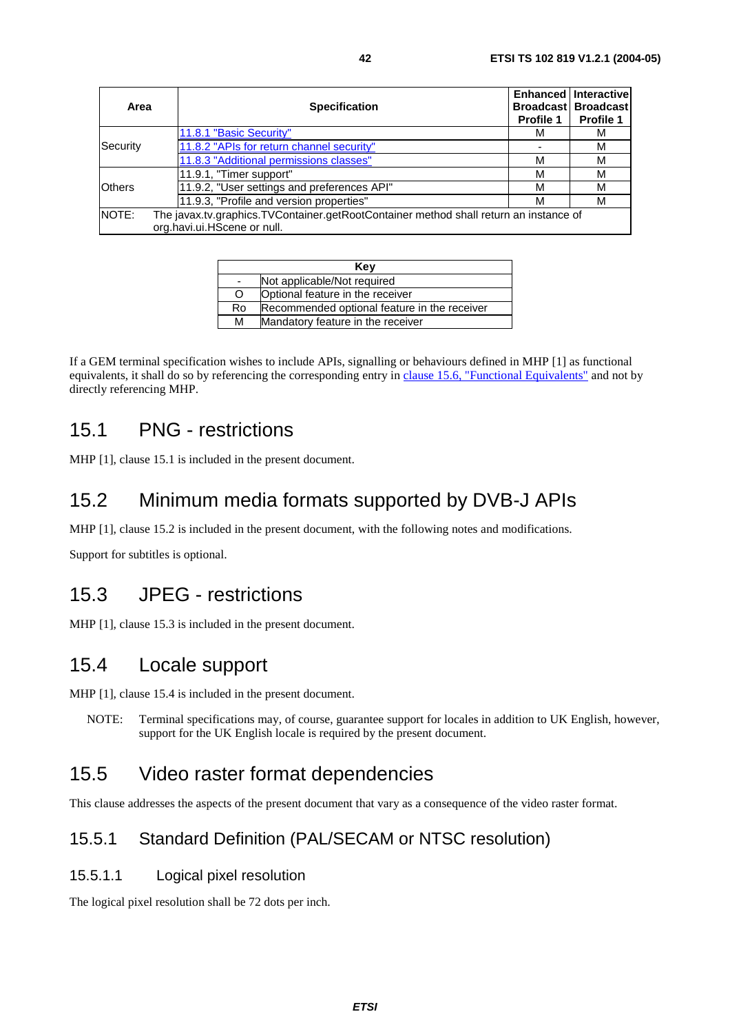| Area | Specification | Enhanced Broadcast Profile 1 | Interactive Broadcast Profile 1 |
|---|---|---|---|
| Security | 11.8.1 "Basic Security" | M | M |
| | 11.8.2 "APIs for return channel security" | - | M |
| | 11.8.3 "Additional permissions classes" | M | M |
| Others | 11.9.1, "Timer support" | M | M |
| | 11.9.2, "User settings and preferences API" | M | M |
| | 11.9.3, "Profile and version properties" | M | M |
| NOTE: The javax.tv.graphics.TVContainer.getRootContainer method shall return an instance of org.havi.ui.HScene or null. | | | |

| Key | |
|---|---|
| - | Not applicable/Not required |
| O | Optional feature in the receiver |
| Ro | Recommended optional feature in the receiver |
| M | Mandatory feature in the receiver |

If a GEM terminal specification wishes to include APIs, signalling or behaviours defined in MHP [1] as functional equivalents, it shall do so by referencing the corresponding entry in clause 15.6, "Functional Equivalents" and not by directly referencing MHP.

## 15.1 PNG - restrictions

MHP [1], clause 15.1 is included in the present document.

## 15.2 Minimum media formats supported by DVB-J APIs

MHP [1], clause 15.2 is included in the present document, with the following notes and modifications.

Support for subtitles is optional.

## 15.3 JPEG - restrictions

MHP [1], clause 15.3 is included in the present document.

## 15.4 Locale support

MHP [1], clause 15.4 is included in the present document.

NOTE: Terminal specifications may, of course, guarantee support for locales in addition to UK English, however, support for the UK English locale is required by the present document.

## 15.5 Video raster format dependencies

This clause addresses the aspects of the present document that vary as a consequence of the video raster format.

### 15.5.1 Standard Definition (PAL/SECAM or NTSC resolution)

#### 15.5.1.1 Logical pixel resolution

The logical pixel resolution shall be 72 dots per inch.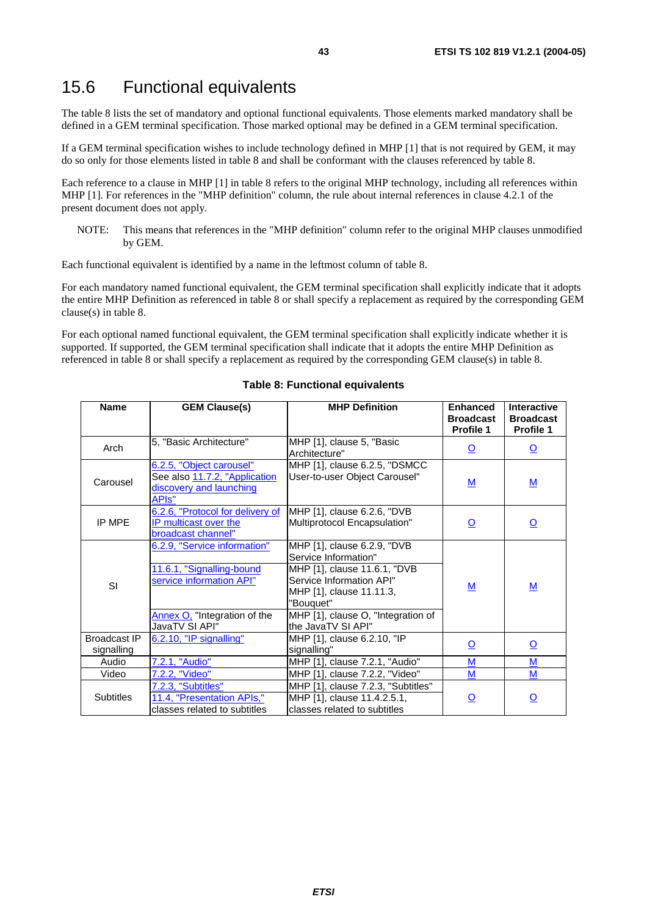## 15.6 Functional equivalents

The table 8 lists the set of mandatory and optional functional equivalents. Those elements marked mandatory shall be defined in a GEM terminal specification. Those marked optional may be defined in a GEM terminal specification.

If a GEM terminal specification wishes to include technology defined in MHP [1] that is not required by GEM, it may do so only for those elements listed in table 8 and shall be conformant with the clauses referenced by table 8.

Each reference to a clause in MHP [1] in table 8 refers to the original MHP technology, including all references within MHP [1]. For references in the "MHP definition" column, the rule about internal references in clause 4.2.1 of the present document does not apply.

NOTE: This means that references in the "MHP definition" column refer to the original MHP clauses unmodified by GEM.

Each functional equivalent is identified by a name in the leftmost column of table 8.

For each mandatory named functional equivalent, the GEM terminal specification shall explicitly indicate that it adopts the entire MHP Definition as referenced in table 8 or shall specify a replacement as required by the corresponding GEM clause(s) in table 8.

For each optional named functional equivalent, the GEM terminal specification shall explicitly indicate whether it is supported. If supported, the GEM terminal specification shall indicate that it adopts the entire MHP Definition as referenced in table 8 or shall specify a replacement as required by the corresponding GEM clause(s) in table 8.

**Table 8: Functional equivalents**

| Name | GEM Clause(s) | MHP Definition | Enhanced Broadcast Profile 1 | Interactive Broadcast Profile 1 |
|---|---|---|---|---|
| Arch | 5, "Basic Architecture" | MHP [1], clause 5, "Basic Architecture" | O | O |
| Carousel | 6.2.5, "Object carousel" See also 11.7.2, "Application discovery and launching APIs" | MHP [1], clause 6.2.5, "DSMCC User-to-user Object Carousel" | M | M |
| IP MPE | 6.2.6, "Protocol for delivery of IP multicast over the broadcast channel" | MHP [1], clause 6.2.6, "DVB Multiprotocol Encapsulation" | O | O |
| SI | 6.2.9, "Service information" | MHP [1], clause 6.2.9, "DVB Service Information" | M | M |
| | 11.6.1, "Signalling-bound service information API" | MHP [1], clause 11.6.1, "DVB Service Information API" MHP [1], clause 11.11.3, "Bouquet" | | |
| | Annex O, "Integration of the JavaTV SI API" | MHP [1], clause O, "Integration of the JavaTV SI API" | | |
| Broadcast IP signalling | 6.2.10, "IP signalling" | MHP [1], clause 6.2.10, "IP signalling" | O | O |
| Audio | 7.2.1, "Audio" | MHP [1], clause 7.2.1, "Audio" | M | M |
| Video | 7.2.2, "Video" | MHP [1], clause 7.2.2, "Video" | M | M |
| Subtitles | 7.2.3, "Subtitles" 11.4, "Presentation APIs," classes related to subtitles | MHP [1], clause 7.2.3, "Subtitles" MHP [1], clause 11.4.2.5.1, classes related to subtitles | O | O |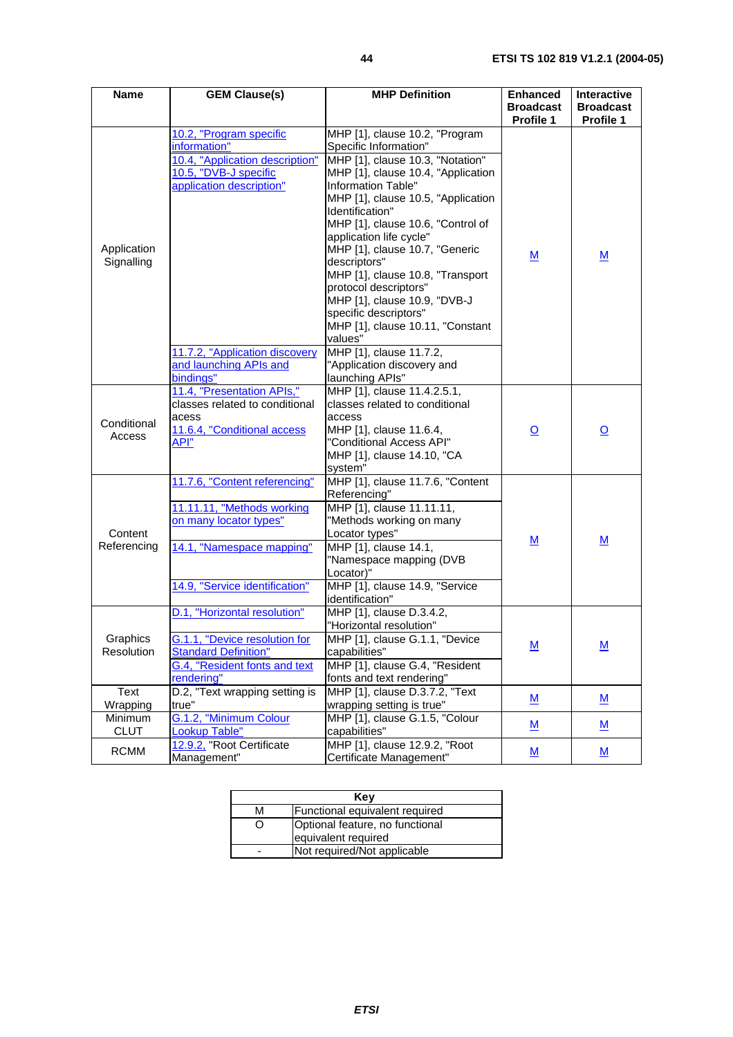| Name | GEM Clause(s) | MHP Definition | Enhanced Broadcast Profile 1 | Interactive Broadcast Profile 1 |
|---|---|---|---|---|
| Application Signalling | 10.2, "Program specific information" | MHP [1], clause 10.2, "Program Specific Information" | M | M |
| | 10.4, "Application description" 10.5, "DVB-J specific application description" | MHP [1], clause 10.3, "Notation" MHP [1], clause 10.4, "Application Information Table" MHP [1], clause 10.5, "Application Identification" MHP [1], clause 10.6, "Control of application life cycle" MHP [1], clause 10.7, "Generic descriptors" MHP [1], clause 10.8, "Transport protocol descriptors" MHP [1], clause 10.9, "DVB-J specific descriptors" MHP [1], clause 10.11, "Constant values" | | |
| | 11.7.2, "Application discovery and launching APIs and bindings" | MHP [1], clause 11.7.2, "Application discovery and launching APIs" | | |
| Conditional Access | 11.4, "Presentation APIs," classes related to conditional acess 11.6.4, "Conditional access API" | MHP [1], clause 11.4.2.5.1, classes related to conditional access MHP [1], clause 11.6.4, "Conditional Access API" MHP [1], clause 14.10, "CA system" | O | O |
| Content Referencing | 11.7.6, "Content referencing" | MHP [1], clause 11.7.6, "Content Referencing" | M | M |
| | 11.11.11, "Methods working on many locator types" | MHP [1], clause 11.11.11, "Methods working on many Locator types" | | |
| | 14.1, "Namespace mapping" | MHP [1], clause 14.1, "Namespace mapping (DVB Locator)" | | |
| | 14.9, "Service identification" | MHP [1], clause 14.9, "Service identification" | | |
| Graphics Resolution | D.1, "Horizontal resolution" | MHP [1], clause D.3.4.2, "Horizontal resolution" | M | M |
| | G.1.1, "Device resolution for Standard Definition" | MHP [1], clause G.1.1, "Device capabilities" | | |
| | G.4, "Resident fonts and text rendering" | MHP [1], clause G.4, "Resident fonts and text rendering" | | |
| Text Wrapping | D.2, "Text wrapping setting is true" | MHP [1], clause D.3.7.2, "Text wrapping setting is true" | M | M |
| Minimum CLUT | G.1.2, "Minimum Colour Lookup Table" | MHP [1], clause G.1.5, "Colour capabilities" | M | M |
| RCMM | 12.9.2, "Root Certificate Management" | MHP [1], clause 12.9.2, "Root Certificate Management" | M | M |

| Key | |
|---|---|
| M | Functional equivalent required |
| O | Optional feature, no functional equivalent required |
| - | Not required/Not applicable |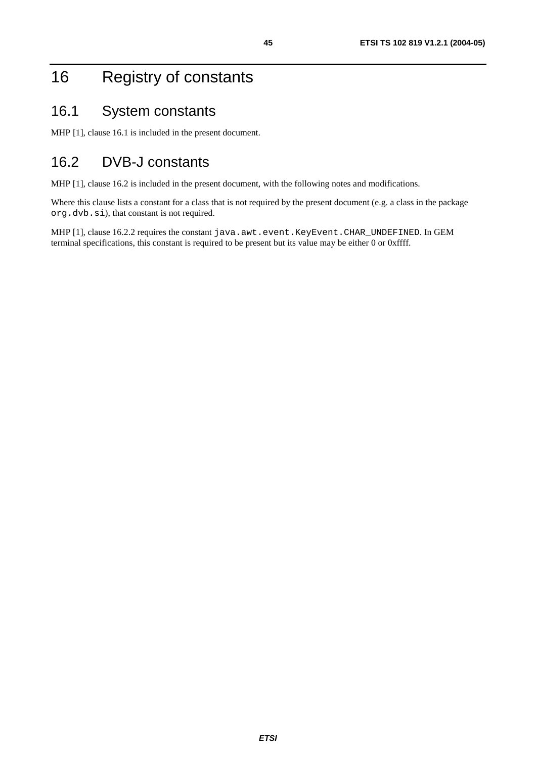# 16 Registry of constants

## 16.1 System constants

MHP [1], clause 16.1 is included in the present document.

## 16.2 DVB-J constants

MHP [1], clause 16.2 is included in the present document, with the following notes and modifications.

Where this clause lists a constant for a class that is not required by the present document (e.g. a class in the package `org.dvb.si`), that constant is not required.

MHP [1], clause 16.2.2 requires the constant `java.awt.event.KeyEvent.CHAR_UNDEFINED`. In GEM terminal specifications, this constant is required to be present but its value may be either 0 or 0xffff.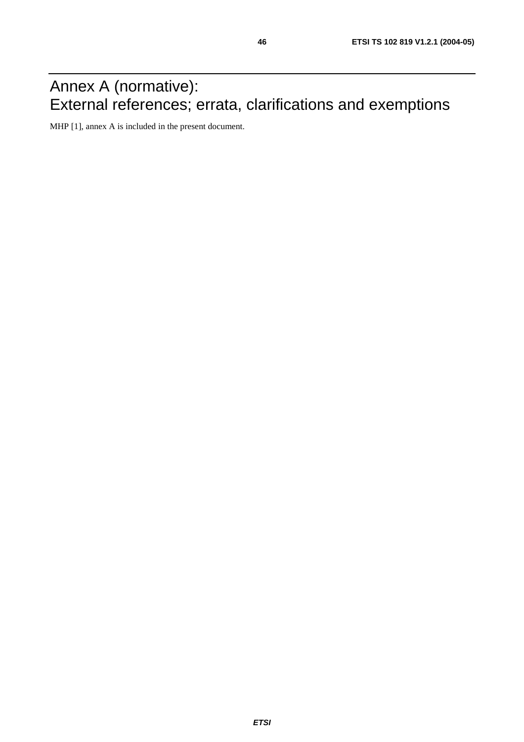# Annex A (normative):
# External references; errata, clarifications and exemptions

MHP [1], annex A is included in the present document.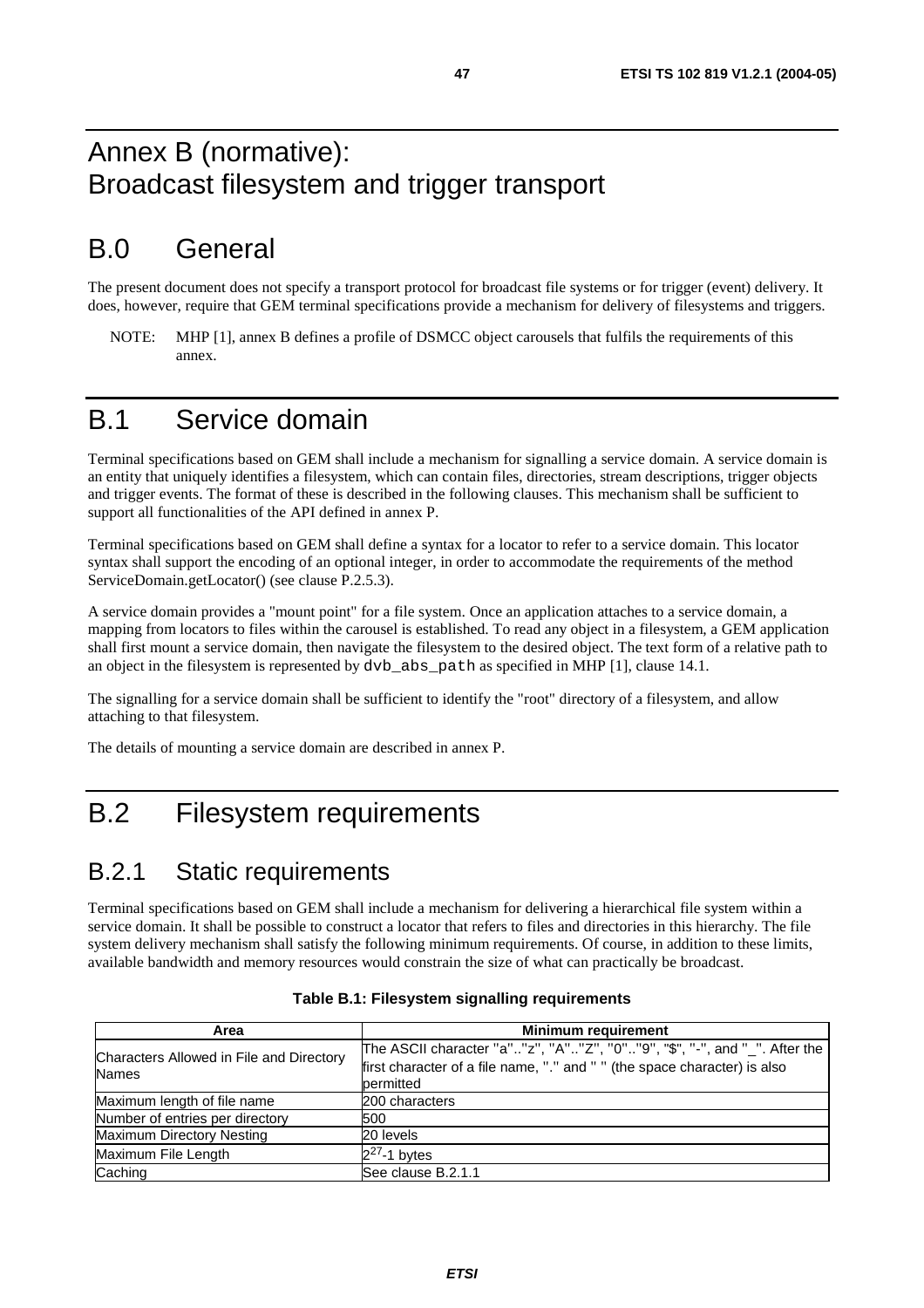# Annex B (normative): Broadcast filesystem and trigger transport

# B.0 General

The present document does not specify a transport protocol for broadcast file systems or for trigger (event) delivery. It does, however, require that GEM terminal specifications provide a mechanism for delivery of filesystems and triggers.

NOTE: MHP [1], annex B defines a profile of DSMCC object carousels that fulfils the requirements of this annex.

# B.1 Service domain

Terminal specifications based on GEM shall include a mechanism for signalling a service domain. A service domain is an entity that uniquely identifies a filesystem, which can contain files, directories, stream descriptions, trigger objects and trigger events. The format of these is described in the following clauses. This mechanism shall be sufficient to support all functionalities of the API defined in annex P.

Terminal specifications based on GEM shall define a syntax for a locator to refer to a service domain. This locator syntax shall support the encoding of an optional integer, in order to accommodate the requirements of the method ServiceDomain.getLocator() (see clause P.2.5.3).

A service domain provides a "mount point" for a file system. Once an application attaches to a service domain, a mapping from locators to files within the carousel is established. To read any object in a filesystem, a GEM application shall first mount a service domain, then navigate the filesystem to the desired object. The text form of a relative path to an object in the filesystem is represented by `dvb_abs_path` as specified in MHP [1], clause 14.1.

The signalling for a service domain shall be sufficient to identify the "root" directory of a filesystem, and allow attaching to that filesystem.

The details of mounting a service domain are described in annex P.

# B.2 Filesystem requirements

## B.2.1 Static requirements

Terminal specifications based on GEM shall include a mechanism for delivering a hierarchical file system within a service domain. It shall be possible to construct a locator that refers to files and directories in this hierarchy. The file system delivery mechanism shall satisfy the following minimum requirements. Of course, in addition to these limits, available bandwidth and memory resources would constrain the size of what can practically be broadcast.

**Table B.1: Filesystem signalling requirements**

| Area | Minimum requirement |
| --- | --- |
| Characters Allowed in File and Directory Names | The ASCII character "a".."z", "A".."Z", "0".."9", "$", "-", and "_". After the first character of a file name, "." and " " (the space character) is also permitted |
| Maximum length of file name | 200 characters |
| Number of entries per directory | 500 |
| Maximum Directory Nesting | 20 levels |
| Maximum File Length | $2^{27}$-1 bytes |
| Caching | See clause B.2.1.1 |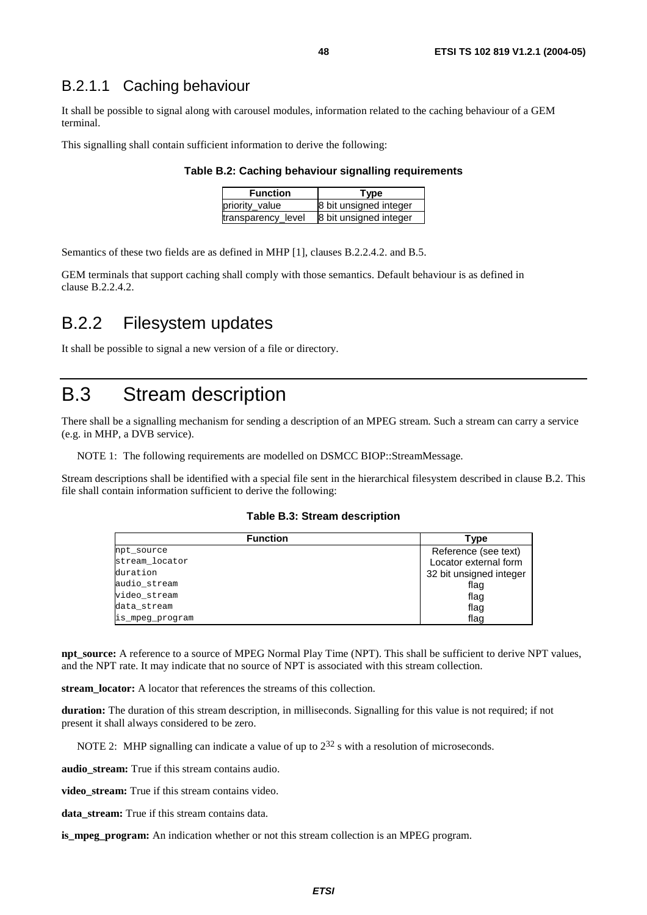### B.2.1.1 Caching behaviour

It shall be possible to signal along with carousel modules, information related to the caching behaviour of a GEM terminal.

This signalling shall contain sufficient information to derive the following:

**Table B.2: Caching behaviour signalling requirements**

| Function | Type |
| --- | --- |
| priority_value | 8 bit unsigned integer |
| transparency_level | 8 bit unsigned integer |

Semantics of these two fields are as defined in MHP [1], clauses B.2.2.4.2. and B.5.

GEM terminals that support caching shall comply with those semantics. Default behaviour is as defined in clause B.2.2.4.2.

## B.2.2 Filesystem updates

It shall be possible to signal a new version of a file or directory.

# B.3 Stream description

There shall be a signalling mechanism for sending a description of an MPEG stream. Such a stream can carry a service (e.g. in MHP, a DVB service).

NOTE 1: The following requirements are modelled on DSMCC BIOP::StreamMessage.

Stream descriptions shall be identified with a special file sent in the hierarchical filesystem described in clause B.2. This file shall contain information sufficient to derive the following:

**Table B.3: Stream description**

| Function | Type |
| --- | --- |
| npt_source | Reference (see text) |
| stream_locator | Locator external form |
| duration | 32 bit unsigned integer |
| audio_stream | flag |
| video_stream | flag |
| data_stream | flag |
| is_mpeg_program | flag |

**npt_source:** A reference to a source of MPEG Normal Play Time (NPT). This shall be sufficient to derive NPT values, and the NPT rate. It may indicate that no source of NPT is associated with this stream collection.

**stream_locator:** A locator that references the streams of this collection.

**duration:** The duration of this stream description, in milliseconds. Signalling for this value is not required; if not present it shall always considered to be zero.

NOTE 2: MHP signalling can indicate a value of up to $2^{32}$ s with a resolution of microseconds.

**audio_stream:** True if this stream contains audio.

**video_stream:** True if this stream contains video.

**data_stream:** True if this stream contains data.

**is_mpeg_program:** An indication whether or not this stream collection is an MPEG program.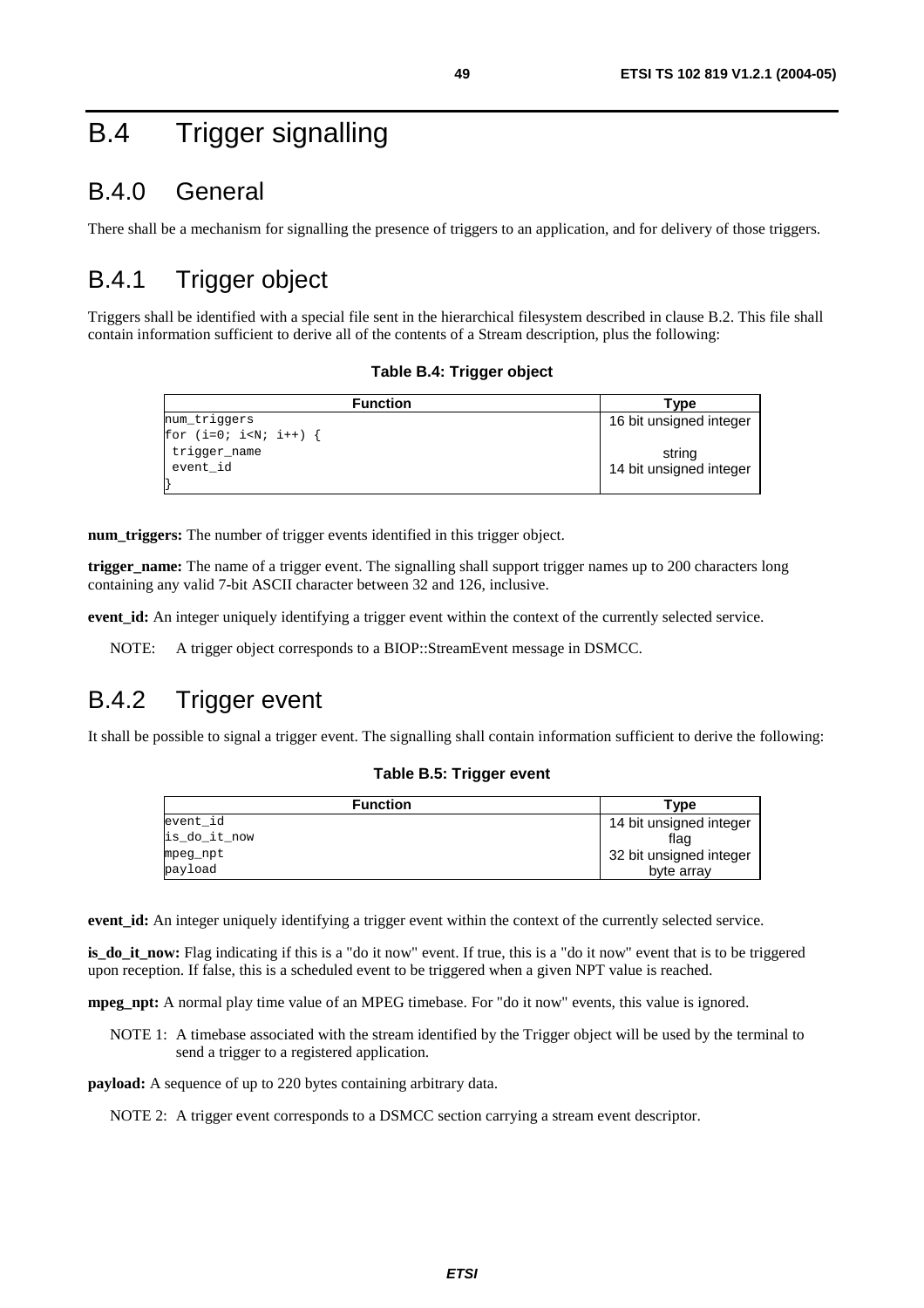# B.4 Trigger signalling

## B.4.0 General

There shall be a mechanism for signalling the presence of triggers to an application, and for delivery of those triggers.

## B.4.1 Trigger object

Triggers shall be identified with a special file sent in the hierarchical filesystem described in clause B.2. This file shall contain information sufficient to derive all of the contents of a Stream description, plus the following:

**Table B.4: Trigger object**

| Function | Type |
|---|---|
| num_triggers | 16 bit unsigned integer |
| for (i=0; i<N; i++) { | |
| trigger_name | string |
| event_id | 14 bit unsigned integer |
| } | |

**num_triggers:** The number of trigger events identified in this trigger object.

**trigger_name:** The name of a trigger event. The signalling shall support trigger names up to 200 characters long containing any valid 7-bit ASCII character between 32 and 126, inclusive.

**event_id:** An integer uniquely identifying a trigger event within the context of the currently selected service.

NOTE: A trigger object corresponds to a BIOP::StreamEvent message in DSMCC.

## B.4.2 Trigger event

It shall be possible to signal a trigger event. The signalling shall contain information sufficient to derive the following:

**Table B.5: Trigger event**

| Function | Type |
|---|---|
| event_id | 14 bit unsigned integer |
| is_do_it_now | flag |
| mpeg_npt | 32 bit unsigned integer |
| payload | byte array |

**event_id:** An integer uniquely identifying a trigger event within the context of the currently selected service.

**is_do_it_now:** Flag indicating if this is a "do it now" event. If true, this is a "do it now" event that is to be triggered upon reception. If false, this is a scheduled event to be triggered when a given NPT value is reached.

**mpeg_npt:** A normal play time value of an MPEG timebase. For "do it now" events, this value is ignored.

NOTE 1: A timebase associated with the stream identified by the Trigger object will be used by the terminal to send a trigger to a registered application.

**payload:** A sequence of up to 220 bytes containing arbitrary data.

NOTE 2: A trigger event corresponds to a DSMCC section carrying a stream event descriptor.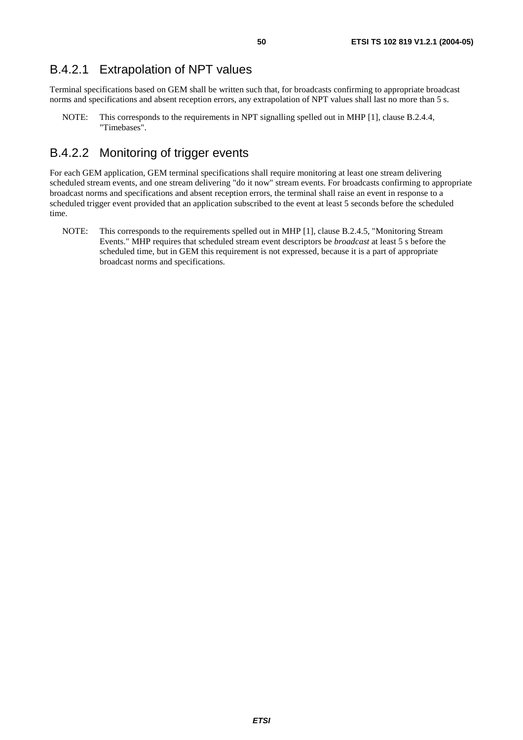### B.4.2.1 Extrapolation of NPT values

Terminal specifications based on GEM shall be written such that, for broadcasts confirming to appropriate broadcast norms and specifications and absent reception errors, any extrapolation of NPT values shall last no more than 5 s.

NOTE: This corresponds to the requirements in NPT signalling spelled out in MHP [1], clause B.2.4.4, "Timebases".

### B.4.2.2 Monitoring of trigger events

For each GEM application, GEM terminal specifications shall require monitoring at least one stream delivering scheduled stream events, and one stream delivering "do it now" stream events. For broadcasts confirming to appropriate broadcast norms and specifications and absent reception errors, the terminal shall raise an event in response to a scheduled trigger event provided that an application subscribed to the event at least 5 seconds before the scheduled time.

NOTE: This corresponds to the requirements spelled out in MHP [1], clause B.2.4.5, "Monitoring Stream Events." MHP requires that scheduled stream event descriptors be *broadcast* at least 5 s before the scheduled time, but in GEM this requirement is not expressed, because it is a part of appropriate broadcast norms and specifications.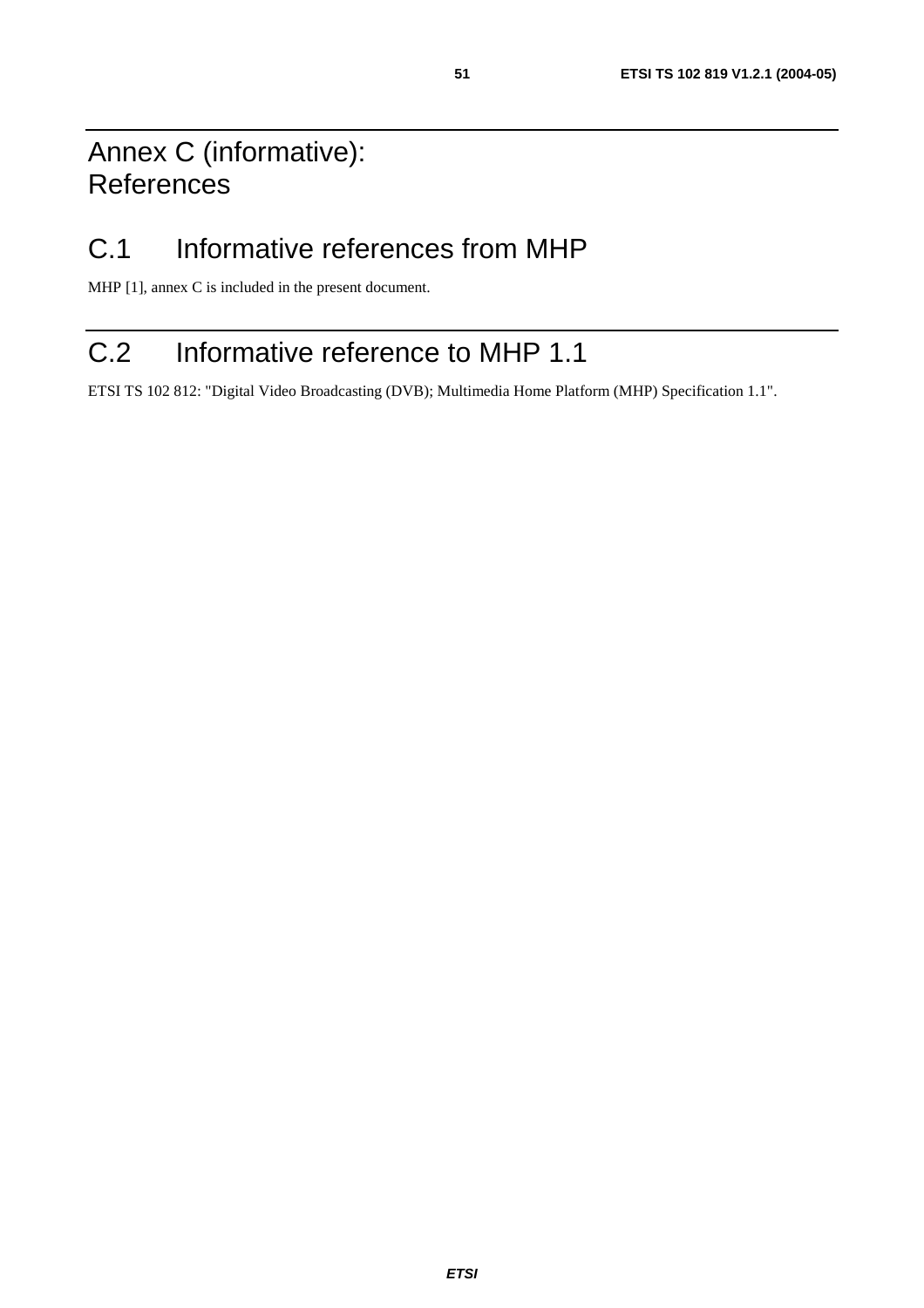# Annex C (informative): References

## C.1 Informative references from MHP

MHP [1], annex C is included in the present document.

## C.2 Informative reference to MHP 1.1

ETSI TS 102 812: "Digital Video Broadcasting (DVB); Multimedia Home Platform (MHP) Specification 1.1".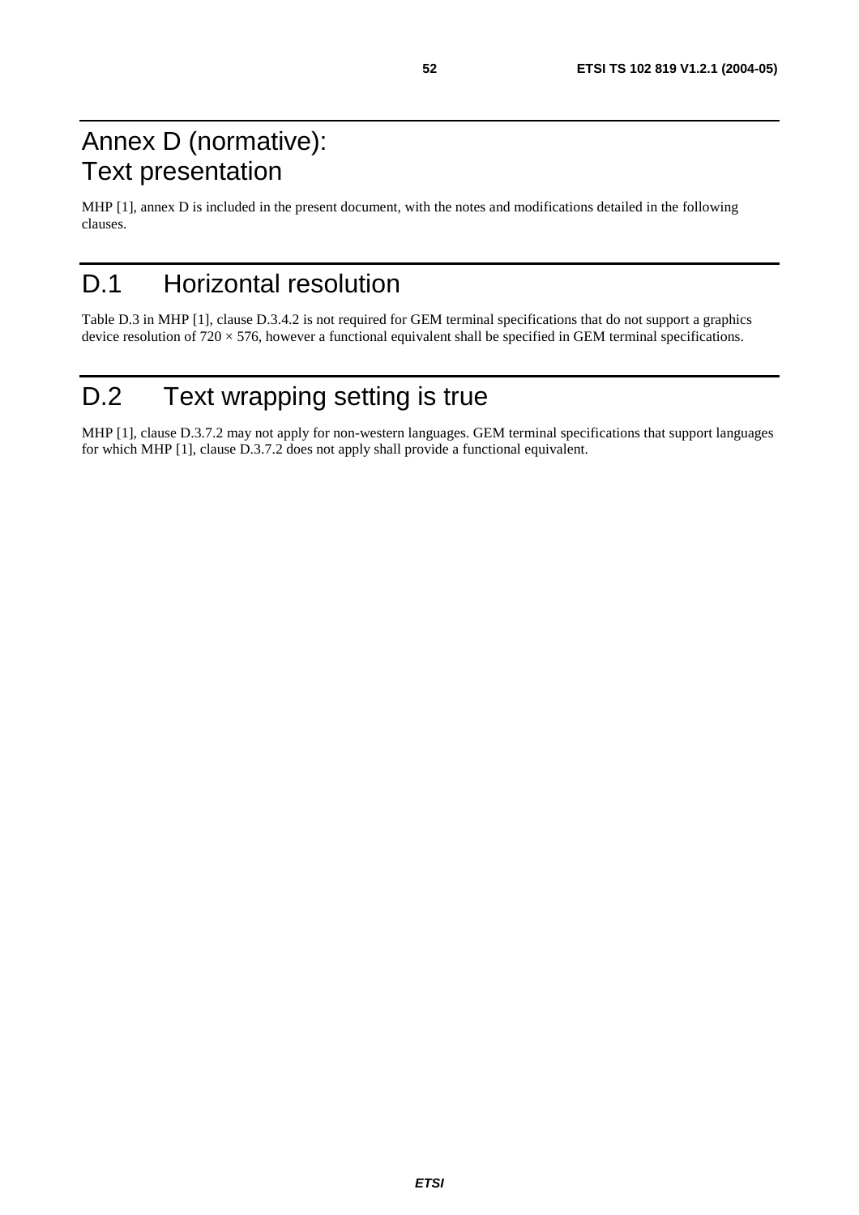# Annex D (normative): Text presentation

MHP [1], annex D is included in the present document, with the notes and modifications detailed in the following clauses.

# D.1 Horizontal resolution

Table D.3 in MHP [1], clause D.3.4.2 is not required for GEM terminal specifications that do not support a graphics device resolution of 720 × 576, however a functional equivalent shall be specified in GEM terminal specifications.

# D.2 Text wrapping setting is true

MHP [1], clause D.3.7.2 may not apply for non-western languages. GEM terminal specifications that support languages for which MHP [1], clause D.3.7.2 does not apply shall provide a functional equivalent.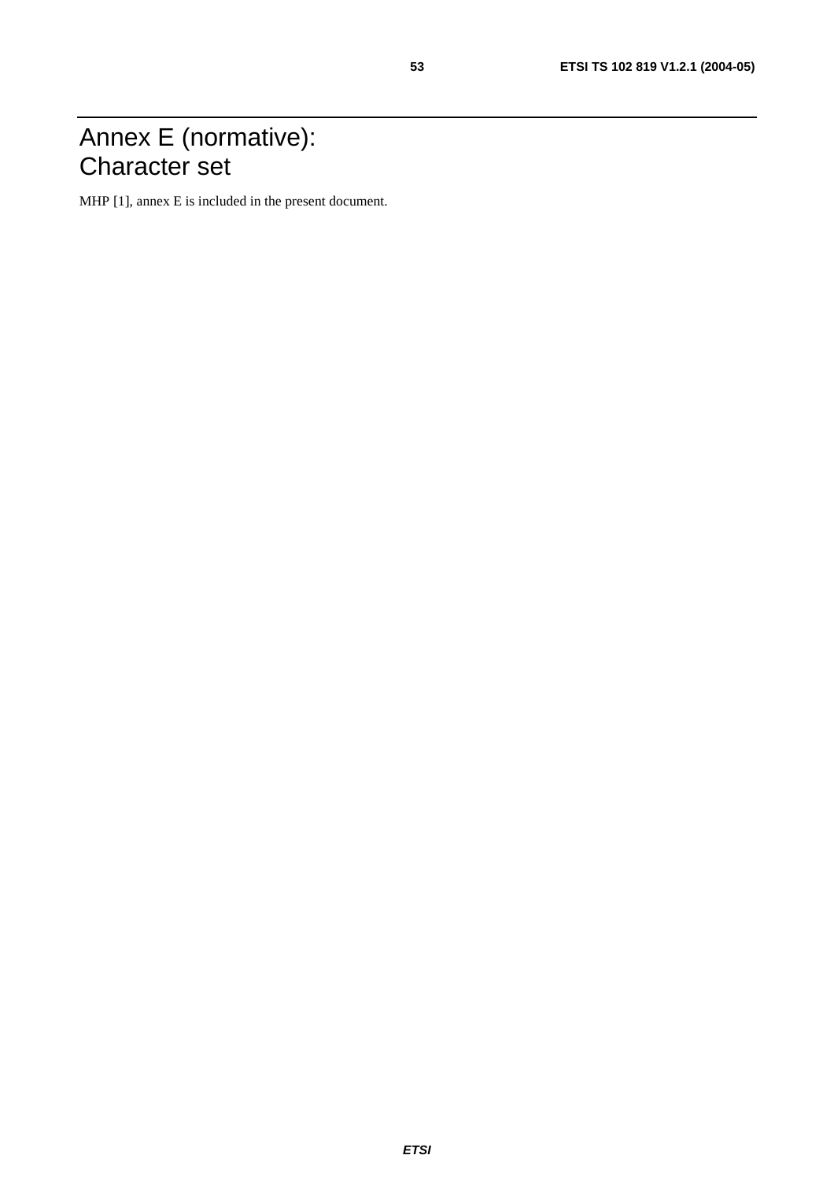# Annex E (normative): Character set

MHP [1], annex E is included in the present document.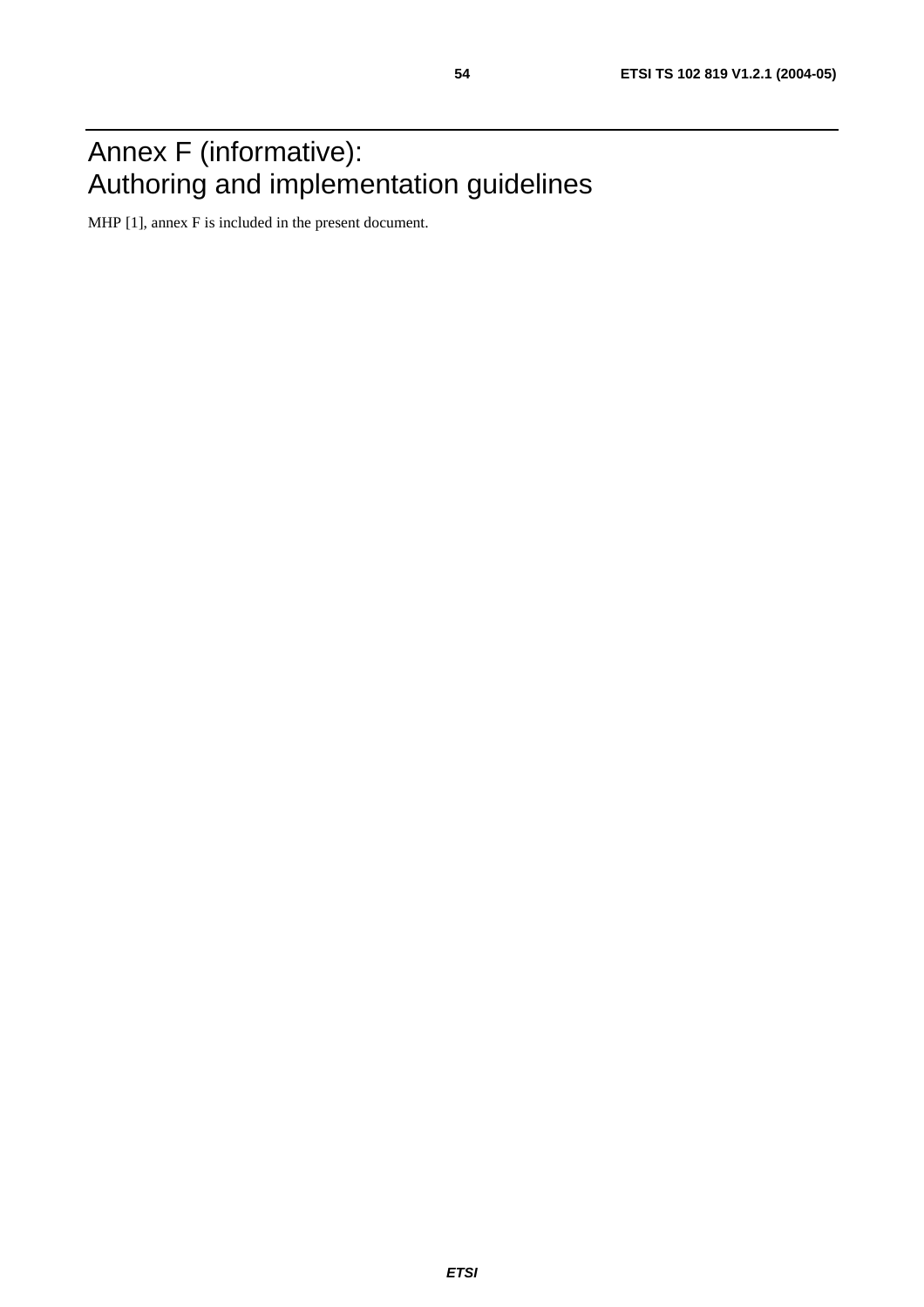# Annex F (informative): Authoring and implementation guidelines

MHP [1], annex F is included in the present document.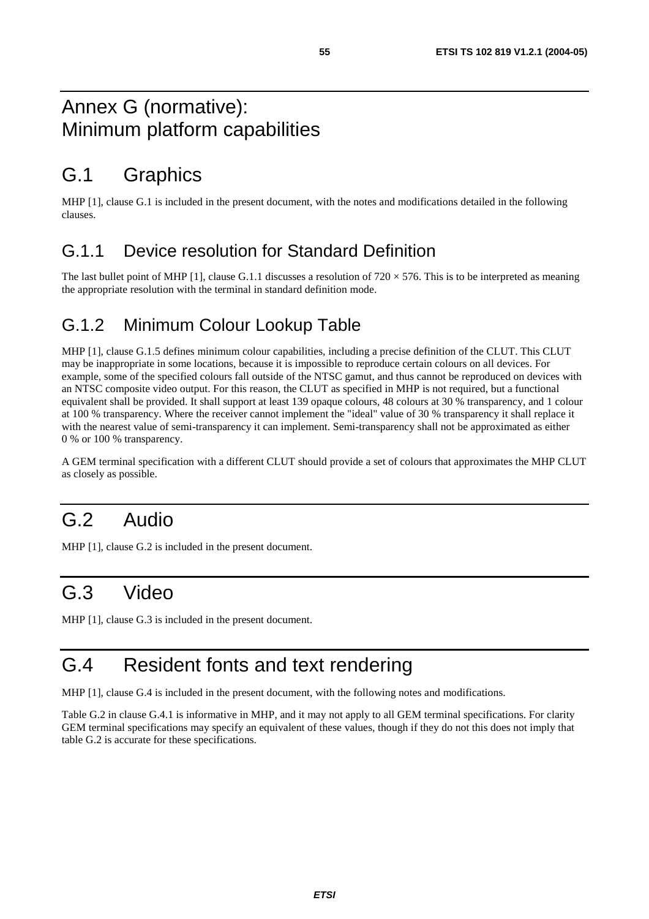# Annex G (normative): Minimum platform capabilities

## G.1 Graphics

MHP [1], clause G.1 is included in the present document, with the notes and modifications detailed in the following clauses.

### G.1.1 Device resolution for Standard Definition

The last bullet point of MHP [1], clause G.1.1 discusses a resolution of $720 \times 576$. This is to be interpreted as meaning the appropriate resolution with the terminal in standard definition mode.

### G.1.2 Minimum Colour Lookup Table

MHP [1], clause G.1.5 defines minimum colour capabilities, including a precise definition of the CLUT. This CLUT may be inappropriate in some locations, because it is impossible to reproduce certain colours on all devices. For example, some of the specified colours fall outside of the NTSC gamut, and thus cannot be reproduced on devices with an NTSC composite video output. For this reason, the CLUT as specified in MHP is not required, but a functional equivalent shall be provided. It shall support at least 139 opaque colours, 48 colours at 30 % transparency, and 1 colour at 100 % transparency. Where the receiver cannot implement the "ideal" value of 30 % transparency it shall replace it with the nearest value of semi-transparency it can implement. Semi-transparency shall not be approximated as either 0 % or 100 % transparency.

A GEM terminal specification with a different CLUT should provide a set of colours that approximates the MHP CLUT as closely as possible.

## G.2 Audio

MHP [1], clause G.2 is included in the present document.

## G.3 Video

MHP [1], clause G.3 is included in the present document.

## G.4 Resident fonts and text rendering

MHP [1], clause G.4 is included in the present document, with the following notes and modifications.

Table G.2 in clause G.4.1 is informative in MHP, and it may not apply to all GEM terminal specifications. For clarity GEM terminal specifications may specify an equivalent of these values, though if they do not this does not imply that table G.2 is accurate for these specifications.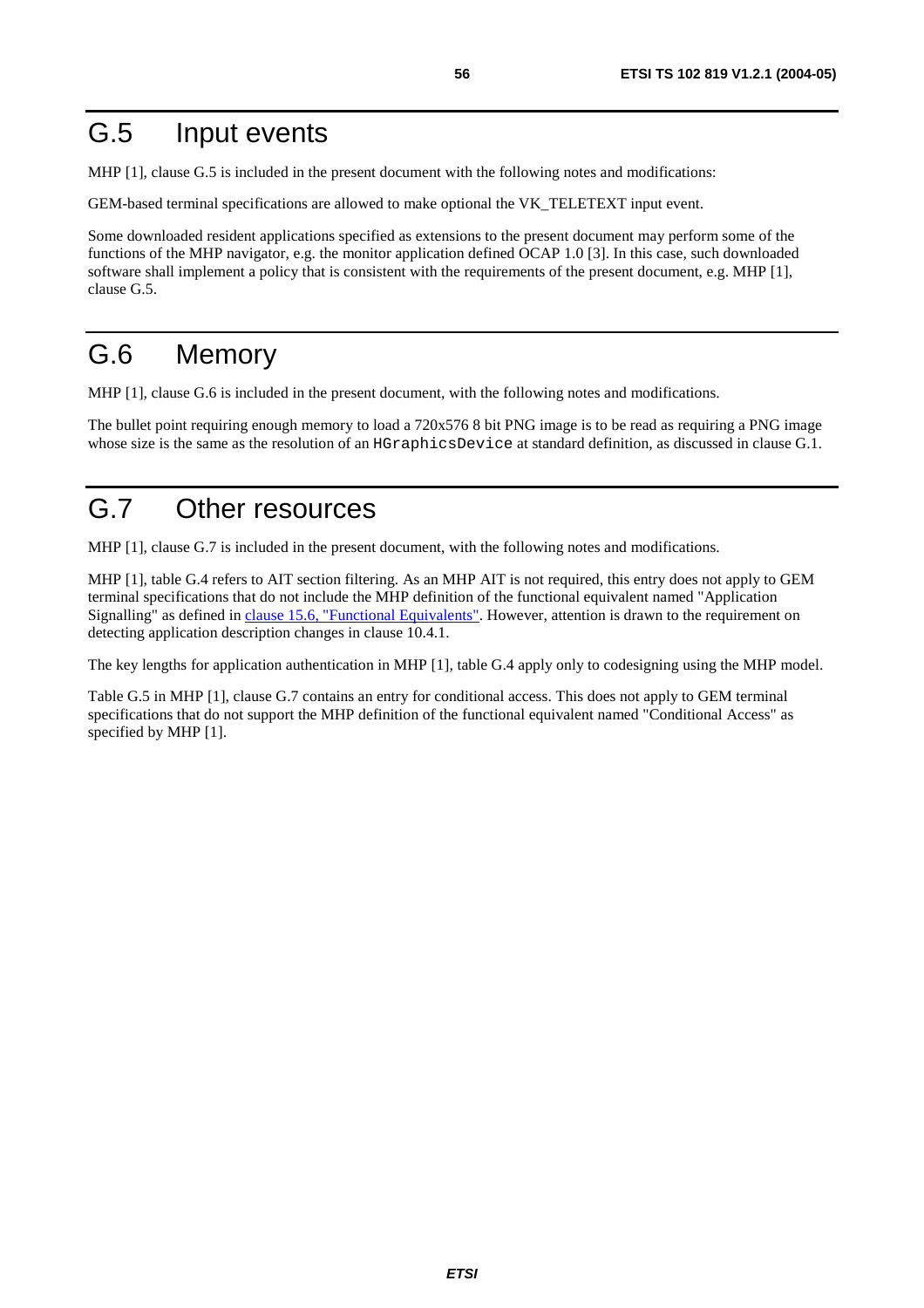# G.5 Input events

MHP [1], clause G.5 is included in the present document with the following notes and modifications:

GEM-based terminal specifications are allowed to make optional the VK_TELETEXT input event.

Some downloaded resident applications specified as extensions to the present document may perform some of the functions of the MHP navigator, e.g. the monitor application defined OCAP 1.0 [3]. In this case, such downloaded software shall implement a policy that is consistent with the requirements of the present document, e.g. MHP [1], clause G.5.

# G.6 Memory

MHP [1], clause G.6 is included in the present document, with the following notes and modifications.

The bullet point requiring enough memory to load a 720x576 8 bit PNG image is to be read as requiring a PNG image whose size is the same as the resolution of an `HGraphicsDevice` at standard definition, as discussed in clause G.1.

# G.7 Other resources

MHP [1], clause G.7 is included in the present document, with the following notes and modifications.

MHP [1], table G.4 refers to AIT section filtering. As an MHP AIT is not required, this entry does not apply to GEM terminal specifications that do not include the MHP definition of the functional equivalent named "Application Signalling" as defined in clause 15.6, "Functional Equivalents". However, attention is drawn to the requirement on detecting application description changes in clause 10.4.1.

The key lengths for application authentication in MHP [1], table G.4 apply only to codesigning using the MHP model.

Table G.5 in MHP [1], clause G.7 contains an entry for conditional access. This does not apply to GEM terminal specifications that do not support the MHP definition of the functional equivalent named "Conditional Access" as specified by MHP [1].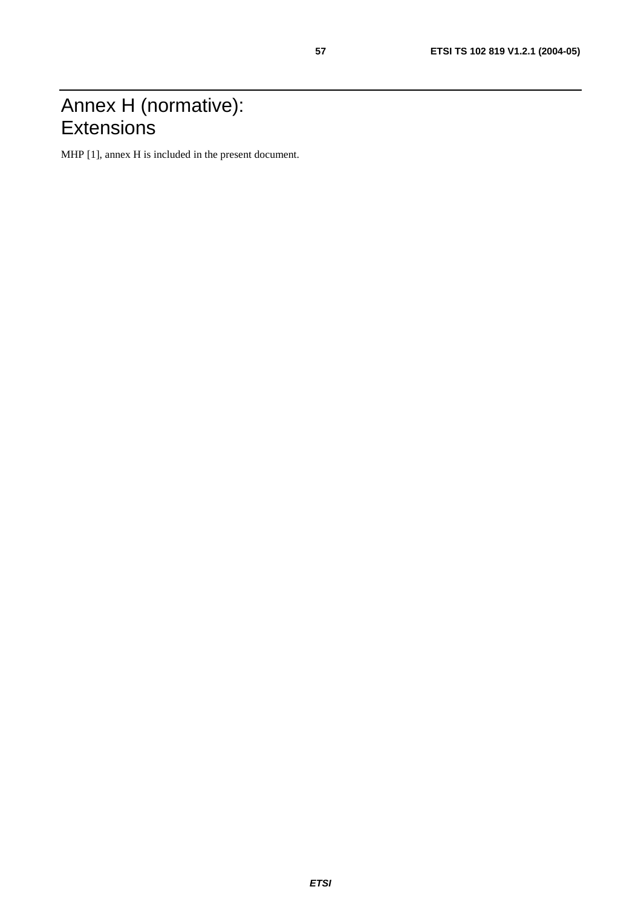# Annex H (normative): Extensions

MHP [1], annex H is included in the present document.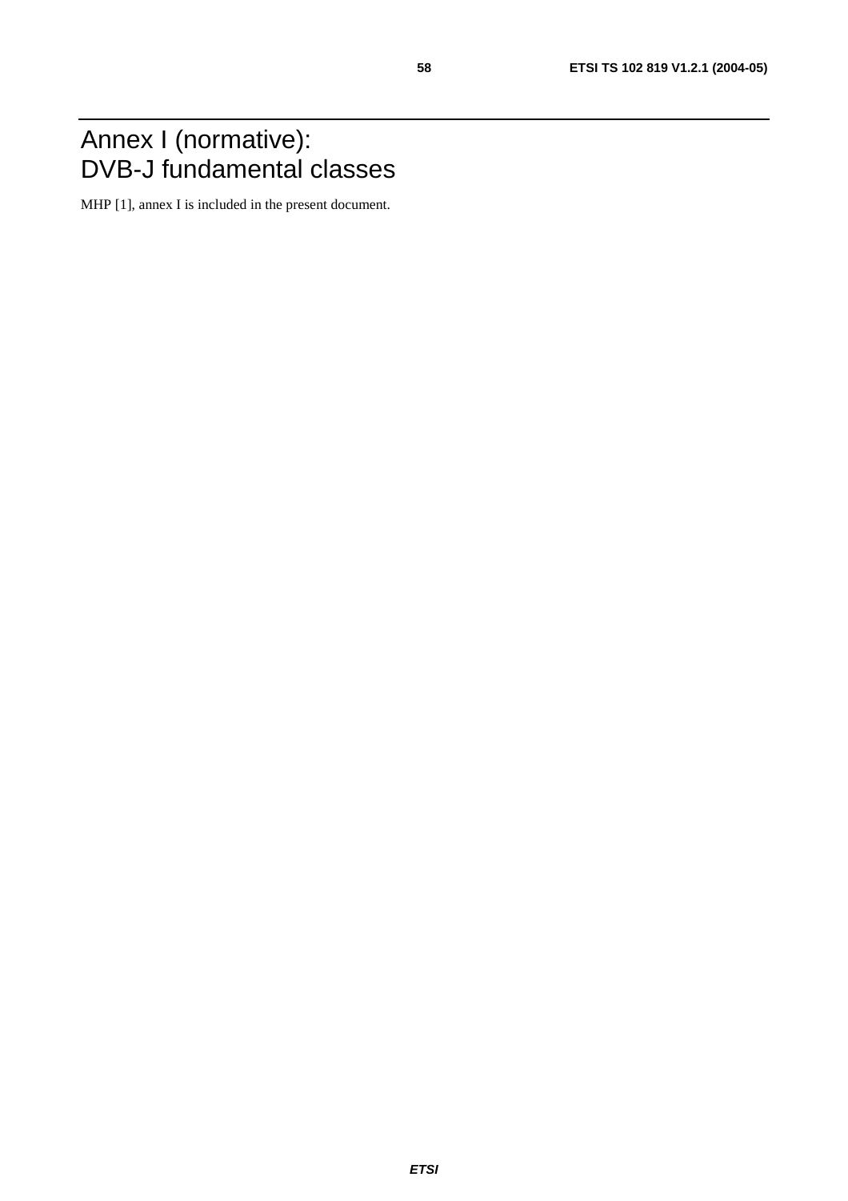# Annex I (normative): DVB-J fundamental classes

MHP [1], annex I is included in the present document.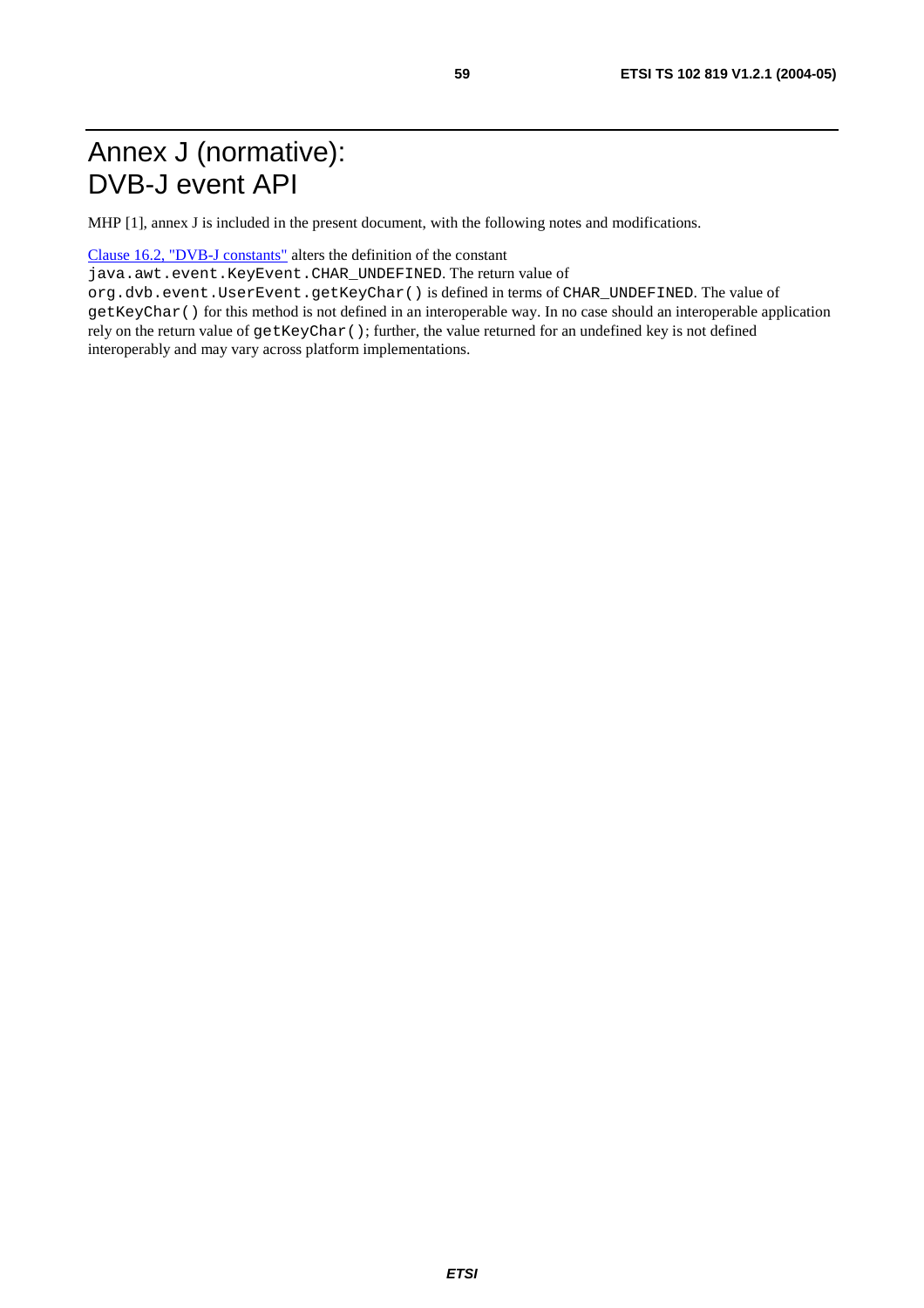# Annex J (normative): DVB-J event API

MHP [1], annex J is included in the present document, with the following notes and modifications.

Clause 16.2, "DVB-J constants" alters the definition of the constant `java.awt.event.KeyEvent.CHAR_UNDEFINED`. The return value of `org.dvb.event.UserEvent.getKeyChar()` is defined in terms of `CHAR_UNDEFINED`. The value of `getKeyChar()` for this method is not defined in an interoperable way. In no case should an interoperable application rely on the return value of `getKeyChar()`; further, the value returned for an undefined key is not defined interoperably and may vary across platform implementations.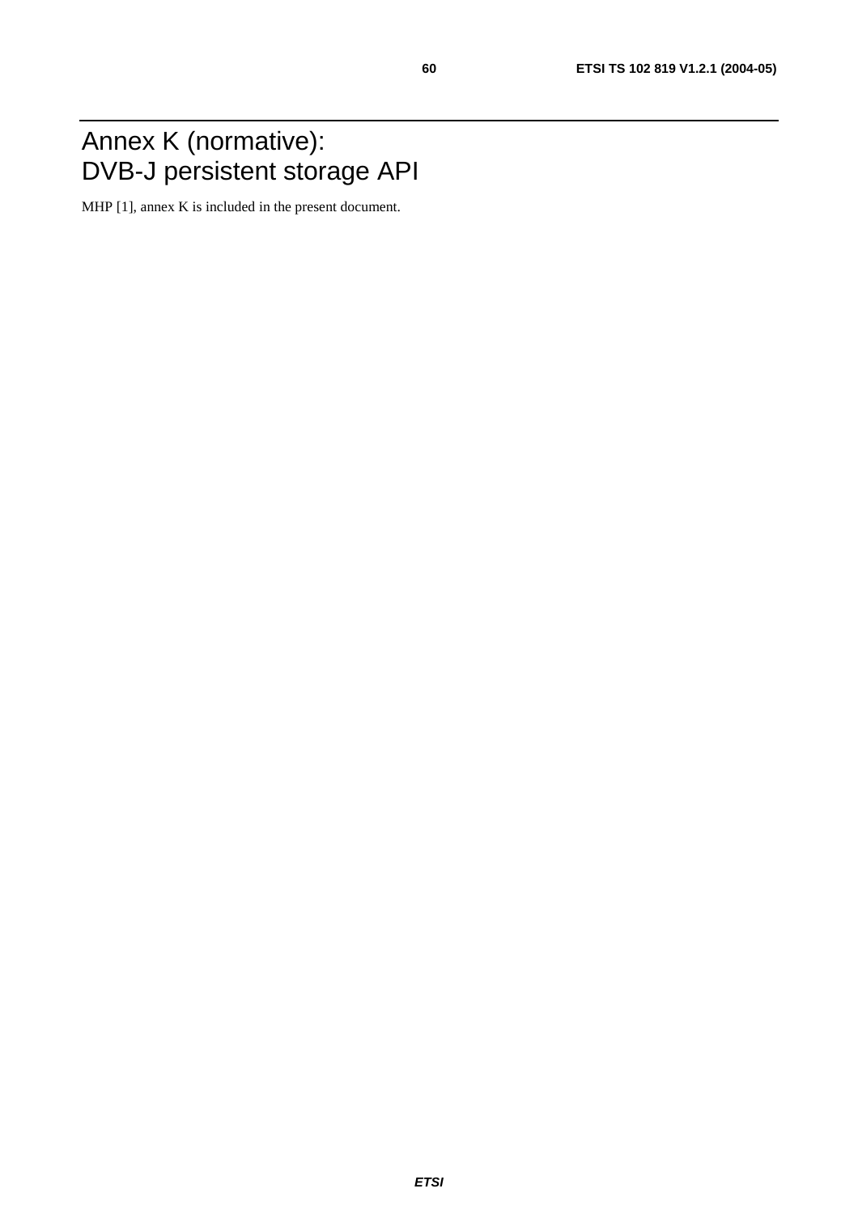# Annex K (normative): DVB-J persistent storage API

MHP [1], annex K is included in the present document.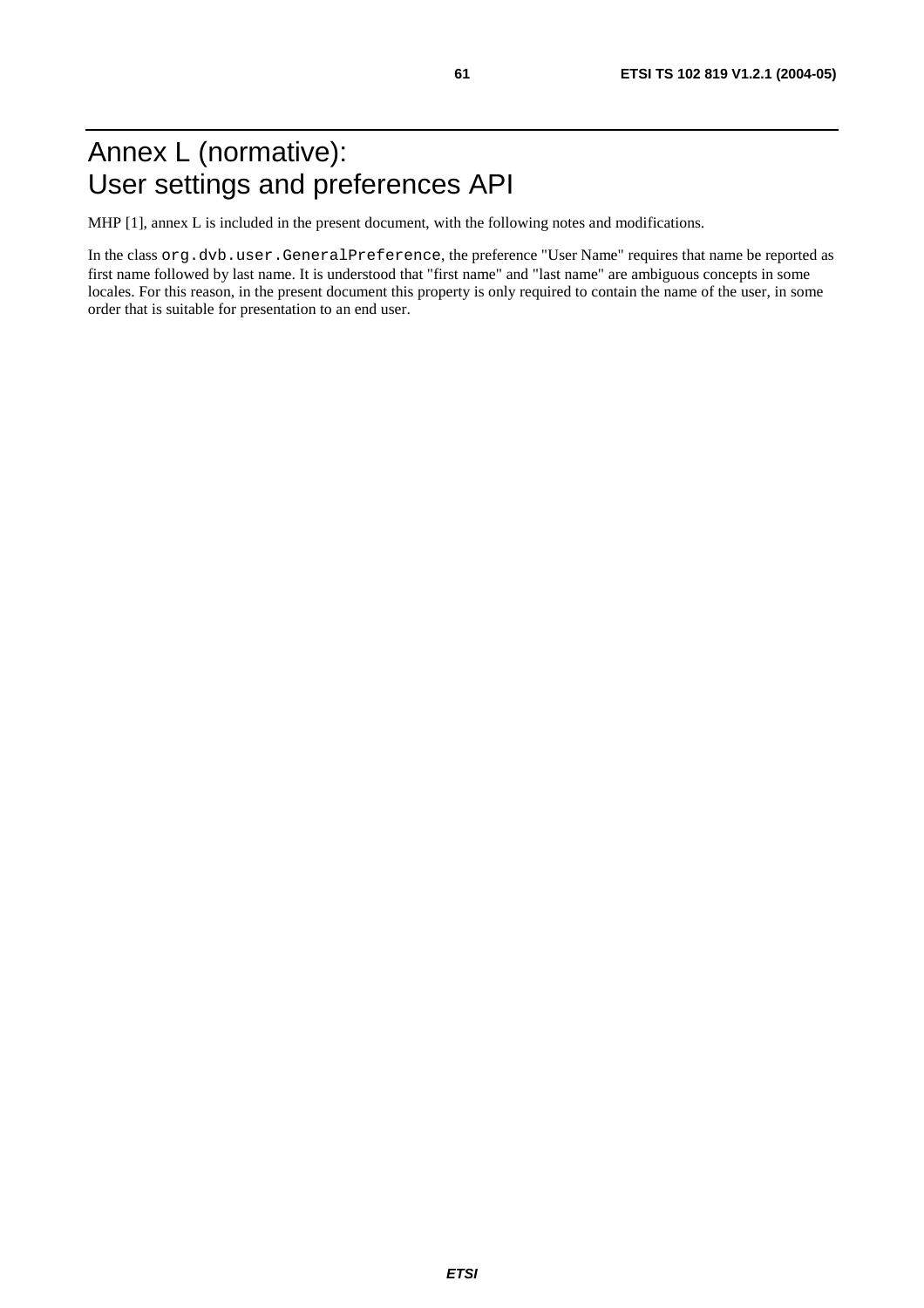# Annex L (normative): User settings and preferences API

MHP [1], annex L is included in the present document, with the following notes and modifications.

In the class `org.dvb.user.GeneralPreference`, the preference "User Name" requires that name be reported as first name followed by last name. It is understood that "first name" and "last name" are ambiguous concepts in some locales. For this reason, in the present document this property is only required to contain the name of the user, in some order that is suitable for presentation to an end user.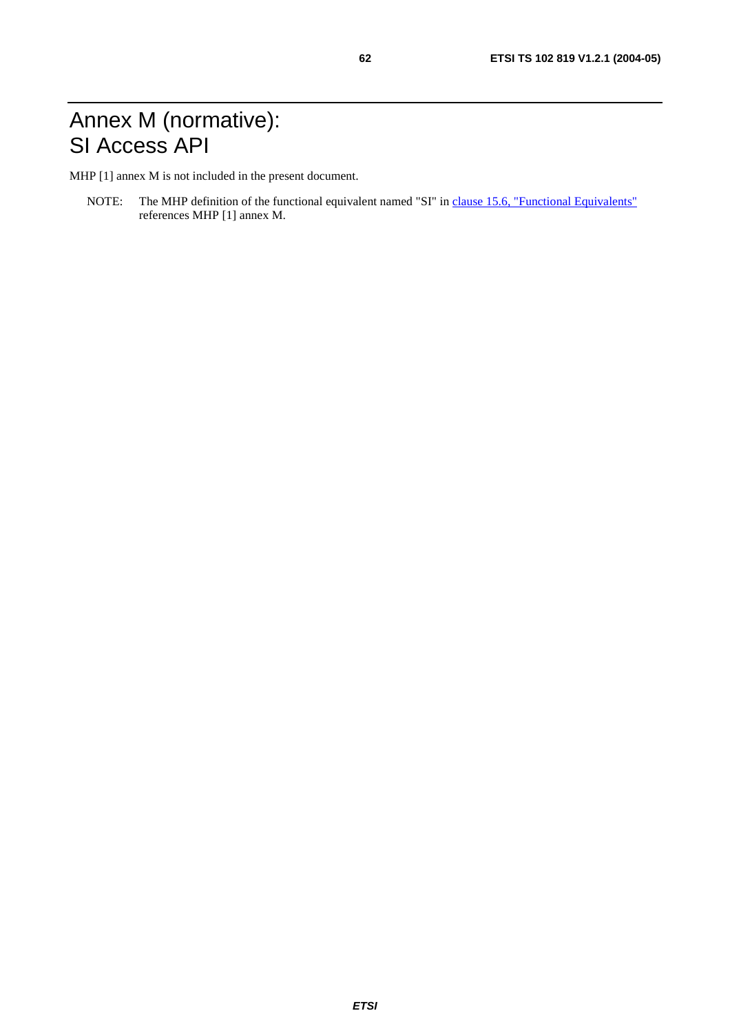# Annex M (normative): SI Access API

MHP [1] annex M is not included in the present document.

NOTE: The MHP definition of the functional equivalent named "SI" in clause 15.6, "Functional Equivalents" references MHP [1] annex M.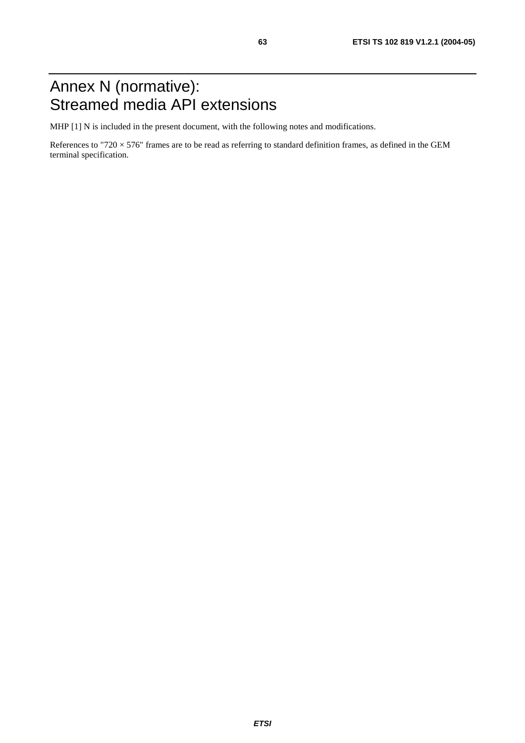# Annex N (normative): Streamed media API extensions

MHP [1] N is included in the present document, with the following notes and modifications.

References to "720 × 576" frames are to be read as referring to standard definition frames, as defined in the GEM terminal specification.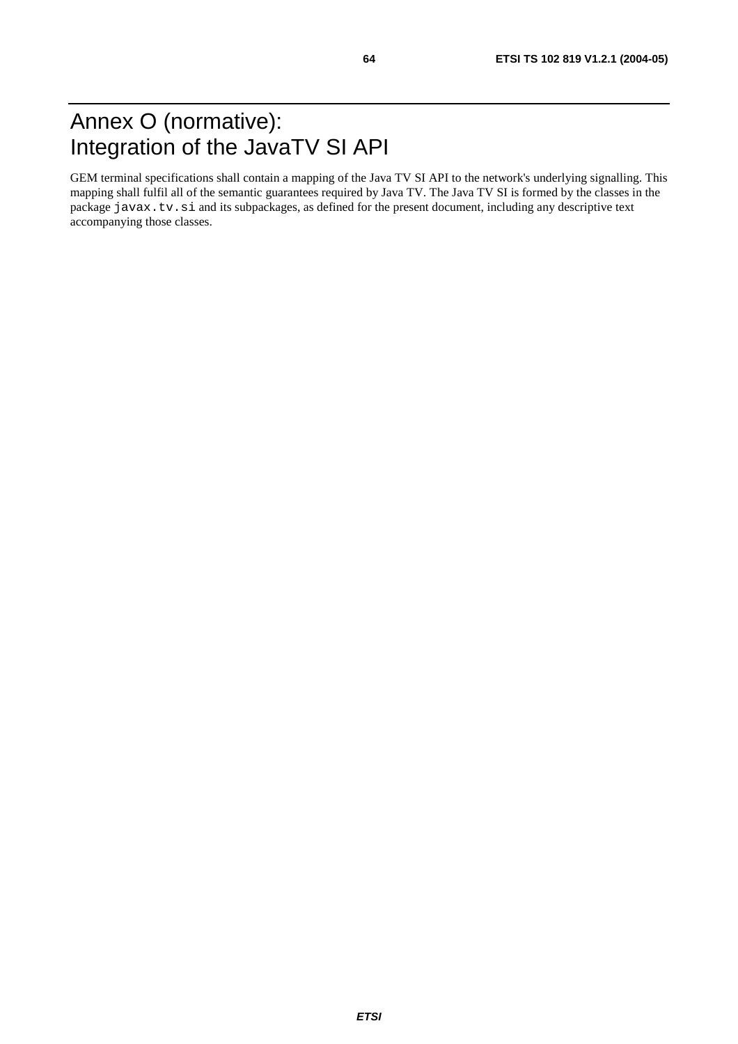# Annex O (normative): Integration of the JavaTV SI API

GEM terminal specifications shall contain a mapping of the Java TV SI API to the network's underlying signalling. This mapping shall fulfil all of the semantic guarantees required by Java TV. The Java TV SI is formed by the classes in the package `javax.tv.si` and its subpackages, as defined for the present document, including any descriptive text accompanying those classes.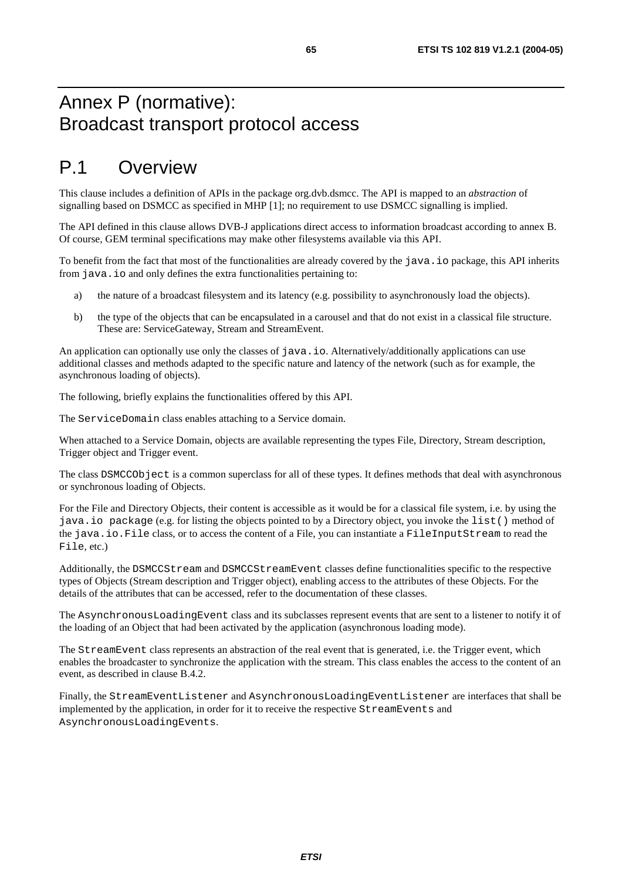# Annex P (normative): Broadcast transport protocol access

## P.1 Overview

This clause includes a definition of APIs in the package org.dvb.dsmcc. The API is mapped to an *abstraction* of signalling based on DSMCC as specified in MHP [1]; no requirement to use DSMCC signalling is implied.

The API defined in this clause allows DVB-J applications direct access to information broadcast according to annex B. Of course, GEM terminal specifications may make other filesystems available via this API.

To benefit from the fact that most of the functionalities are already covered by the `java.io` package, this API inherits from `java.io` and only defines the extra functionalities pertaining to:

a) the nature of a broadcast filesystem and its latency (e.g. possibility to asynchronously load the objects).

b) the type of the objects that can be encapsulated in a carousel and that do not exist in a classical file structure. These are: ServiceGateway, Stream and StreamEvent.

An application can optionally use only the classes of `java.io`. Alternatively/additionally applications can use additional classes and methods adapted to the specific nature and latency of the network (such as for example, the asynchronous loading of objects).

The following, briefly explains the functionalities offered by this API.

The `ServiceDomain` class enables attaching to a Service domain.

When attached to a Service Domain, objects are available representing the types File, Directory, Stream description, Trigger object and Trigger event.

The class `DSMCCObject` is a common superclass for all of these types. It defines methods that deal with asynchronous or synchronous loading of Objects.

For the File and Directory Objects, their content is accessible as it would be for a classical file system, i.e. by using the `java.io package` (e.g. for listing the objects pointed to by a Directory object, you invoke the `list()` method of the `java.io.File` class, or to access the content of a File, you can instantiate a `FileInputStream` to read the `File`, etc.)

Additionally, the `DSMCCStream` and `DSMCCStreamEvent` classes define functionalities specific to the respective types of Objects (Stream description and Trigger object), enabling access to the attributes of these Objects. For the details of the attributes that can be accessed, refer to the documentation of these classes.

The `AsynchronousLoadingEvent` class and its subclasses represent events that are sent to a listener to notify it of the loading of an Object that had been activated by the application (asynchronous loading mode).

The `StreamEvent` class represents an abstraction of the real event that is generated, i.e. the Trigger event, which enables the broadcaster to synchronize the application with the stream. This class enables the access to the content of an event, as described in clause B.4.2.

Finally, the `StreamEventListener` and `AsynchronousLoadingEventListener` are interfaces that shall be implemented by the application, in order for it to receive the respective `StreamEvents` and `AsynchronousLoadingEvents`.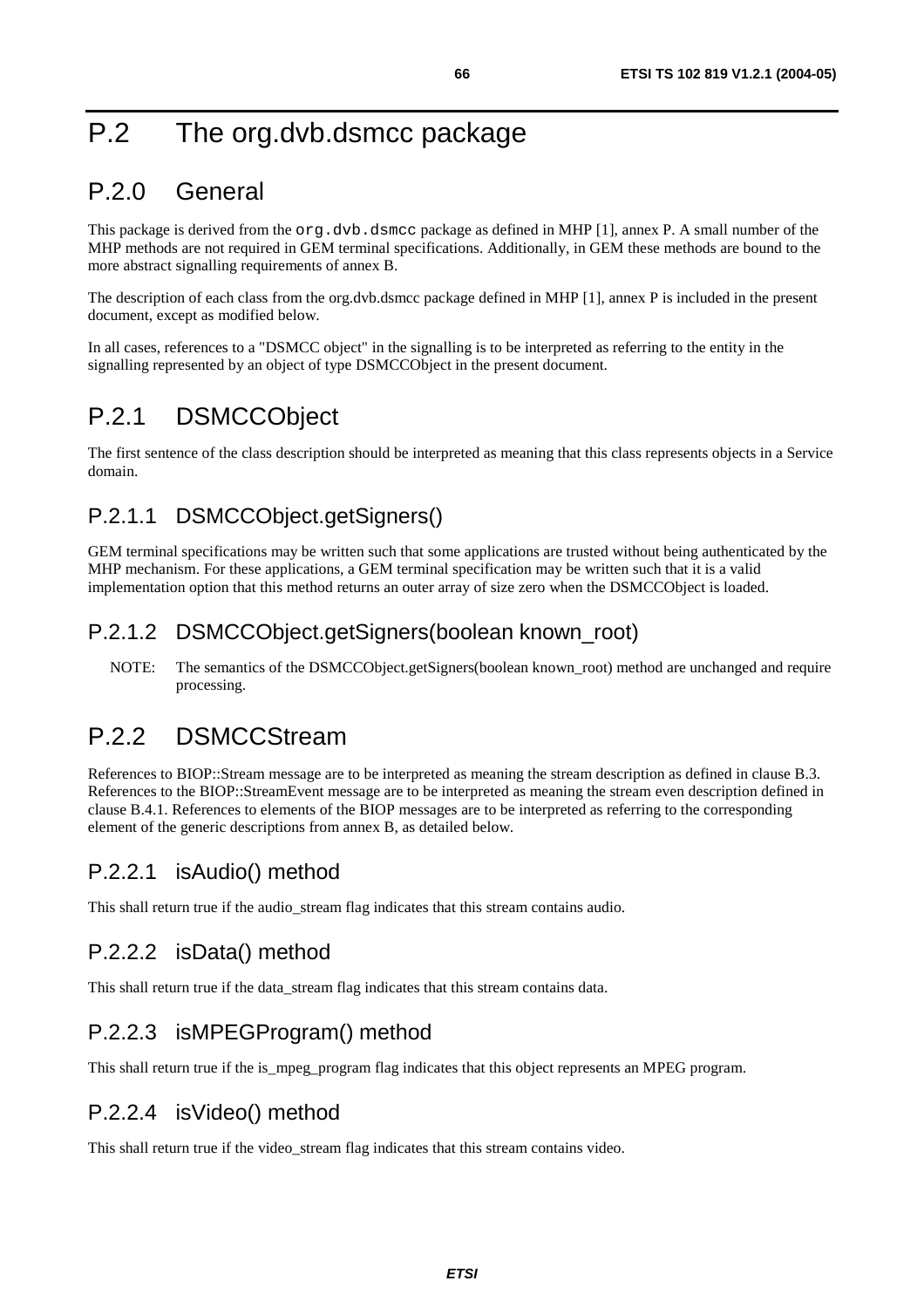# P.2 The org.dvb.dsmcc package

## P.2.0 General

This package is derived from the `org.dvb.dsmcc` package as defined in MHP [1], annex P. A small number of the MHP methods are not required in GEM terminal specifications. Additionally, in GEM these methods are bound to the more abstract signalling requirements of annex B.

The description of each class from the org.dvb.dsmcc package defined in MHP [1], annex P is included in the present document, except as modified below.

In all cases, references to a "DSMCC object" in the signalling is to be interpreted as referring to the entity in the signalling represented by an object of type DSMCCObject in the present document.

## P.2.1 DSMCCObject

The first sentence of the class description should be interpreted as meaning that this class represents objects in a Service domain.

### P.2.1.1 DSMCCObject.getSigners()

GEM terminal specifications may be written such that some applications are trusted without being authenticated by the MHP mechanism. For these applications, a GEM terminal specification may be written such that it is a valid implementation option that this method returns an outer array of size zero when the DSMCCObject is loaded.

### P.2.1.2 DSMCCObject.getSigners(boolean known_root)

NOTE: The semantics of the DSMCCObject.getSigners(boolean known_root) method are unchanged and require processing.

## P.2.2 DSMCCStream

References to BIOP::Stream message are to be interpreted as meaning the stream description as defined in clause B.3. References to the BIOP::StreamEvent message are to be interpreted as meaning the stream even description defined in clause B.4.1. References to elements of the BIOP messages are to be interpreted as referring to the corresponding element of the generic descriptions from annex B, as detailed below.

### P.2.2.1 isAudio() method

This shall return true if the audio_stream flag indicates that this stream contains audio.

### P.2.2.2 isData() method

This shall return true if the data_stream flag indicates that this stream contains data.

### P.2.2.3 isMPEGProgram() method

This shall return true if the is_mpeg_program flag indicates that this object represents an MPEG program.

### P.2.2.4 isVideo() method

This shall return true if the video_stream flag indicates that this stream contains video.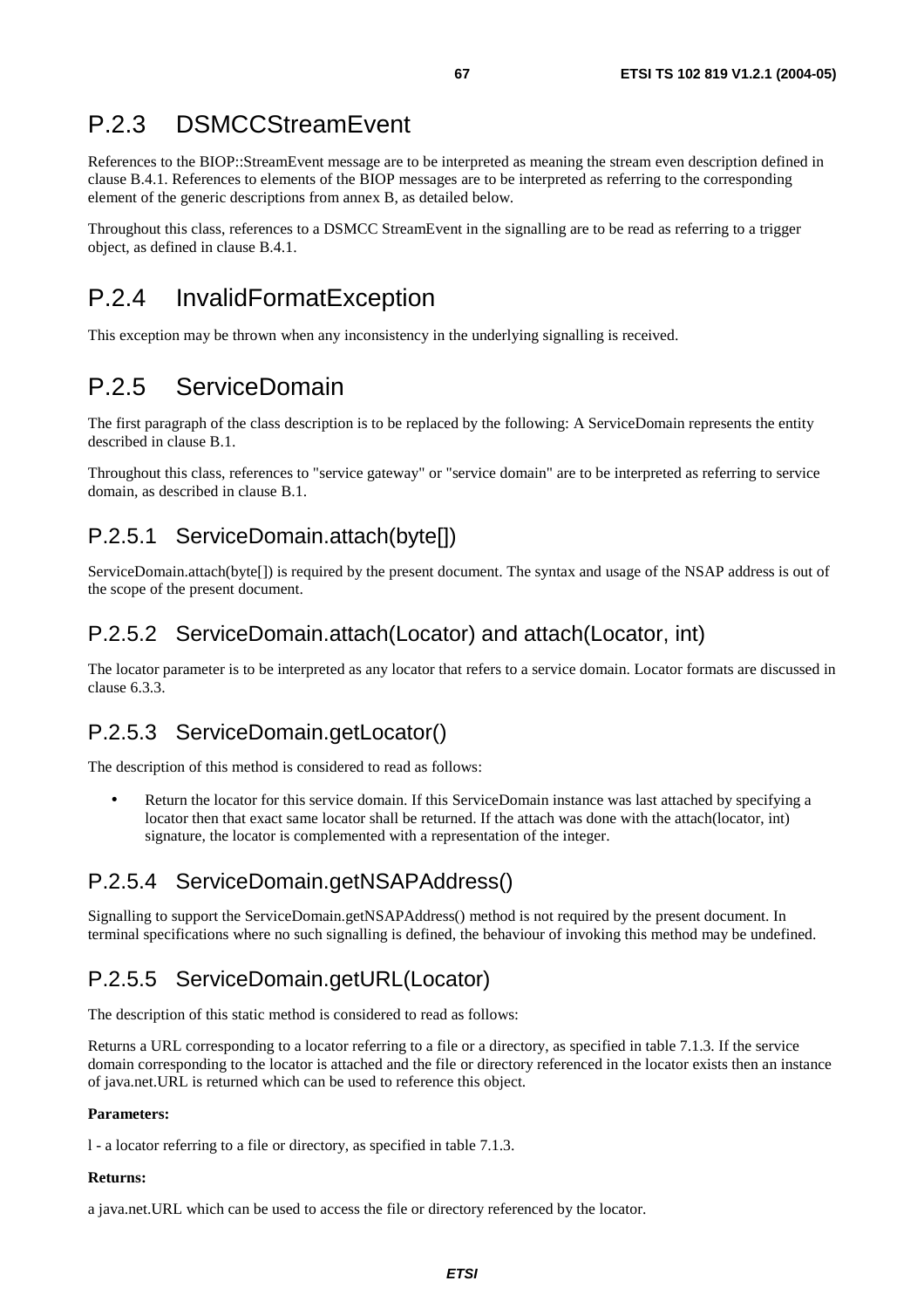## P.2.3 DSMCCStreamEvent

References to the BIOP::StreamEvent message are to be interpreted as meaning the stream even description defined in clause B.4.1. References to elements of the BIOP messages are to be interpreted as referring to the corresponding element of the generic descriptions from annex B, as detailed below.

Throughout this class, references to a DSMCC StreamEvent in the signalling are to be read as referring to a trigger object, as defined in clause B.4.1.

## P.2.4 InvalidFormatException

This exception may be thrown when any inconsistency in the underlying signalling is received.

## P.2.5 ServiceDomain

The first paragraph of the class description is to be replaced by the following: A ServiceDomain represents the entity described in clause B.1.

Throughout this class, references to "service gateway" or "service domain" are to be interpreted as referring to service domain, as described in clause B.1.

### P.2.5.1 ServiceDomain.attach(byte[])

ServiceDomain.attach(byte[]) is required by the present document. The syntax and usage of the NSAP address is out of the scope of the present document.

### P.2.5.2 ServiceDomain.attach(Locator) and attach(Locator, int)

The locator parameter is to be interpreted as any locator that refers to a service domain. Locator formats are discussed in clause 6.3.3.

### P.2.5.3 ServiceDomain.getLocator()

The description of this method is considered to read as follows:

- Return the locator for this service domain. If this ServiceDomain instance was last attached by specifying a locator then that exact same locator shall be returned. If the attach was done with the attach(locator, int) signature, the locator is complemented with a representation of the integer.

### P.2.5.4 ServiceDomain.getNSAPAddress()

Signalling to support the ServiceDomain.getNSAPAddress() method is not required by the present document. In terminal specifications where no such signalling is defined, the behaviour of invoking this method may be undefined.

### P.2.5.5 ServiceDomain.getURL(Locator)

The description of this static method is considered to read as follows:

Returns a URL corresponding to a locator referring to a file or a directory, as specified in table 7.1.3. If the service domain corresponding to the locator is attached and the file or directory referenced in the locator exists then an instance of java.net.URL is returned which can be used to reference this object.

**Parameters:**

l - a locator referring to a file or directory, as specified in table 7.1.3.

**Returns:**

a java.net.URL which can be used to access the file or directory referenced by the locator.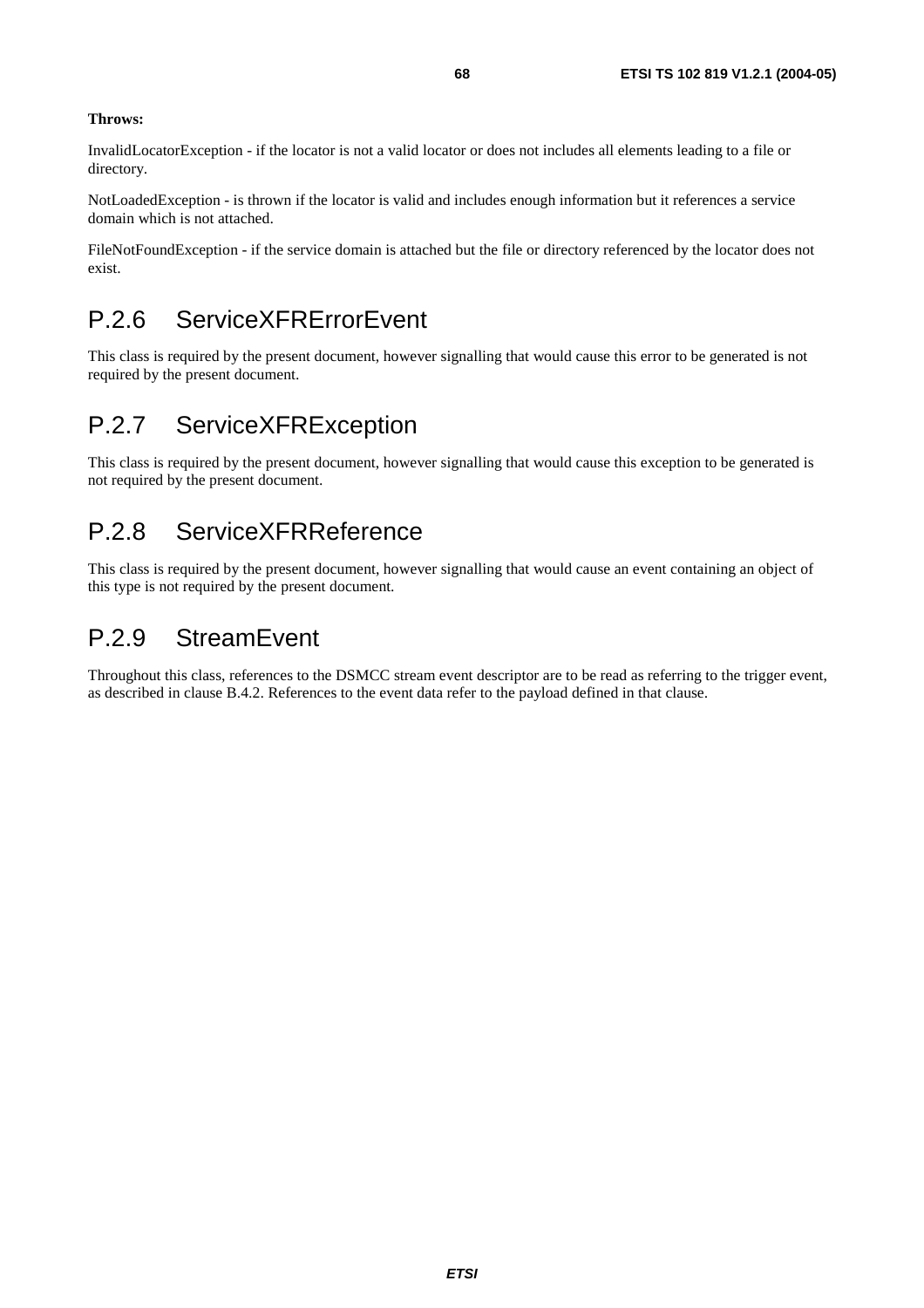**Throws:**

InvalidLocatorException - if the locator is not a valid locator or does not includes all elements leading to a file or directory.

NotLoadedException - is thrown if the locator is valid and includes enough information but it references a service domain which is not attached.

FileNotFoundException - if the service domain is attached but the file or directory referenced by the locator does not exist.

## P.2.6 ServiceXFRErrorEvent

This class is required by the present document, however signalling that would cause this error to be generated is not required by the present document.

## P.2.7 ServiceXFRException

This class is required by the present document, however signalling that would cause this exception to be generated is not required by the present document.

## P.2.8 ServiceXFRReference

This class is required by the present document, however signalling that would cause an event containing an object of this type is not required by the present document.

## P.2.9 StreamEvent

Throughout this class, references to the DSMCC stream event descriptor are to be read as referring to the trigger event, as described in clause B.4.2. References to the event data refer to the payload defined in that clause.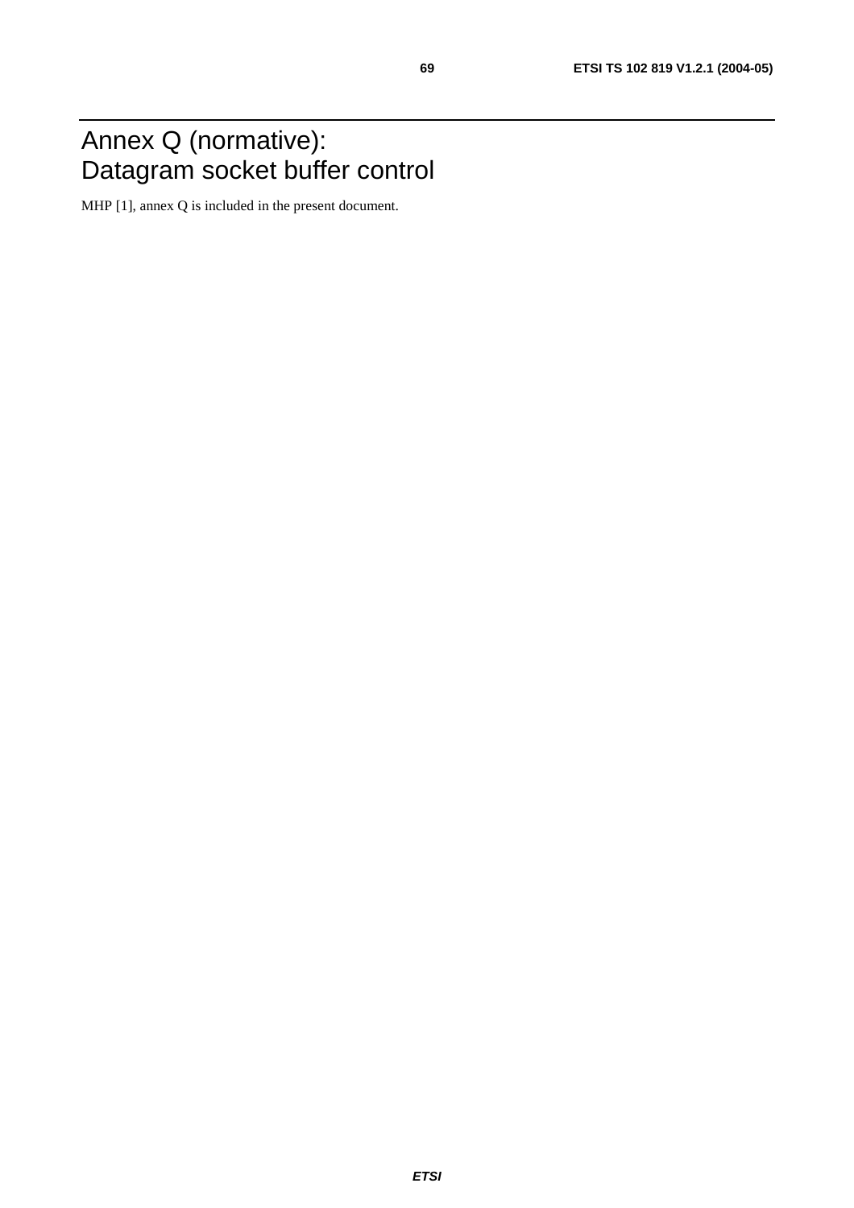# Annex Q (normative): Datagram socket buffer control

MHP [1], annex Q is included in the present document.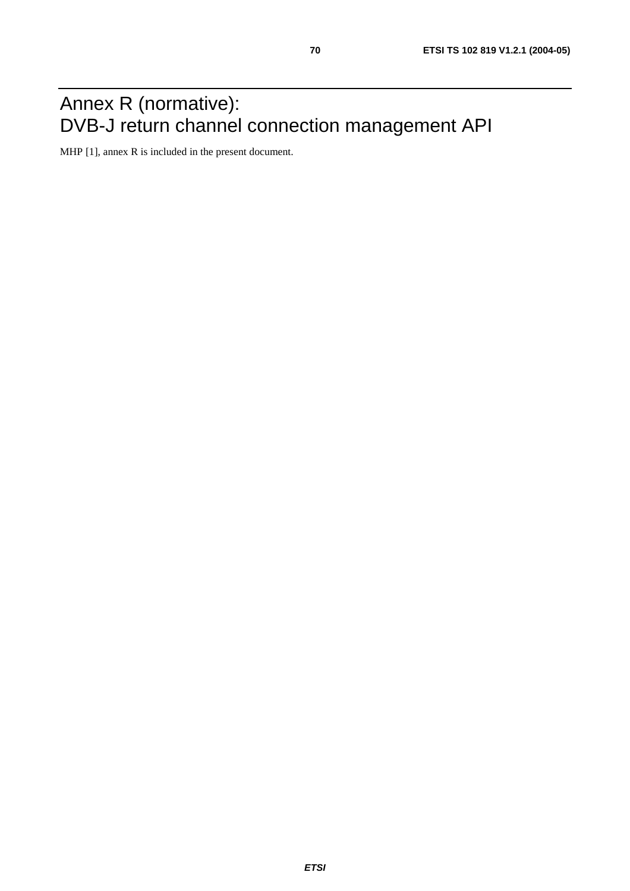# Annex R (normative): DVB-J return channel connection management API

MHP [1], annex R is included in the present document.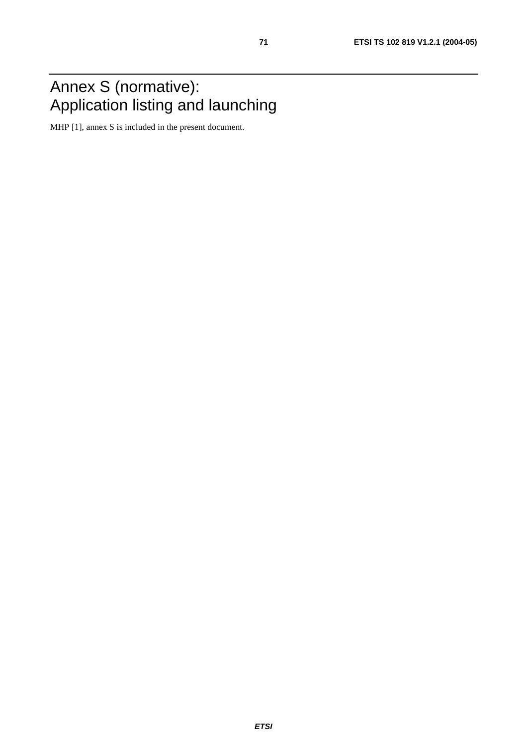# Annex S (normative): Application listing and launching

MHP [1], annex S is included in the present document.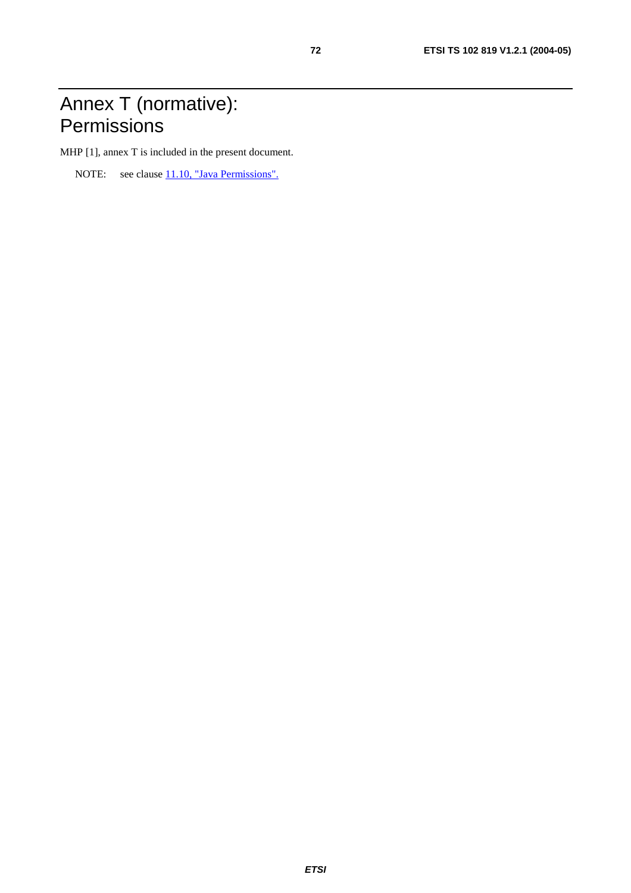# Annex T (normative): Permissions

MHP [1], annex T is included in the present document.

NOTE: see clause 11.10, "Java Permissions".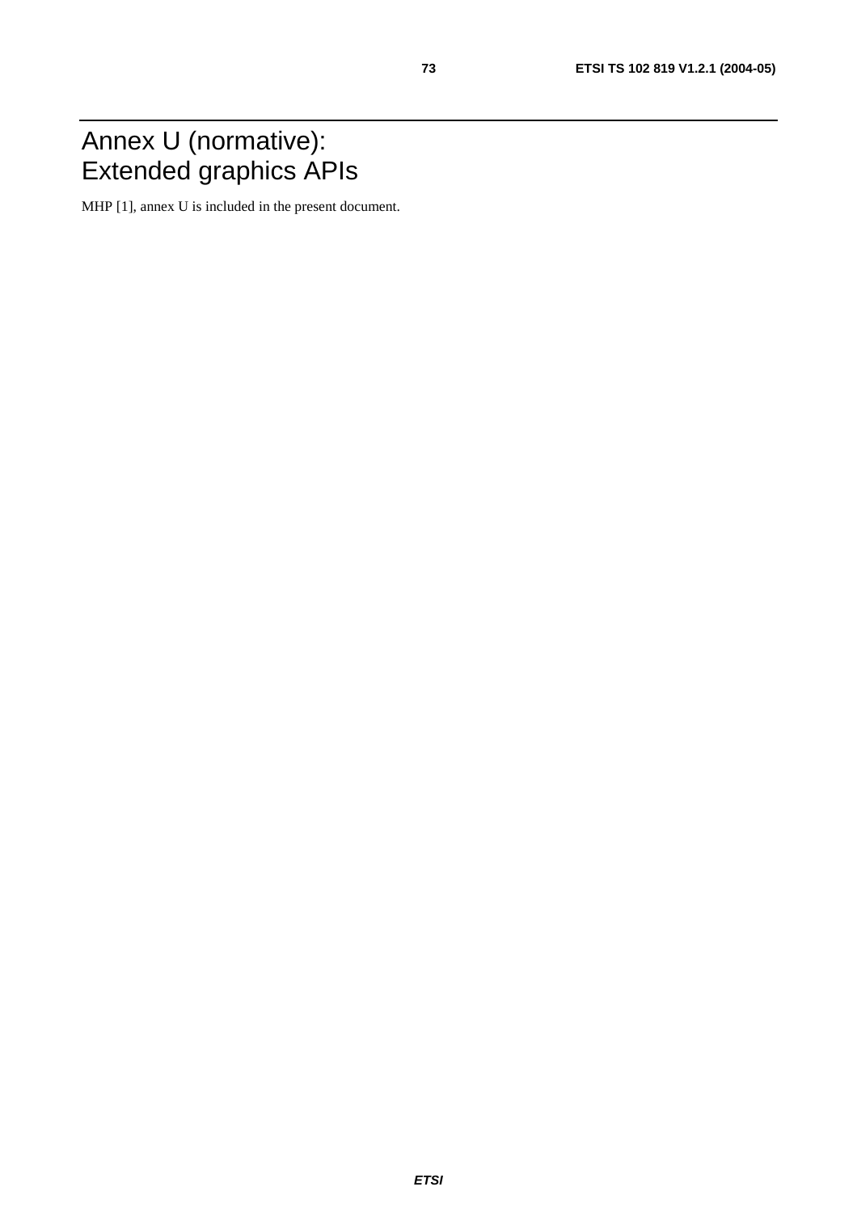# Annex U (normative): Extended graphics APIs

MHP [1], annex U is included in the present document.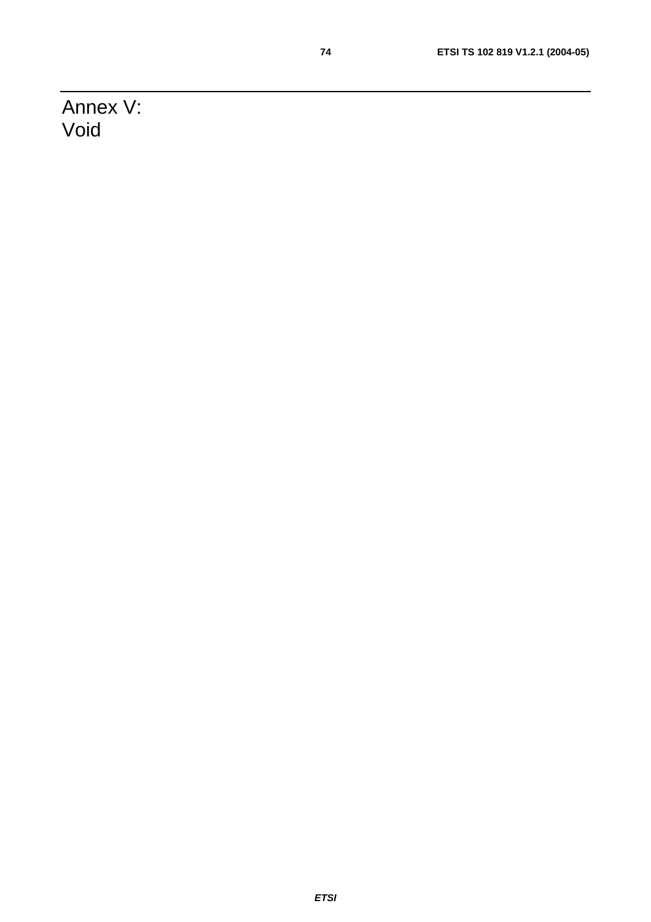# Annex V: Void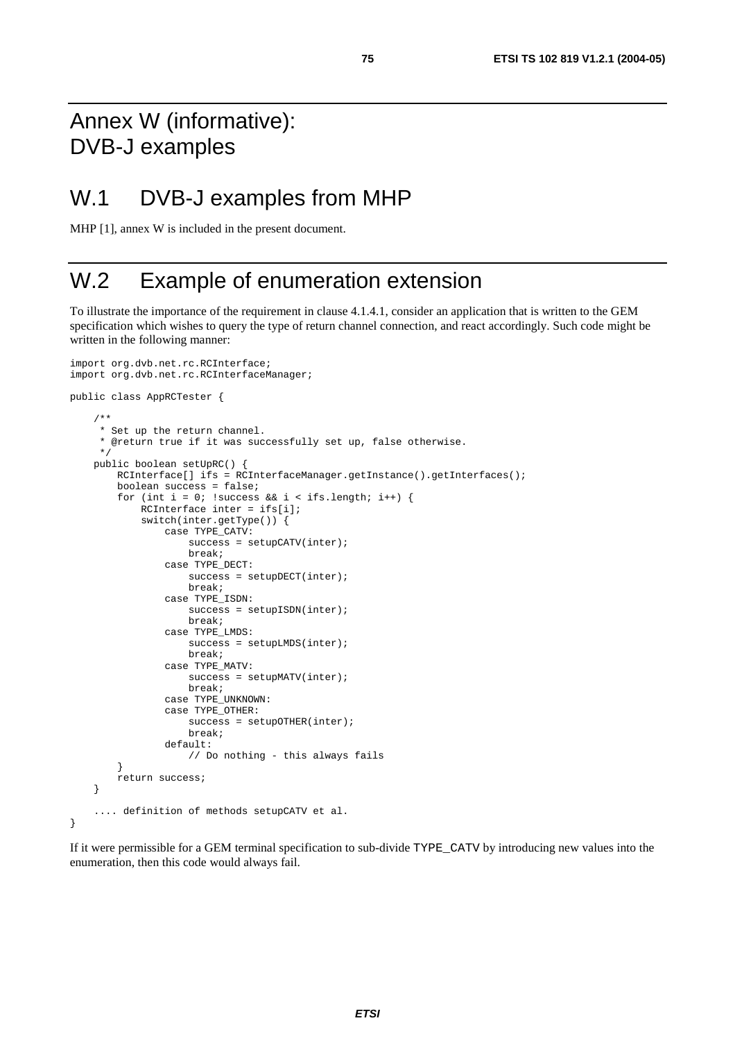# Annex W (informative): DVB-J examples

## W.1 DVB-J examples from MHP

MHP [1], annex W is included in the present document.

## W.2 Example of enumeration extension

To illustrate the importance of the requirement in clause 4.1.4.1, consider an application that is written to the GEM specification which wishes to query the type of return channel connection, and react accordingly. Such code might be written in the following manner:

```
import org.dvb.net.rc.RCInterface;
import org.dvb.net.rc.RCInterfaceManager;

public class AppRCTester {

    /**
     * Set up the return channel.
     * @return true if it was successfully set up, false otherwise.
     */
    public boolean setUpRC() {
        RCInterface[] ifs = RCInterfaceManager.getInstance().getInterfaces();
        boolean success = false;
        for (int i = 0; !success && i < ifs.length; i++) {
            RCInterface inter = ifs[i];
            switch(inter.getType()) {
                case TYPE_CATV:
                    success = setupCATV(inter);
                    break;
                case TYPE_DECT:
                    success = setupDECT(inter);
                    break;
                case TYPE_ISDN:
                    success = setupISDN(inter);
                    break;
                case TYPE_LMDS:
                    success = setupLMDS(inter);
                    break;
                case TYPE_MATV:
                    success = setupMATV(inter);
                    break;
                case TYPE_UNKNOWN:
                case TYPE_OTHER:
                    success = setupOTHER(inter);
                    break;
                default:
                    // Do nothing - this always fails
        }
        return success;
    }

    .... definition of methods setupCATV et al.
}
```

If it were permissible for a GEM terminal specification to sub-divide TYPE_CATV by introducing new values into the enumeration, then this code would always fail.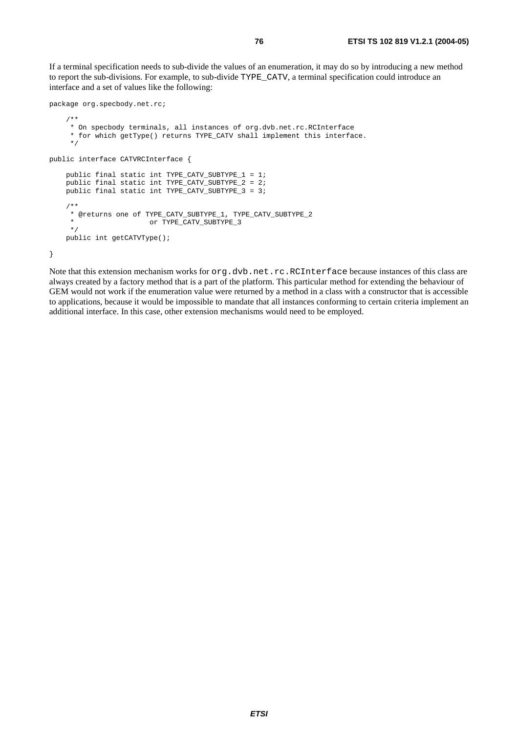If a terminal specification needs to sub-divide the values of an enumeration, it may do so by introducing a new method to report the sub-divisions. For example, to sub-divide `TYPE_CATV`, a terminal specification could introduce an interface and a set of values like the following:

```
package org.specbody.net.rc;

    /**
     * On specbody terminals, all instances of org.dvb.net.rc.RCInterface
     * for which getType() returns TYPE_CATV shall implement this interface.
     */

public interface CATVRCInterface {

    public final static int TYPE_CATV_SUBTYPE_1 = 1;
    public final static int TYPE_CATV_SUBTYPE_2 = 2;
    public final static int TYPE_CATV_SUBTYPE_3 = 3;

    /**
     * @returns one of TYPE_CATV_SUBTYPE_1, TYPE_CATV_SUBTYPE_2
     *                 or TYPE_CATV_SUBTYPE_3
     */
    public int getCATVType();

}
```

Note that this extension mechanism works for `org.dvb.net.rc.RCInterface` because instances of this class are always created by a factory method that is a part of the platform. This particular method for extending the behaviour of GEM would not work if the enumeration value were returned by a method in a class with a constructor that is accessible to applications, because it would be impossible to mandate that all instances conforming to certain criteria implement an additional interface. In this case, other extension mechanisms would need to be employed.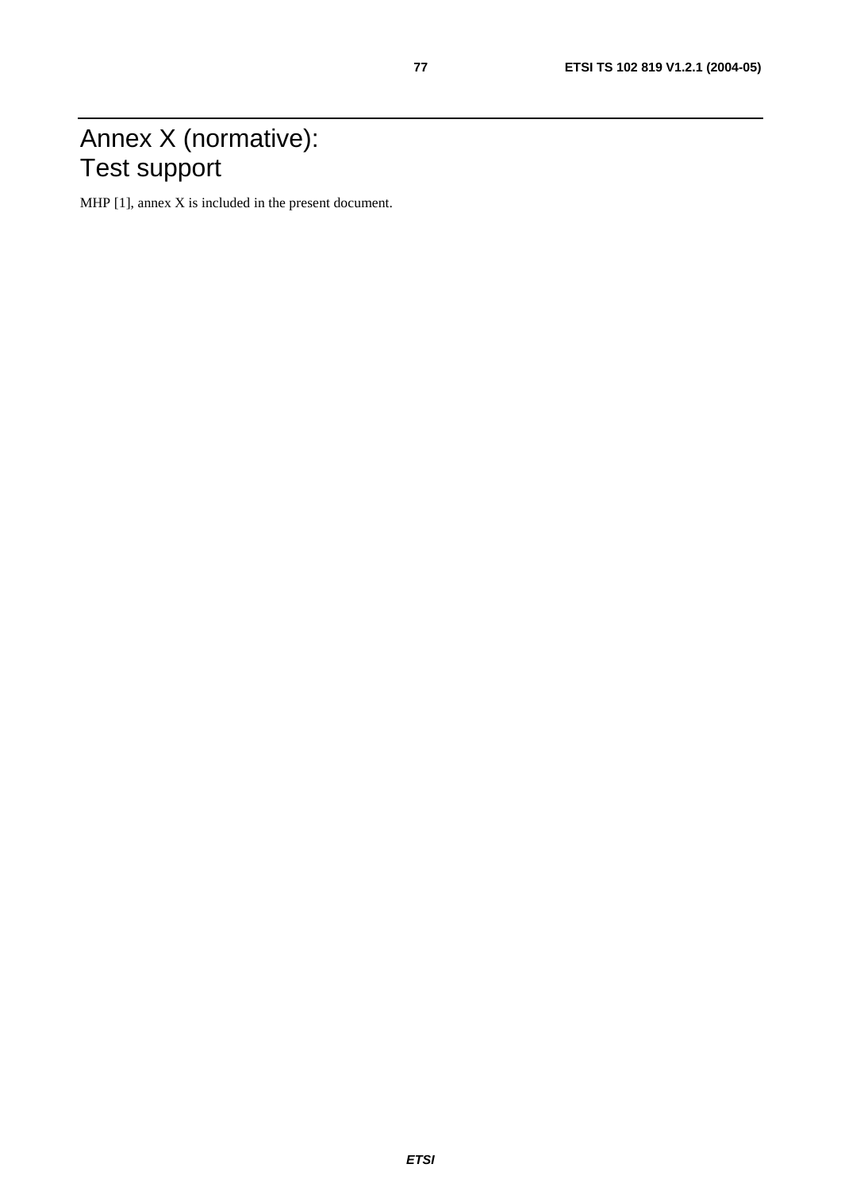# Annex X (normative): Test support

MHP [1], annex X is included in the present document.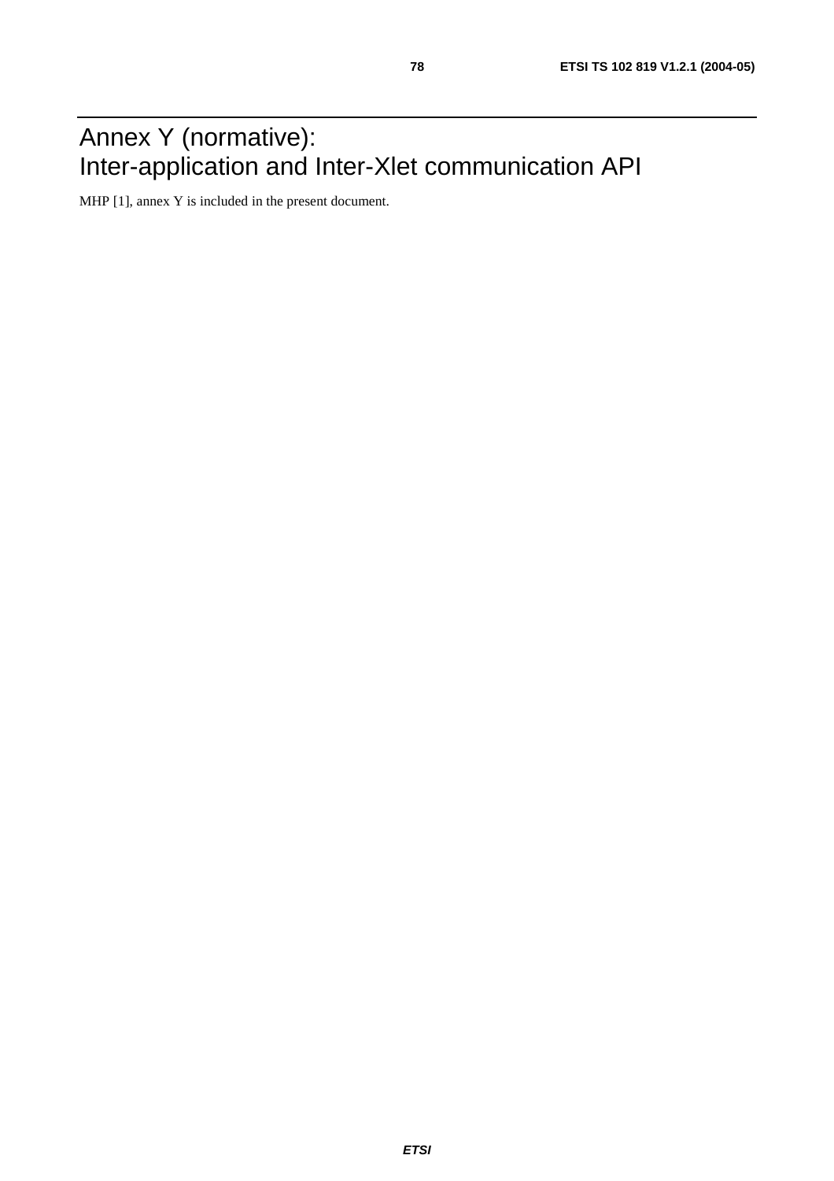# Annex Y (normative): Inter-application and Inter-Xlet communication API

MHP [1], annex Y is included in the present document.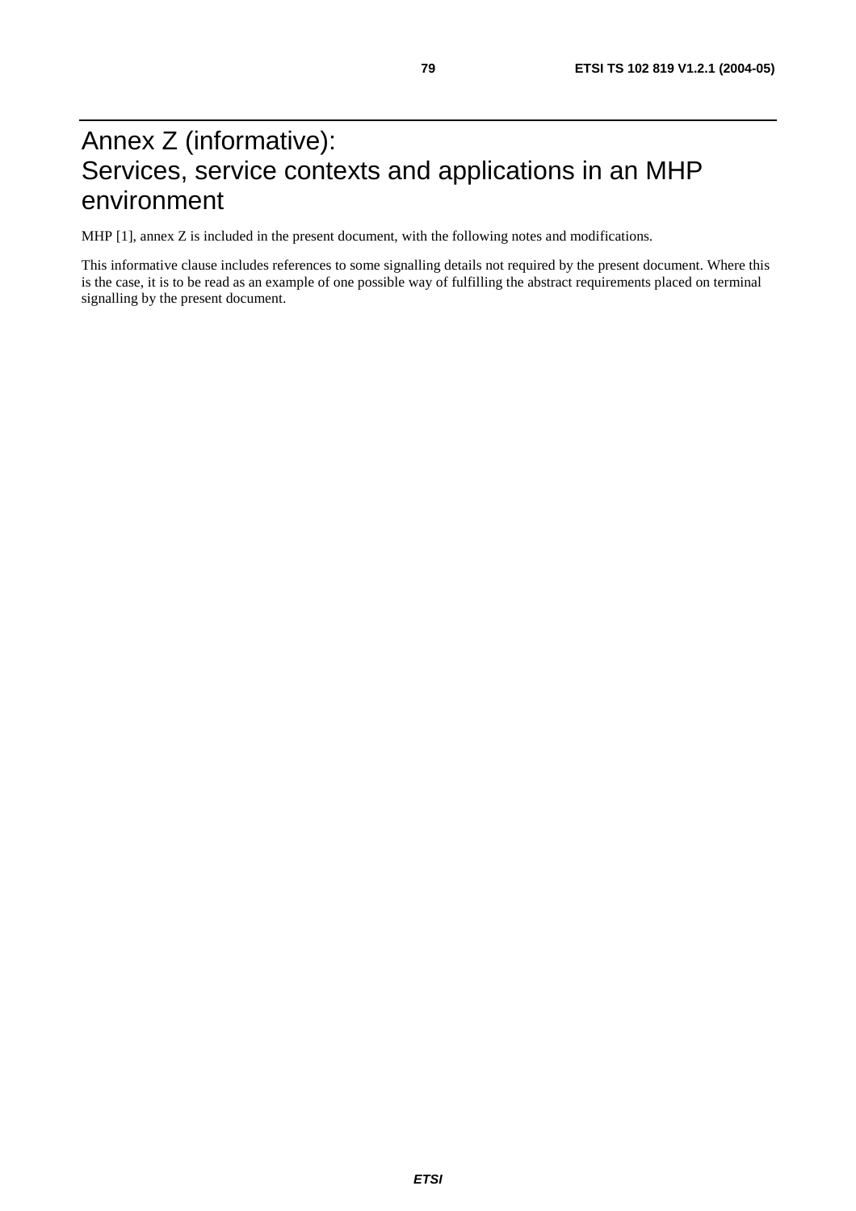# Annex Z (informative): Services, service contexts and applications in an MHP environment

MHP [1], annex Z is included in the present document, with the following notes and modifications.

This informative clause includes references to some signalling details not required by the present document. Where this is the case, it is to be read as an example of one possible way of fulfilling the abstract requirements placed on terminal signalling by the present document.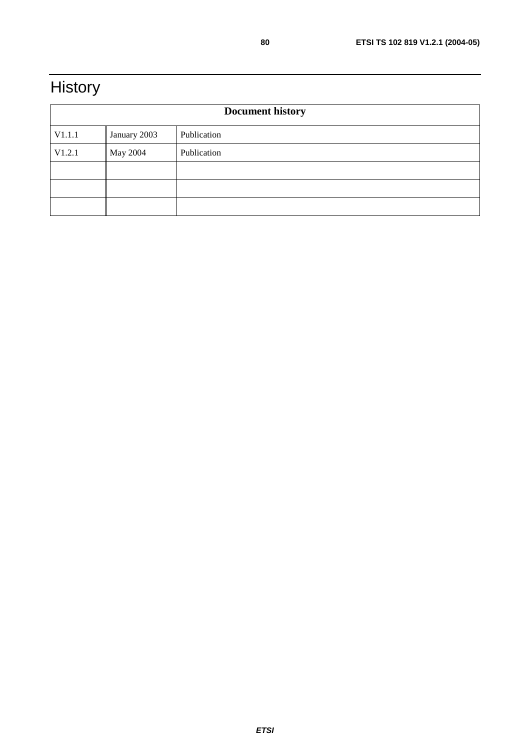# History

| Document history | | |
|---|---|---|
| V1.1.1 | January 2003 | Publication |
| V1.2.1 | May 2004 | Publication |
| | | |
| | | |
| | | |